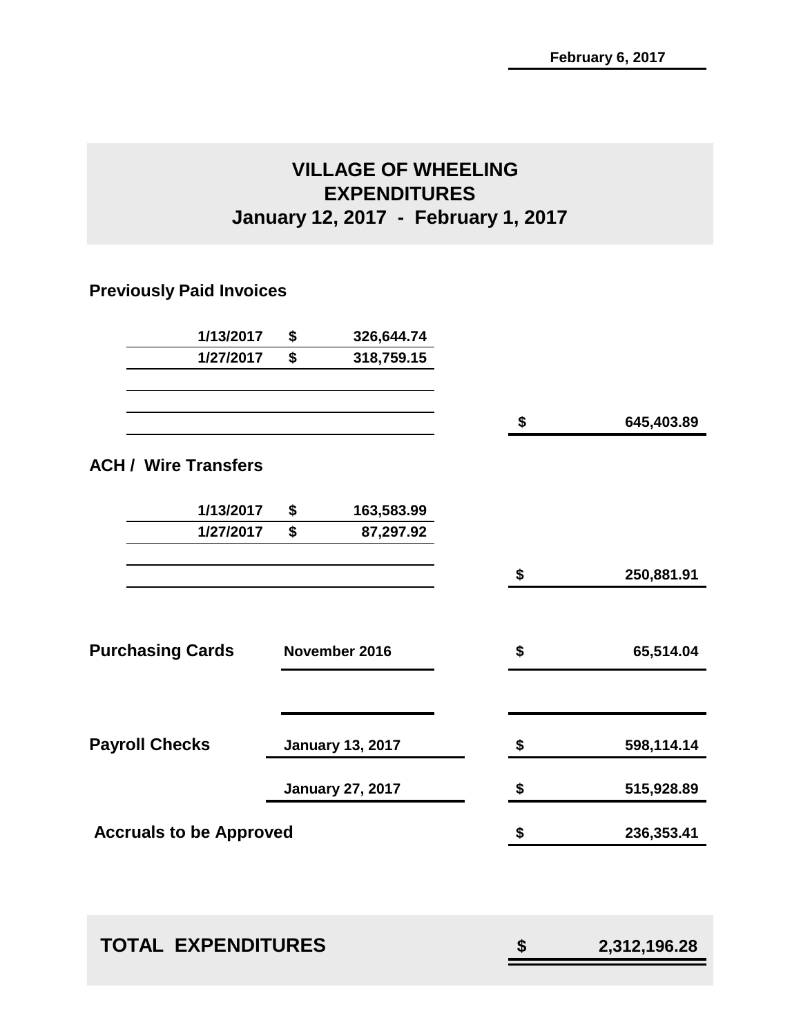February 6, 2017

# VILLAGE OF WHEELING
# EXPENDITURES
# January 12, 2017 - February 1, 2017

## Previously Paid Invoices

| Date | Amount | Total |
|---|---|---|
| 1/13/2017 | $ 326,644.74 | |
| 1/27/2017 | $ 318,759.15 | |
| | | $ 645,403.89 |

## ACH / Wire Transfers

| Date | Amount | Total |
|---|---|---|
| 1/13/2017 | $ 163,583.99 | |
| 1/27/2017 | $ 87,297.92 | |
| | | $ 250,881.91 |

| Category | Period | Amount |
|---|---|---|
| **Purchasing Cards** | November 2016 | $ 65,514.04 |
| **Payroll Checks** | January 13, 2017 | $ 598,114.14 |
| | January 27, 2017 | $ 515,928.89 |
| **Accruals to be Approved** | | $ 236,353.41 |

| | |
|---|---|
| **TOTAL EXPENDITURES** | **$ 2,312,196.28** |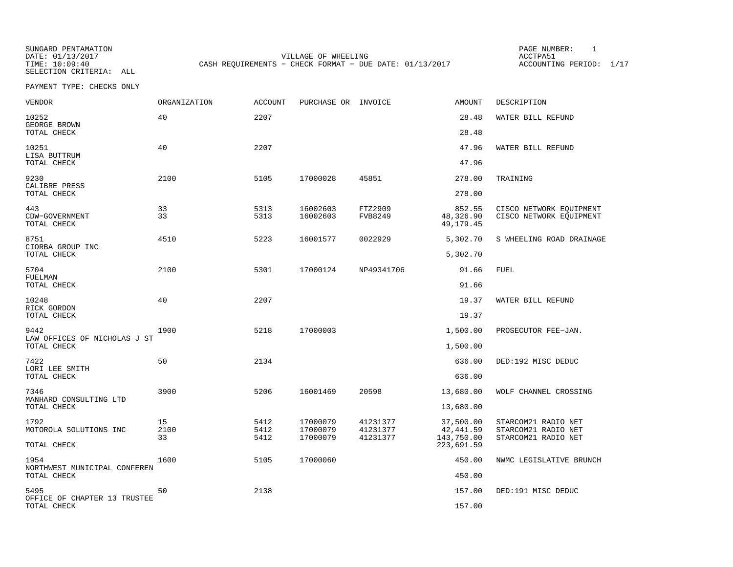SUNGARD PENTAMATION
DATE: 01/13/2017
TIME: 10:09:40
SELECTION CRITERIA: ALL

VILLAGE OF WHEELING
CASH REQUIREMENTS - CHECK FORMAT - DUE DATE: 01/13/2017

PAGE NUMBER: 1
ACCTPA51
ACCOUNTING PERIOD: 1/17

PAYMENT TYPE: CHECKS ONLY

| VENDOR | ORGANIZATION | ACCOUNT | PURCHASE OR | INVOICE | AMOUNT | DESCRIPTION |
|---|---|---|---|---|---|---|
| 10252 | 40 | 2207 | | | 28.48 | WATER BILL REFUND |
| GEORGE BROWN | | | | | | |
| TOTAL CHECK | | | | | 28.48 | |
| 10251 | 40 | 2207 | | | 47.96 | WATER BILL REFUND |
| LISA BUTTRUM | | | | | | |
| TOTAL CHECK | | | | | 47.96 | |
| 9230 | 2100 | 5105 | 17000028 | 45851 | 278.00 | TRAINING |
| CALIBRE PRESS | | | | | | |
| TOTAL CHECK | | | | | 278.00 | |
| 443 | 33 | 5313 | 16002603 | FTZ2909 | 852.55 | CISCO NETWORK EQUIPMENT |
| CDW-GOVERNMENT | 33 | 5313 | 16002603 | FVB8249 | 48,326.90 | CISCO NETWORK EQUIPMENT |
| TOTAL CHECK | | | | | 49,179.45 | |
| 8751 | 4510 | 5223 | 16001577 | 0022929 | 5,302.70 | S WHEELING ROAD DRAINAGE |
| CIORBA GROUP INC | | | | | | |
| TOTAL CHECK | | | | | 5,302.70 | |
| 5704 | 2100 | 5301 | 17000124 | NP49341706 | 91.66 | FUEL |
| FUELMAN | | | | | | |
| TOTAL CHECK | | | | | 91.66 | |
| 10248 | 40 | 2207 | | | 19.37 | WATER BILL REFUND |
| RICK GORDON | | | | | | |
| TOTAL CHECK | | | | | 19.37 | |
| 9442 | 1900 | 5218 | 17000003 | | 1,500.00 | PROSECUTOR FEE-JAN. |
| LAW OFFICES OF NICHOLAS J ST | | | | | | |
| TOTAL CHECK | | | | | 1,500.00 | |
| 7422 | 50 | 2134 | | | 636.00 | DED:192 MISC DEDUC |
| LORI LEE SMITH | | | | | | |
| TOTAL CHECK | | | | | 636.00 | |
| 7346 | 3900 | 5206 | 16001469 | 20598 | 13,680.00 | WOLF CHANNEL CROSSING |
| MANHARD CONSULTING LTD | | | | | | |
| TOTAL CHECK | | | | | 13,680.00 | |
| 1792 | 15 | 5412 | 17000079 | 41231377 | 37,500.00 | STARCOM21 RADIO NET |
| MOTOROLA SOLUTIONS INC | 2100 | 5412 | 17000079 | 41231377 | 42,441.59 | STARCOM21 RADIO NET |
| | 33 | 5412 | 17000079 | 41231377 | 143,750.00 | STARCOM21 RADIO NET |
| TOTAL CHECK | | | | | 223,691.59 | |
| 1954 | 1600 | 5105 | 17000060 | | 450.00 | NWMC LEGISLATIVE BRUNCH |
| NORTHWEST MUNICIPAL CONFEREN | | | | | | |
| TOTAL CHECK | | | | | 450.00 | |
| 5495 | 50 | 2138 | | | 157.00 | DED:191 MISC DEDUC |
| OFFICE OF CHAPTER 13 TRUSTEE | | | | | | |
| TOTAL CHECK | | | | | 157.00 | |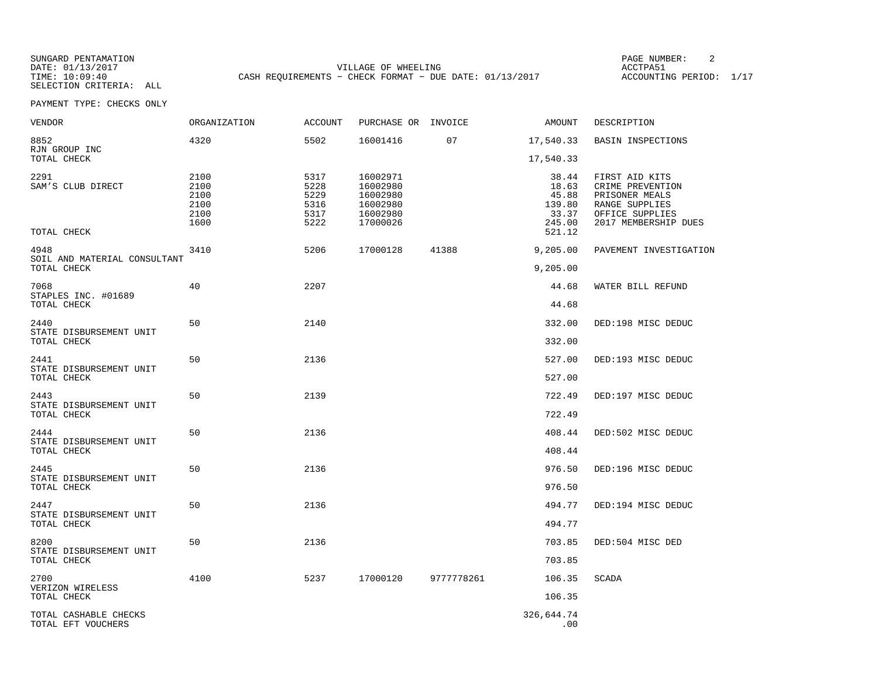SUNGARD PENTAMATION
DATE: 01/13/2017
TIME: 10:09:40
SELECTION CRITERIA: ALL

VILLAGE OF WHEELING
CASH REQUIREMENTS - CHECK FORMAT - DUE DATE: 01/13/2017

PAGE NUMBER: 2
ACCTPA51
ACCOUNTING PERIOD: 1/17

PAYMENT TYPE: CHECKS ONLY

| VENDOR | ORGANIZATION | ACCOUNT | PURCHASE OR | INVOICE | AMOUNT | DESCRIPTION |
|---|---|---|---|---|---|---|
| 8852 RJN GROUP INC | 4320 | 5502 | 16001416 | 07 | 17,540.33 | BASIN INSPECTIONS |
| TOTAL CHECK | | | | | 17,540.33 | |
| 2291 SAM'S CLUB DIRECT | 2100 | 5317 | 16002971 | | 38.44 | FIRST AID KITS |
| | 2100 | 5228 | 16002980 | | 18.63 | CRIME PREVENTION |
| | 2100 | 5229 | 16002980 | | 45.88 | PRISONER MEALS |
| | 2100 | 5316 | 16002980 | | 139.80 | RANGE SUPPLIES |
| | 2100 | 5317 | 16002980 | | 33.37 | OFFICE SUPPLIES |
| | 1600 | 5222 | 17000026 | | 245.00 | 2017 MEMBERSHIP DUES |
| TOTAL CHECK | | | | | 521.12 | |
| 4948 SOIL AND MATERIAL CONSULTANT | 3410 | 5206 | 17000128 | 41388 | 9,205.00 | PAVEMENT INVESTIGATION |
| TOTAL CHECK | | | | | 9,205.00 | |
| 7068 STAPLES INC. #01689 | 40 | 2207 | | | 44.68 | WATER BILL REFUND |
| TOTAL CHECK | | | | | 44.68 | |
| 2440 STATE DISBURSEMENT UNIT | 50 | 2140 | | | 332.00 | DED:198 MISC DEDUC |
| TOTAL CHECK | | | | | 332.00 | |
| 2441 STATE DISBURSEMENT UNIT | 50 | 2136 | | | 527.00 | DED:193 MISC DEDUC |
| TOTAL CHECK | | | | | 527.00 | |
| 2443 STATE DISBURSEMENT UNIT | 50 | 2139 | | | 722.49 | DED:197 MISC DEDUC |
| TOTAL CHECK | | | | | 722.49 | |
| 2444 STATE DISBURSEMENT UNIT | 50 | 2136 | | | 408.44 | DED:502 MISC DEDUC |
| TOTAL CHECK | | | | | 408.44 | |
| 2445 STATE DISBURSEMENT UNIT | 50 | 2136 | | | 976.50 | DED:196 MISC DEDUC |
| TOTAL CHECK | | | | | 976.50 | |
| 2447 STATE DISBURSEMENT UNIT | 50 | 2136 | | | 494.77 | DED:194 MISC DEDUC |
| TOTAL CHECK | | | | | 494.77 | |
| 8200 STATE DISBURSEMENT UNIT | 50 | 2136 | | | 703.85 | DED:504 MISC DED |
| TOTAL CHECK | | | | | 703.85 | |
| 2700 VERIZON WIRELESS | 4100 | 5237 | 17000120 | 9777778261 | 106.35 | SCADA |
| TOTAL CHECK | | | | | 106.35 | |
| TOTAL CASHABLE CHECKS | | | | | 326,644.74 | |
| TOTAL EFT VOUCHERS | | | | | .00 | |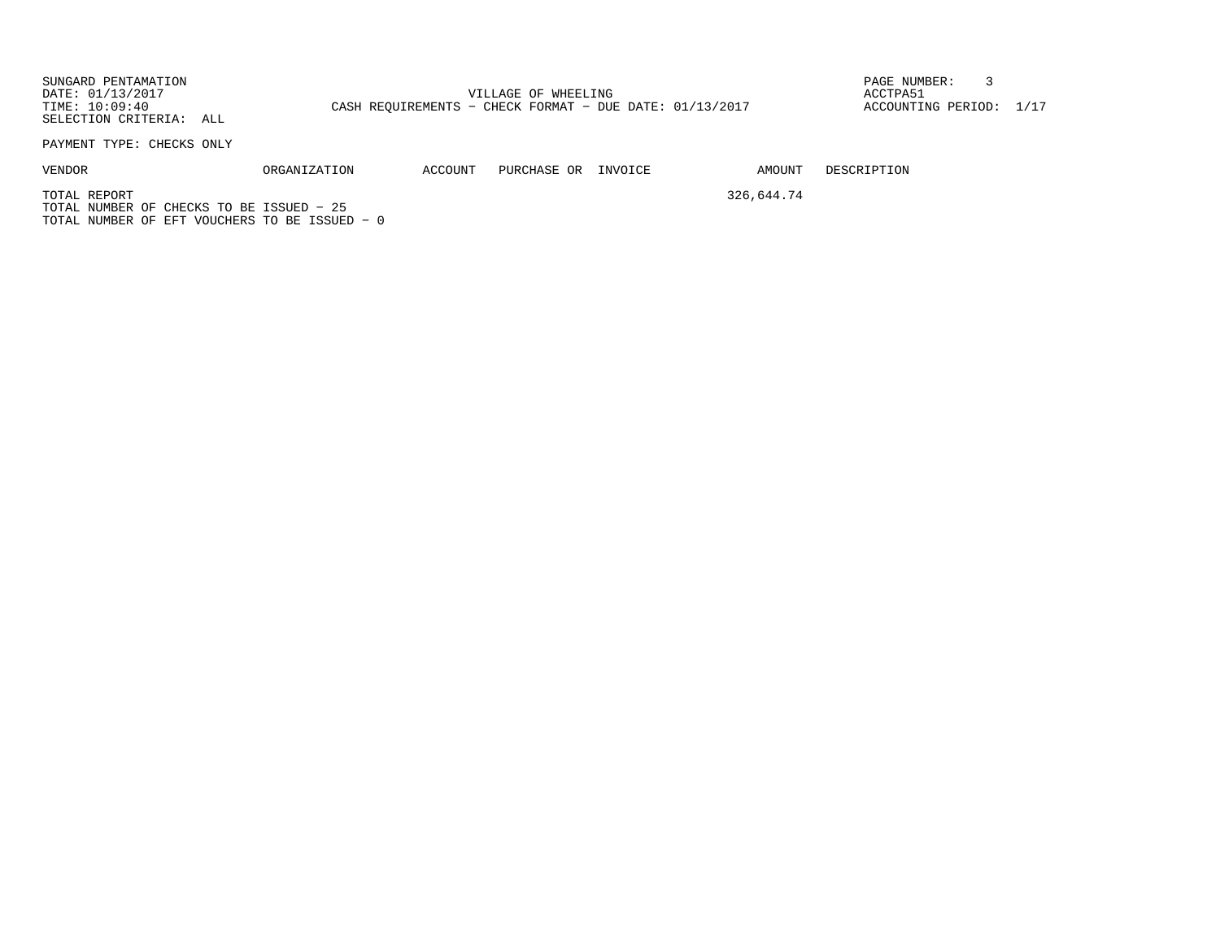SUNGARD PENTAMATION
DATE: 01/13/2017
TIME: 10:09:40
SELECTION CRITERIA: ALL

VILLAGE OF WHEELING
CASH REQUIREMENTS - CHECK FORMAT - DUE DATE: 01/13/2017

ACCTPA51
ACCOUNTING PERIOD: 1/17

PAYMENT TYPE: CHECKS ONLY

| VENDOR | ORGANIZATION | ACCOUNT | PURCHASE OR | INVOICE | AMOUNT | DESCRIPTION |
|---|---|---|---|---|---|---|
| TOTAL REPORT | | | | | 326,644.74 | |

TOTAL NUMBER OF CHECKS TO BE ISSUED - 25
TOTAL NUMBER OF EFT VOUCHERS TO BE ISSUED - 0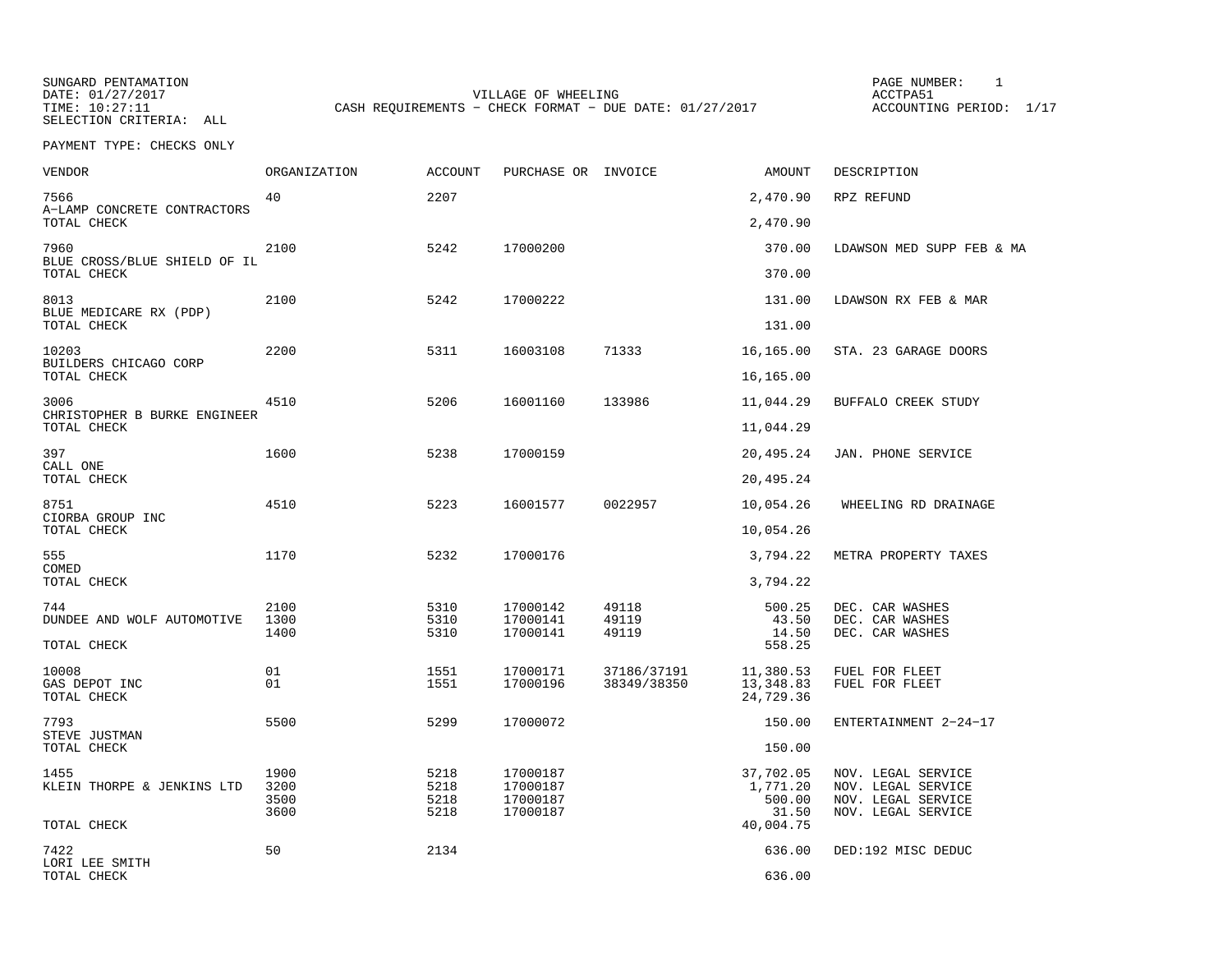SUNGARD PENTAMATION
DATE: 01/27/2017
TIME: 10:27:11
SELECTION CRITERIA: ALL

VILLAGE OF WHEELING
CASH REQUIREMENTS - CHECK FORMAT - DUE DATE: 01/27/2017

PAGE NUMBER: 1
ACCTPA51
ACCOUNTING PERIOD: 1/17

PAYMENT TYPE: CHECKS ONLY

| VENDOR | ORGANIZATION | ACCOUNT | PURCHASE OR | INVOICE | AMOUNT | DESCRIPTION |
|---|---|---|---|---|---|---|
| 7566 | 40 | 2207 | | | 2,470.90 | RPZ REFUND |
| A-LAMP CONCRETE CONTRACTORS | | | | | | |
| TOTAL CHECK | | | | | 2,470.90 | |
| 7960 | 2100 | 5242 | 17000200 | | 370.00 | LDAWSON MED SUPP FEB & MA |
| BLUE CROSS/BLUE SHIELD OF IL | | | | | | |
| TOTAL CHECK | | | | | 370.00 | |
| 8013 | 2100 | 5242 | 17000222 | | 131.00 | LDAWSON RX FEB & MAR |
| BLUE MEDICARE RX (PDP) | | | | | | |
| TOTAL CHECK | | | | | 131.00 | |
| 10203 | 2200 | 5311 | 16003108 | 71333 | 16,165.00 | STA. 23 GARAGE DOORS |
| BUILDERS CHICAGO CORP | | | | | | |
| TOTAL CHECK | | | | | 16,165.00 | |
| 3006 | 4510 | 5206 | 16001160 | 133986 | 11,044.29 | BUFFALO CREEK STUDY |
| CHRISTOPHER B BURKE ENGINEER | | | | | | |
| TOTAL CHECK | | | | | 11,044.29 | |
| 397 | 1600 | 5238 | 17000159 | | 20,495.24 | JAN. PHONE SERVICE |
| CALL ONE | | | | | | |
| TOTAL CHECK | | | | | 20,495.24 | |
| 8751 | 4510 | 5223 | 16001577 | 0022957 | 10,054.26 | WHEELING RD DRAINAGE |
| CIORBA GROUP INC | | | | | | |
| TOTAL CHECK | | | | | 10,054.26 | |
| 555 | 1170 | 5232 | 17000176 | | 3,794.22 | METRA PROPERTY TAXES |
| COMED | | | | | | |
| TOTAL CHECK | | | | | 3,794.22 | |
| 744 | 2100 | 5310 | 17000142 | 49118 | 500.25 | DEC. CAR WASHES |
| DUNDEE AND WOLF AUTOMOTIVE | 1300 | 5310 | 17000141 | 49119 | 43.50 | DEC. CAR WASHES |
| | 1400 | 5310 | 17000141 | 49119 | 14.50 | DEC. CAR WASHES |
| TOTAL CHECK | | | | | 558.25 | |
| 10008 | 01 | 1551 | 17000171 | 37186/37191 | 11,380.53 | FUEL FOR FLEET |
| GAS DEPOT INC | 01 | 1551 | 17000196 | 38349/38350 | 13,348.83 | FUEL FOR FLEET |
| TOTAL CHECK | | | | | 24,729.36 | |
| 7793 | 5500 | 5299 | 17000072 | | 150.00 | ENTERTAINMENT 2-24-17 |
| STEVE JUSTMAN | | | | | | |
| TOTAL CHECK | | | | | 150.00 | |
| 1455 | 1900 | 5218 | 17000187 | | 37,702.05 | NOV. LEGAL SERVICE |
| KLEIN THORPE & JENKINS LTD | 3200 | 5218 | 17000187 | | 1,771.20 | NOV. LEGAL SERVICE |
| | 3500 | 5218 | 17000187 | | 500.00 | NOV. LEGAL SERVICE |
| | 3600 | 5218 | 17000187 | | 31.50 | NOV. LEGAL SERVICE |
| TOTAL CHECK | | | | | 40,004.75 | |
| 7422 | 50 | 2134 | | | 636.00 | DED:192 MISC DEDUC |
| LORI LEE SMITH | | | | | | |
| TOTAL CHECK | | | | | 636.00 | |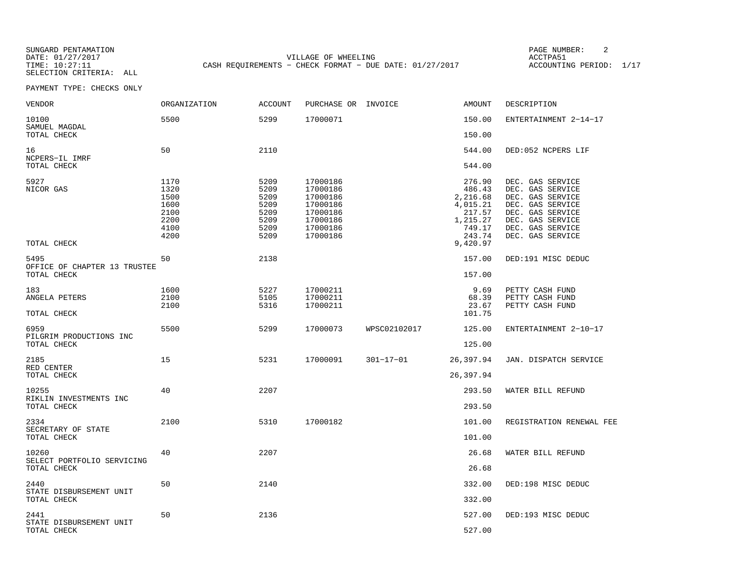SUNGARD PENTAMATION
DATE: 01/27/2017
TIME: 10:27:11
SELECTION CRITERIA: ALL

VILLAGE OF WHEELING
CASH REQUIREMENTS - CHECK FORMAT - DUE DATE: 01/27/2017

ACCTPA51
ACCOUNTING PERIOD: 1/17

PAYMENT TYPE: CHECKS ONLY

| VENDOR | ORGANIZATION | ACCOUNT | PURCHASE OR | INVOICE | AMOUNT | DESCRIPTION |
|---|---|---|---|---|---|---|
| 10100 | 5500 | 5299 | 17000071 | | 150.00 | ENTERTAINMENT 2-14-17 |
| SAMUEL MAGDAL | | | | | | |
| TOTAL CHECK | | | | | 150.00 | |
| 16 | 50 | 2110 | | | 544.00 | DED:052 NCPERS LIF |
| NCPERS-IL IMRF | | | | | | |
| TOTAL CHECK | | | | | 544.00 | |
| 5927 | 1170 | 5209 | 17000186 | | 276.90 | DEC. GAS SERVICE |
| NICOR GAS | 1320 | 5209 | 17000186 | | 486.43 | DEC. GAS SERVICE |
| | 1500 | 5209 | 17000186 | | 2,216.68 | DEC. GAS SERVICE |
| | 1600 | 5209 | 17000186 | | 4,015.21 | DEC. GAS SERVICE |
| | 2100 | 5209 | 17000186 | | 217.57 | DEC. GAS SERVICE |
| | 2200 | 5209 | 17000186 | | 1,215.27 | DEC. GAS SERVICE |
| | 4100 | 5209 | 17000186 | | 749.17 | DEC. GAS SERVICE |
| | 4200 | 5209 | 17000186 | | 243.74 | DEC. GAS SERVICE |
| TOTAL CHECK | | | | | 9,420.97 | |
| 5495 | 50 | 2138 | | | 157.00 | DED:191 MISC DEDUC |
| OFFICE OF CHAPTER 13 TRUSTEE | | | | | | |
| TOTAL CHECK | | | | | 157.00 | |
| 183 | 1600 | 5227 | 17000211 | | 9.69 | PETTY CASH FUND |
| ANGELA PETERS | 2100 | 5105 | 17000211 | | 68.39 | PETTY CASH FUND |
| | 2100 | 5316 | 17000211 | | 23.67 | PETTY CASH FUND |
| TOTAL CHECK | | | | | 101.75 | |
| 6959 | 5500 | 5299 | 17000073 | WPSC02102017 | 125.00 | ENTERTAINMENT 2-10-17 |
| PILGRIM PRODUCTIONS INC | | | | | | |
| TOTAL CHECK | | | | | 125.00 | |
| 2185 | 15 | 5231 | 17000091 | 301-17-01 | 26,397.94 | JAN. DISPATCH SERVICE |
| RED CENTER | | | | | | |
| TOTAL CHECK | | | | | 26,397.94 | |
| 10255 | 40 | 2207 | | | 293.50 | WATER BILL REFUND |
| RIKLIN INVESTMENTS INC | | | | | | |
| TOTAL CHECK | | | | | 293.50 | |
| 2334 | 2100 | 5310 | 17000182 | | 101.00 | REGISTRATION RENEWAL FEE |
| SECRETARY OF STATE | | | | | | |
| TOTAL CHECK | | | | | 101.00 | |
| 10260 | 40 | 2207 | | | 26.68 | WATER BILL REFUND |
| SELECT PORTFOLIO SERVICING | | | | | | |
| TOTAL CHECK | | | | | 26.68 | |
| 2440 | 50 | 2140 | | | 332.00 | DED:198 MISC DEDUC |
| STATE DISBURSEMENT UNIT | | | | | | |
| TOTAL CHECK | | | | | 332.00 | |
| 2441 | 50 | 2136 | | | 527.00 | DED:193 MISC DEDUC |
| STATE DISBURSEMENT UNIT | | | | | | |
| TOTAL CHECK | | | | | 527.00 | |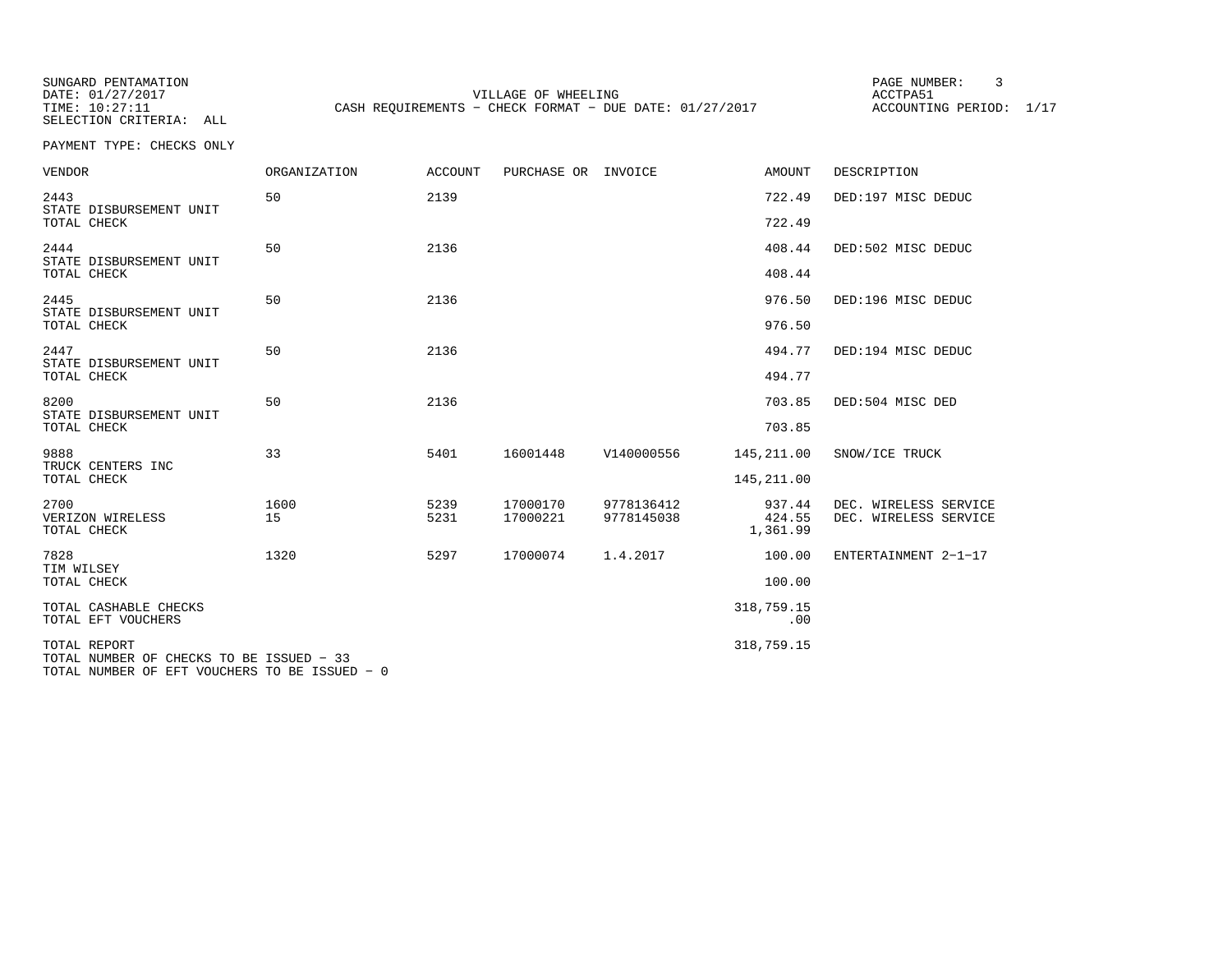SUNGARD PENTAMATION
DATE: 01/27/2017
TIME: 10:27:11
SELECTION CRITERIA: ALL

VILLAGE OF WHEELING
CASH REQUIREMENTS - CHECK FORMAT - DUE DATE: 01/27/2017

ACCTPA51
ACCOUNTING PERIOD: 1/17

PAYMENT TYPE: CHECKS ONLY

| VENDOR | ORGANIZATION | ACCOUNT | PURCHASE OR | INVOICE | AMOUNT | DESCRIPTION |
|---|---|---|---|---|---|---|
| 2443 | 50 | 2139 | | | 722.49 | DED:197 MISC DEDUC |
| STATE DISBURSEMENT UNIT | | | | | | |
| TOTAL CHECK | | | | | 722.49 | |
| 2444 | 50 | 2136 | | | 408.44 | DED:502 MISC DEDUC |
| STATE DISBURSEMENT UNIT | | | | | | |
| TOTAL CHECK | | | | | 408.44 | |
| 2445 | 50 | 2136 | | | 976.50 | DED:196 MISC DEDUC |
| STATE DISBURSEMENT UNIT | | | | | | |
| TOTAL CHECK | | | | | 976.50 | |
| 2447 | 50 | 2136 | | | 494.77 | DED:194 MISC DEDUC |
| STATE DISBURSEMENT UNIT | | | | | | |
| TOTAL CHECK | | | | | 494.77 | |
| 8200 | 50 | 2136 | | | 703.85 | DED:504 MISC DED |
| STATE DISBURSEMENT UNIT | | | | | | |
| TOTAL CHECK | | | | | 703.85 | |
| 9888 | 33 | 5401 | 16001448 | V140000556 | 145,211.00 | SNOW/ICE TRUCK |
| TRUCK CENTERS INC | | | | | | |
| TOTAL CHECK | | | | | 145,211.00 | |
| 2700 | 1600 | 5239 | 17000170 | 9778136412 | 937.44 | DEC. WIRELESS SERVICE |
| VERIZON WIRELESS | 15 | 5231 | 17000221 | 9778145038 | 424.55 | DEC. WIRELESS SERVICE |
| TOTAL CHECK | | | | | 1,361.99 | |
| 7828 | 1320 | 5297 | 17000074 | 1.4.2017 | 100.00 | ENTERTAINMENT 2-1-17 |
| TIM WILSEY | | | | | | |
| TOTAL CHECK | | | | | 100.00 | |
| TOTAL CASHABLE CHECKS | | | | | 318,759.15 | |
| TOTAL EFT VOUCHERS | | | | | .00 | |
| TOTAL REPORT | | | | | 318,759.15 | |

TOTAL NUMBER OF CHECKS TO BE ISSUED - 33
TOTAL NUMBER OF EFT VOUCHERS TO BE ISSUED - 0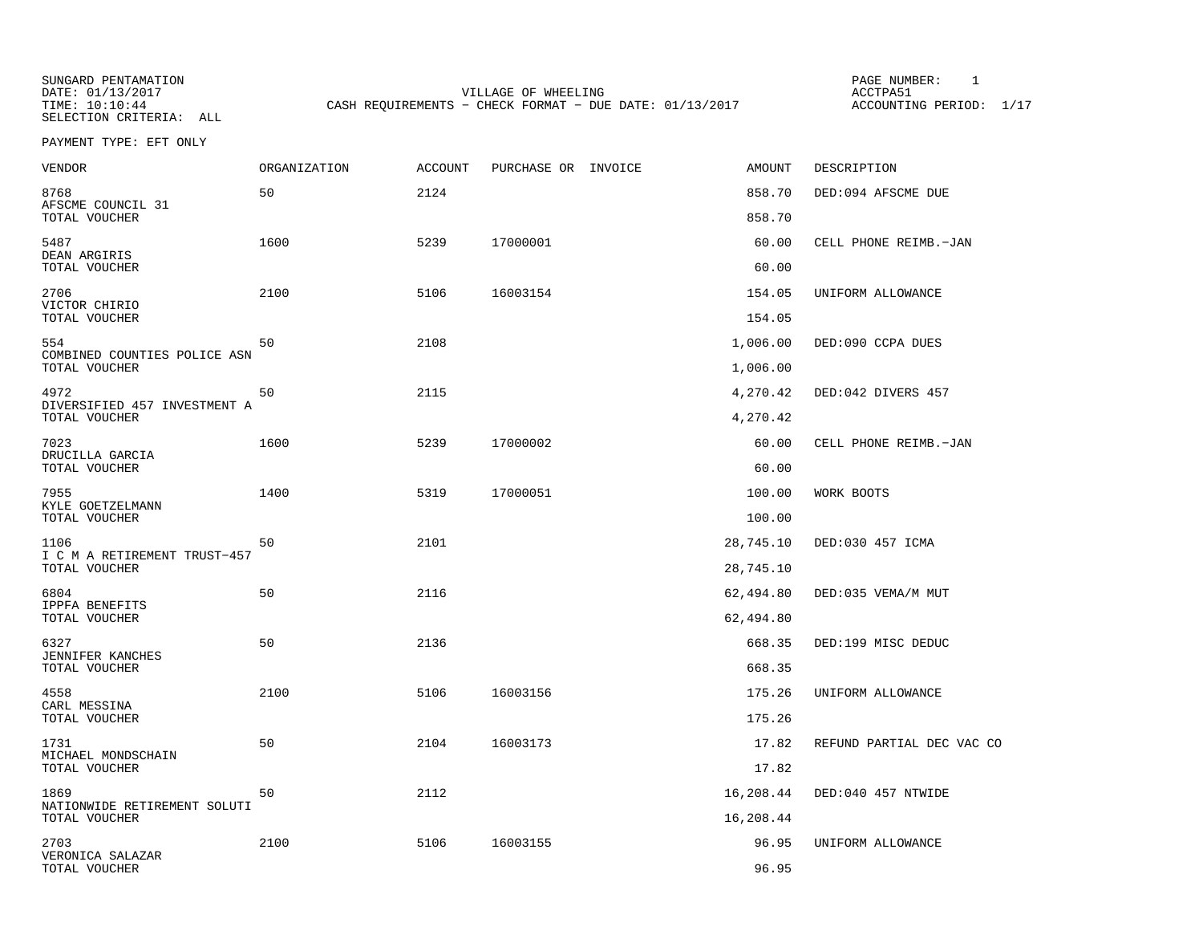SUNGARD PENTAMATION
DATE: 01/13/2017
TIME: 10:10:44
SELECTION CRITERIA: ALL

VILLAGE OF WHEELING
CASH REQUIREMENTS - CHECK FORMAT - DUE DATE: 01/13/2017

PAGE NUMBER: 1
ACCTPA51
ACCOUNTING PERIOD: 1/17

PAYMENT TYPE: EFT ONLY

| VENDOR | ORGANIZATION | ACCOUNT | PURCHASE OR | INVOICE | AMOUNT | DESCRIPTION |
|---|---|---|---|---|---|---|
| 8768 AFSCME COUNCIL 31 | 50 | 2124 | | | 858.70 | DED:094 AFSCME DUE |
| TOTAL VOUCHER | | | | | 858.70 | |
| 5487 DEAN ARGIRIS | 1600 | 5239 | 17000001 | | 60.00 | CELL PHONE REIMB.-JAN |
| TOTAL VOUCHER | | | | | 60.00 | |
| 2706 VICTOR CHIRIO | 2100 | 5106 | 16003154 | | 154.05 | UNIFORM ALLOWANCE |
| TOTAL VOUCHER | | | | | 154.05 | |
| 554 COMBINED COUNTIES POLICE ASN | 50 | 2108 | | | 1,006.00 | DED:090 CCPA DUES |
| TOTAL VOUCHER | | | | | 1,006.00 | |
| 4972 DIVERSIFIED 457 INVESTMENT A | 50 | 2115 | | | 4,270.42 | DED:042 DIVERS 457 |
| TOTAL VOUCHER | | | | | 4,270.42 | |
| 7023 DRUCILLA GARCIA | 1600 | 5239 | 17000002 | | 60.00 | CELL PHONE REIMB.-JAN |
| TOTAL VOUCHER | | | | | 60.00 | |
| 7955 KYLE GOETZELMANN | 1400 | 5319 | 17000051 | | 100.00 | WORK BOOTS |
| TOTAL VOUCHER | | | | | 100.00 | |
| 1106 I C M A RETIREMENT TRUST-457 | 50 | 2101 | | | 28,745.10 | DED:030 457 ICMA |
| TOTAL VOUCHER | | | | | 28,745.10 | |
| 6804 IPPFA BENEFITS | 50 | 2116 | | | 62,494.80 | DED:035 VEMA/M MUT |
| TOTAL VOUCHER | | | | | 62,494.80 | |
| 6327 JENNIFER KANCHES | 50 | 2136 | | | 668.35 | DED:199 MISC DEDUC |
| TOTAL VOUCHER | | | | | 668.35 | |
| 4558 CARL MESSINA | 2100 | 5106 | 16003156 | | 175.26 | UNIFORM ALLOWANCE |
| TOTAL VOUCHER | | | | | 175.26 | |
| 1731 MICHAEL MONDSCHAIN | 50 | 2104 | 16003173 | | 17.82 | REFUND PARTIAL DEC VAC CO |
| TOTAL VOUCHER | | | | | 17.82 | |
| 1869 NATIONWIDE RETIREMENT SOLUTI | 50 | 2112 | | | 16,208.44 | DED:040 457 NTWIDE |
| TOTAL VOUCHER | | | | | 16,208.44 | |
| 2703 VERONICA SALAZAR | 2100 | 5106 | 16003155 | | 96.95 | UNIFORM ALLOWANCE |
| TOTAL VOUCHER | | | | | 96.95 | |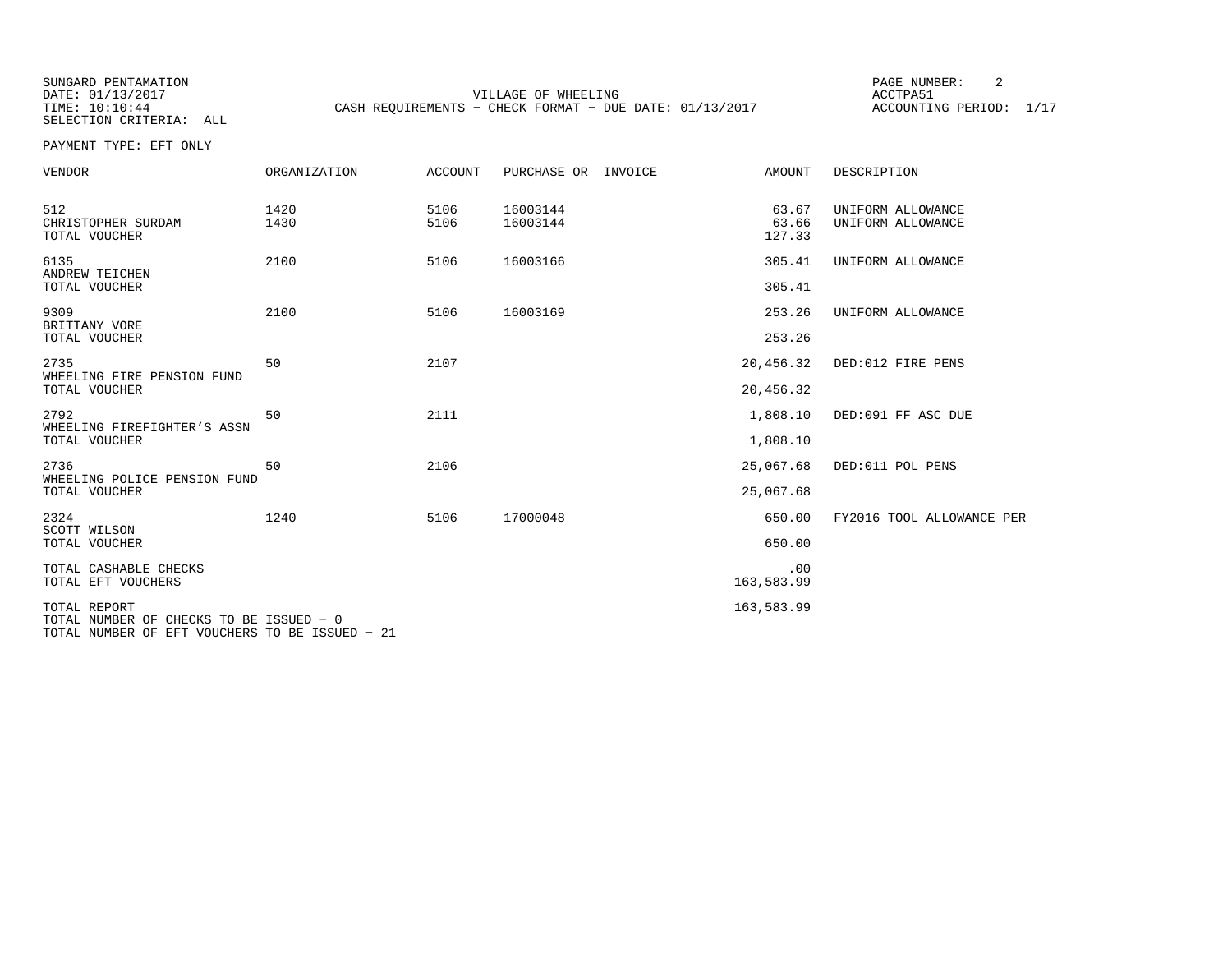SUNGARD PENTAMATION
DATE: 01/13/2017
TIME: 10:10:44
SELECTION CRITERIA: ALL

VILLAGE OF WHEELING
CASH REQUIREMENTS - CHECK FORMAT - DUE DATE: 01/13/2017

PAGE NUMBER: 2
ACCTPA51
ACCOUNTING PERIOD: 1/17

PAYMENT TYPE: EFT ONLY

| VENDOR | ORGANIZATION | ACCOUNT | PURCHASE OR | INVOICE | AMOUNT | DESCRIPTION |
|---|---|---|---|---|---|---|
| 512 | 1420 | 5106 | 16003144 | | 63.67 | UNIFORM ALLOWANCE |
| CHRISTOPHER SURDAM | 1430 | 5106 | 16003144 | | 63.66 | UNIFORM ALLOWANCE |
| TOTAL VOUCHER | | | | | 127.33 | |
| 6135 | 2100 | 5106 | 16003166 | | 305.41 | UNIFORM ALLOWANCE |
| ANDREW TEICHEN | | | | | | |
| TOTAL VOUCHER | | | | | 305.41 | |
| 9309 | 2100 | 5106 | 16003169 | | 253.26 | UNIFORM ALLOWANCE |
| BRITTANY VORE | | | | | | |
| TOTAL VOUCHER | | | | | 253.26 | |
| 2735 | 50 | 2107 | | | 20,456.32 | DED:012 FIRE PENS |
| WHEELING FIRE PENSION FUND | | | | | | |
| TOTAL VOUCHER | | | | | 20,456.32 | |
| 2792 | 50 | 2111 | | | 1,808.10 | DED:091 FF ASC DUE |
| WHEELING FIREFIGHTER'S ASSN | | | | | | |
| TOTAL VOUCHER | | | | | 1,808.10 | |
| 2736 | 50 | 2106 | | | 25,067.68 | DED:011 POL PENS |
| WHEELING POLICE PENSION FUND | | | | | | |
| TOTAL VOUCHER | | | | | 25,067.68 | |
| 2324 | 1240 | 5106 | 17000048 | | 650.00 | FY2016 TOOL ALLOWANCE PER |
| SCOTT WILSON | | | | | | |
| TOTAL VOUCHER | | | | | 650.00 | |
| TOTAL CASHABLE CHECKS | | | | | .00 | |
| TOTAL EFT VOUCHERS | | | | | 163,583.99 | |
| TOTAL REPORT | | | | | 163,583.99 | |

TOTAL NUMBER OF CHECKS TO BE ISSUED - 0
TOTAL NUMBER OF EFT VOUCHERS TO BE ISSUED - 21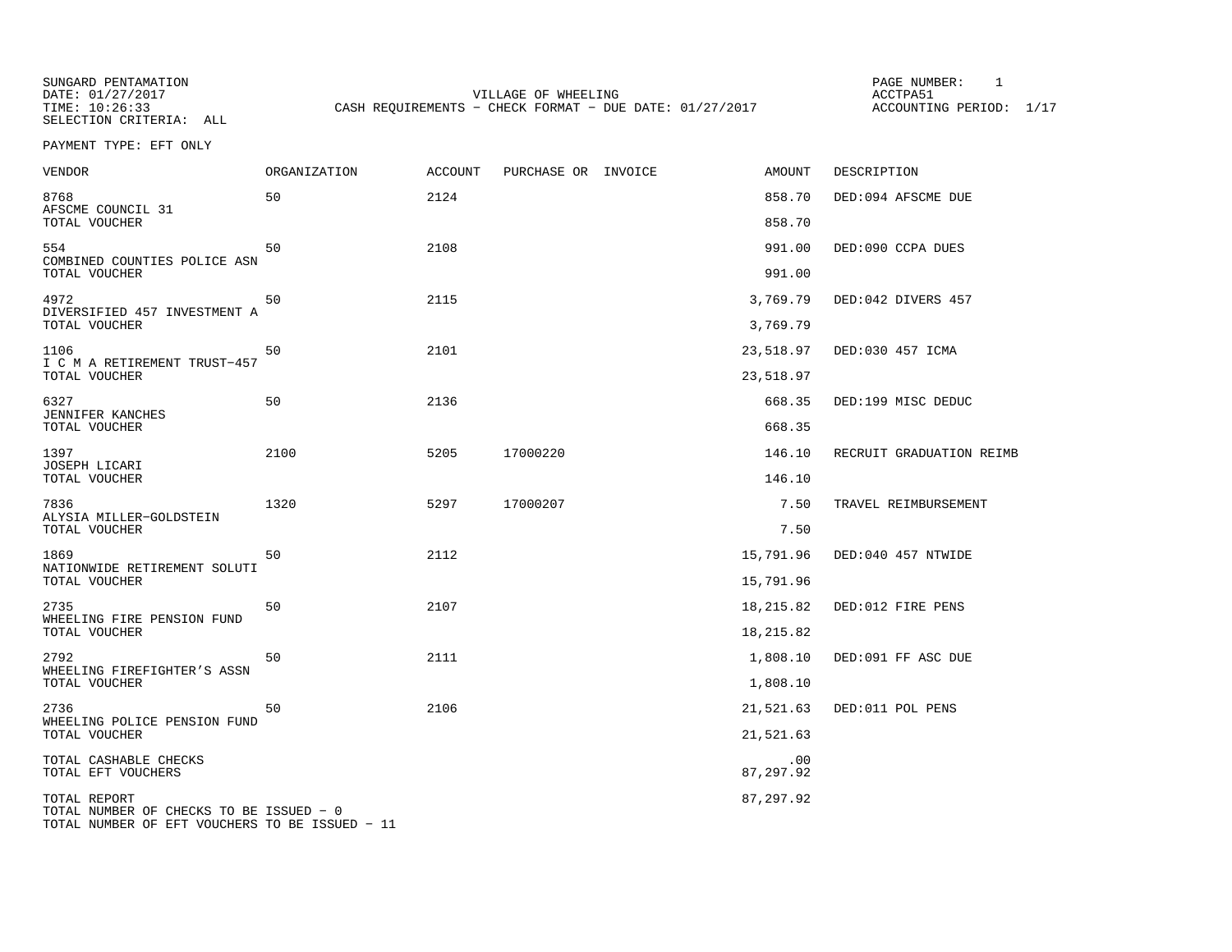SUNGARD PENTAMATION
DATE: 01/27/2017
TIME: 10:26:33
SELECTION CRITERIA: ALL

VILLAGE OF WHEELING
CASH REQUIREMENTS - CHECK FORMAT - DUE DATE: 01/27/2017

PAGE NUMBER: 1
ACCTPA51
ACCOUNTING PERIOD: 1/17

PAYMENT TYPE: EFT ONLY

| VENDOR | ORGANIZATION | ACCOUNT | PURCHASE OR | INVOICE | AMOUNT | DESCRIPTION |
|---|---|---|---|---|---|---|
| 8768<br>AFSCME COUNCIL 31 | 50 | 2124 | | | 858.70 | DED:094 AFSCME DUE |
| TOTAL VOUCHER | | | | | 858.70 | |
| 554<br>COMBINED COUNTIES POLICE ASN | 50 | 2108 | | | 991.00 | DED:090 CCPA DUES |
| TOTAL VOUCHER | | | | | 991.00 | |
| 4972<br>DIVERSIFIED 457 INVESTMENT A | 50 | 2115 | | | 3,769.79 | DED:042 DIVERS 457 |
| TOTAL VOUCHER | | | | | 3,769.79 | |
| 1106<br>I C M A RETIREMENT TRUST-457 | 50 | 2101 | | | 23,518.97 | DED:030 457 ICMA |
| TOTAL VOUCHER | | | | | 23,518.97 | |
| 6327<br>JENNIFER KANCHES | 50 | 2136 | | | 668.35 | DED:199 MISC DEDUC |
| TOTAL VOUCHER | | | | | 668.35 | |
| 1397<br>JOSEPH LICARI | 2100 | 5205 | 17000220 | | 146.10 | RECRUIT GRADUATION REIMB |
| TOTAL VOUCHER | | | | | 146.10 | |
| 7836<br>ALYSIA MILLER-GOLDSTEIN | 1320 | 5297 | 17000207 | | 7.50 | TRAVEL REIMBURSEMENT |
| TOTAL VOUCHER | | | | | 7.50 | |
| 1869<br>NATIONWIDE RETIREMENT SOLUTI | 50 | 2112 | | | 15,791.96 | DED:040 457 NTWIDE |
| TOTAL VOUCHER | | | | | 15,791.96 | |
| 2735<br>WHEELING FIRE PENSION FUND | 50 | 2107 | | | 18,215.82 | DED:012 FIRE PENS |
| TOTAL VOUCHER | | | | | 18,215.82 | |
| 2792<br>WHEELING FIREFIGHTER'S ASSN | 50 | 2111 | | | 1,808.10 | DED:091 FF ASC DUE |
| TOTAL VOUCHER | | | | | 1,808.10 | |
| 2736<br>WHEELING POLICE PENSION FUND | 50 | 2106 | | | 21,521.63 | DED:011 POL PENS |
| TOTAL VOUCHER | | | | | 21,521.63 | |
| TOTAL CASHABLE CHECKS | | | | | .00 | |
| TOTAL EFT VOUCHERS | | | | | 87,297.92 | |
| TOTAL REPORT | | | | | 87,297.92 | |

TOTAL NUMBER OF CHECKS TO BE ISSUED - 0
TOTAL NUMBER OF EFT VOUCHERS TO BE ISSUED - 11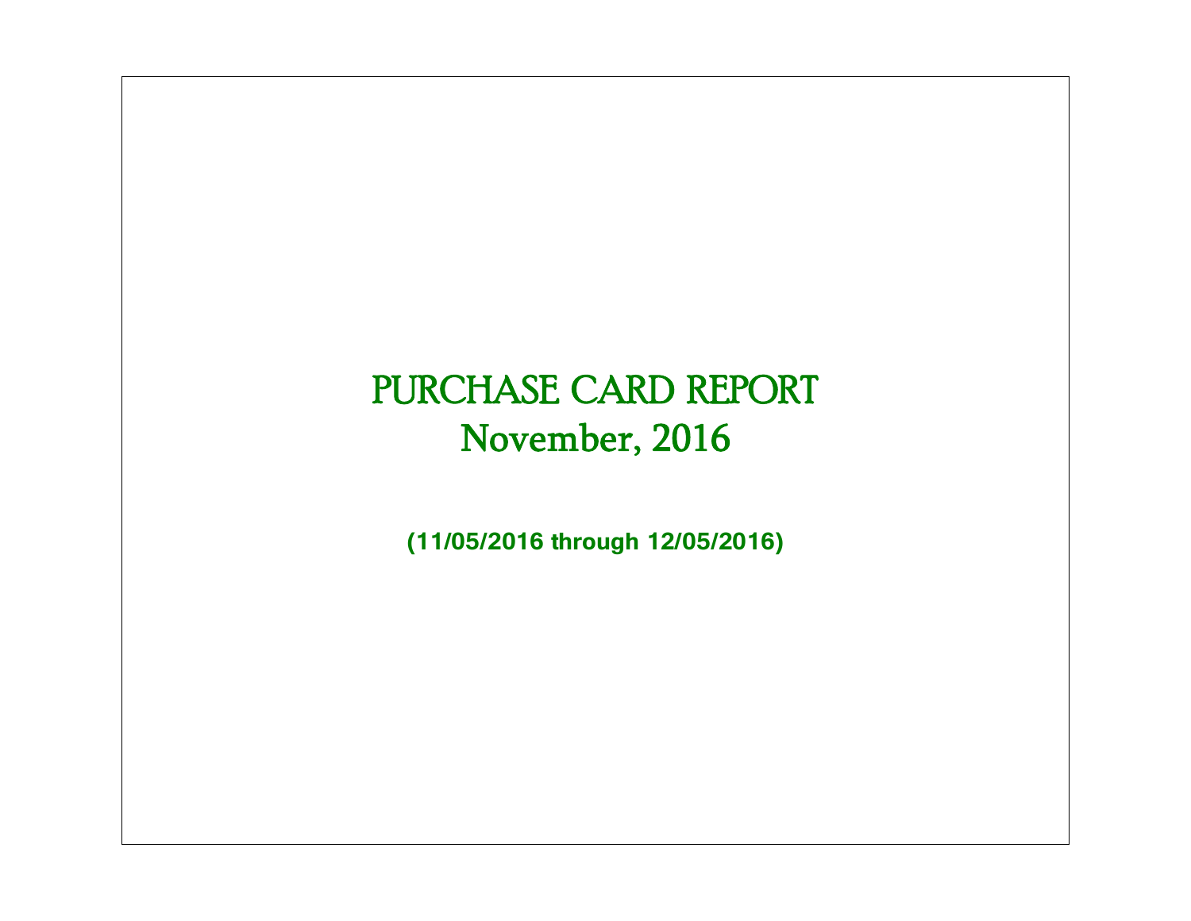# PURCHASE CARD REPORT
# November, 2016

**(11/05/2016 through 12/05/2016)**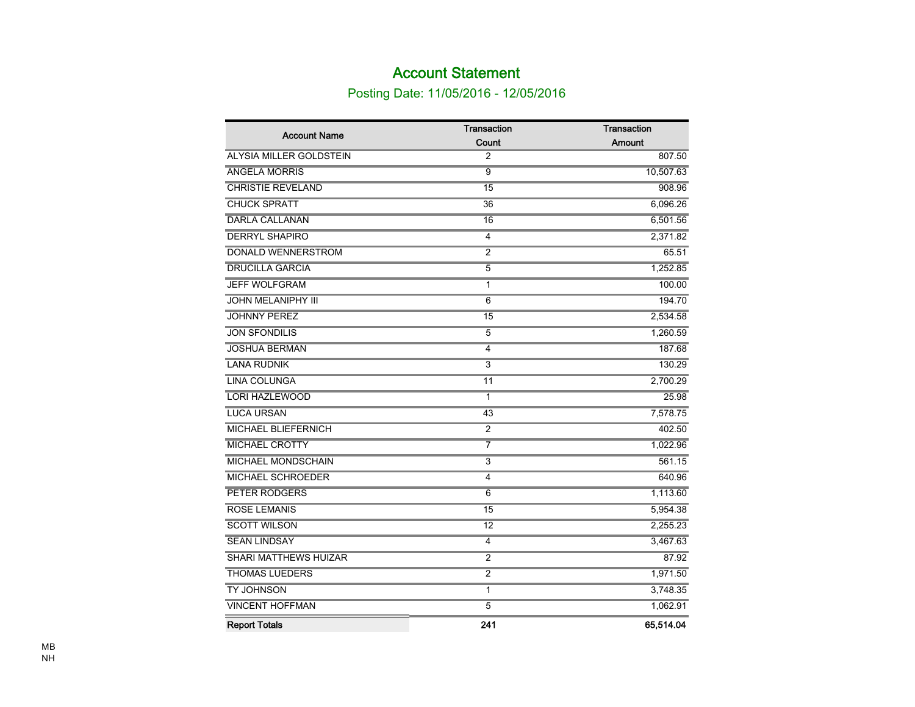# Account Statement

## Posting Date: 11/05/2016 - 12/05/2016

| Account Name | Transaction Count | Transaction Amount |
|---|---|---|
| ALYSIA MILLER GOLDSTEIN | 2 | 807.50 |
| ANGELA MORRIS | 9 | 10,507.63 |
| CHRISTIE REVELAND | 15 | 908.96 |
| CHUCK SPRATT | 36 | 6,096.26 |
| DARLA CALLANAN | 16 | 6,501.56 |
| DERRYL SHAPIRO | 4 | 2,371.82 |
| DONALD WENNERSTROM | 2 | 65.51 |
| DRUCILLA GARCIA | 5 | 1,252.85 |
| JEFF WOLFGRAM | 1 | 100.00 |
| JOHN MELANIPHY III | 6 | 194.70 |
| JOHNNY PEREZ | 15 | 2,534.58 |
| JON SFONDILIS | 5 | 1,260.59 |
| JOSHUA BERMAN | 4 | 187.68 |
| LANA RUDNIK | 3 | 130.29 |
| LINA COLUNGA | 11 | 2,700.29 |
| LORI HAZLEWOOD | 1 | 25.98 |
| LUCA URSAN | 43 | 7,578.75 |
| MICHAEL BLIEFERNICH | 2 | 402.50 |
| MICHAEL CROTTY | 7 | 1,022.96 |
| MICHAEL MONDSCHAIN | 3 | 561.15 |
| MICHAEL SCHROEDER | 4 | 640.96 |
| PETER RODGERS | 6 | 1,113.60 |
| ROSE LEMANIS | 15 | 5,954.38 |
| SCOTT WILSON | 12 | 2,255.23 |
| SEAN LINDSAY | 4 | 3,467.63 |
| SHARI MATTHEWS HUIZAR | 2 | 87.92 |
| THOMAS LUEDERS | 2 | 1,971.50 |
| TY JOHNSON | 1 | 3,748.35 |
| VINCENT HOFFMAN | 5 | 1,062.91 |
| **Report Totals** | **241** | **65,514.04** |

MB
NH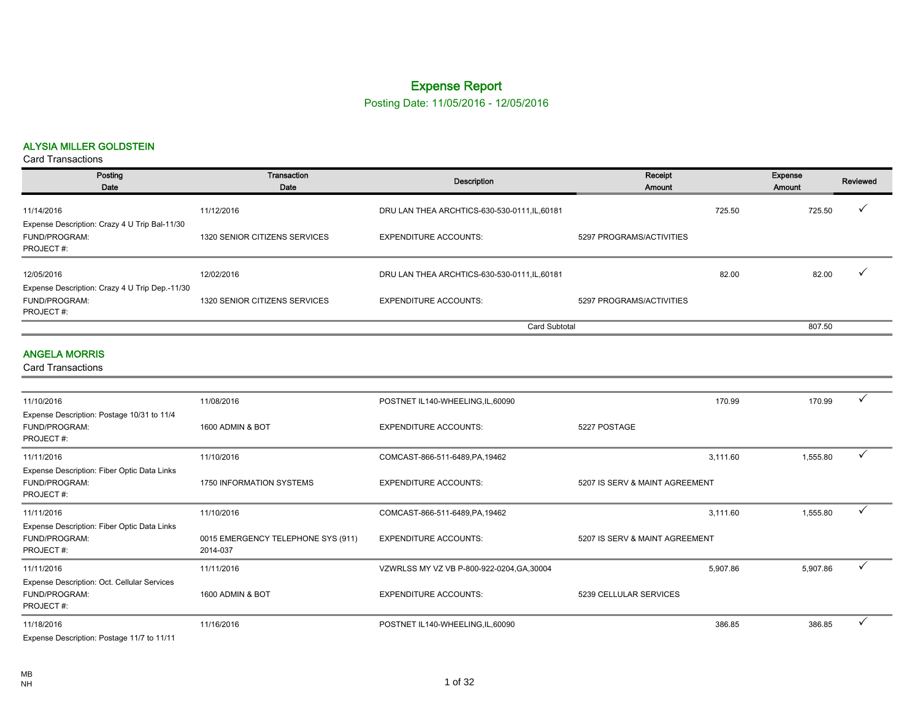# Expense Report

Posting Date: 11/05/2016 - 12/05/2016

## ALYSIA MILLER GOLDSTEIN

Card Transactions

| Posting Date | Transaction Date | Description | Receipt Amount | Expense Amount | Reviewed |
|---|---|---|---|---|---|
| 11/14/2016 | 11/12/2016 | DRU LAN THEA ARCHTICS-630-530-0111,IL,60181 | 725.50 | 725.50 | ✓ |
| Expense Description: Crazy 4 U Trip Bal-11/30 | | | | | |
| FUND/PROGRAM: | 1320 SENIOR CITIZENS SERVICES | EXPENDITURE ACCOUNTS: | 5297 PROGRAMS/ACTIVITIES | | |
| PROJECT #: | | | | | |
| 12/05/2016 | 12/02/2016 | DRU LAN THEA ARCHTICS-630-530-0111,IL,60181 | 82.00 | 82.00 | ✓ |
| Expense Description: Crazy 4 U Trip Dep.-11/30 | | | | | |
| FUND/PROGRAM: | 1320 SENIOR CITIZENS SERVICES | EXPENDITURE ACCOUNTS: | 5297 PROGRAMS/ACTIVITIES | | |
| PROJECT #: | | | | | |
| | | Card Subtotal | | 807.50 | |

## ANGELA MORRIS

Card Transactions

| Posting Date | Transaction Date | Description | Receipt Amount | Expense Amount | Reviewed |
|---|---|---|---|---|---|
| 11/10/2016 | 11/08/2016 | POSTNET IL140-WHEELING,IL,60090 | 170.99 | 170.99 | ✓ |
| Expense Description: Postage 10/31 to 11/4 | | | | | |
| FUND/PROGRAM: | 1600 ADMIN & BOT | EXPENDITURE ACCOUNTS: | 5227 POSTAGE | | |
| PROJECT #: | | | | | |
| 11/11/2016 | 11/10/2016 | COMCAST-866-511-6489,PA,19462 | 3,111.60 | 1,555.80 | ✓ |
| Expense Description: Fiber Optic Data Links | | | | | |
| FUND/PROGRAM: | 1750 INFORMATION SYSTEMS | EXPENDITURE ACCOUNTS: | 5207 IS SERV & MAINT AGREEMENT | | |
| PROJECT #: | | | | | |
| 11/11/2016 | 11/10/2016 | COMCAST-866-511-6489,PA,19462 | 3,111.60 | 1,555.80 | ✓ |
| Expense Description: Fiber Optic Data Links | | | | | |
| FUND/PROGRAM: | 0015 EMERGENCY TELEPHONE SYS (911) | EXPENDITURE ACCOUNTS: | 5207 IS SERV & MAINT AGREEMENT | | |
| PROJECT #: | 2014-037 | | | | |
| 11/11/2016 | 11/11/2016 | VZWRLSS MY VZ VB P-800-922-0204,GA,30004 | 5,907.86 | 5,907.86 | ✓ |
| Expense Description: Oct. Cellular Services | | | | | |
| FUND/PROGRAM: | 1600 ADMIN & BOT | EXPENDITURE ACCOUNTS: | 5239 CELLULAR SERVICES | | |
| PROJECT #: | | | | | |
| 11/18/2016 | 11/16/2016 | POSTNET IL140-WHEELING,IL,60090 | 386.85 | 386.85 | ✓ |
| Expense Description: Postage 11/7 to 11/11 | | | | | |

MB
NH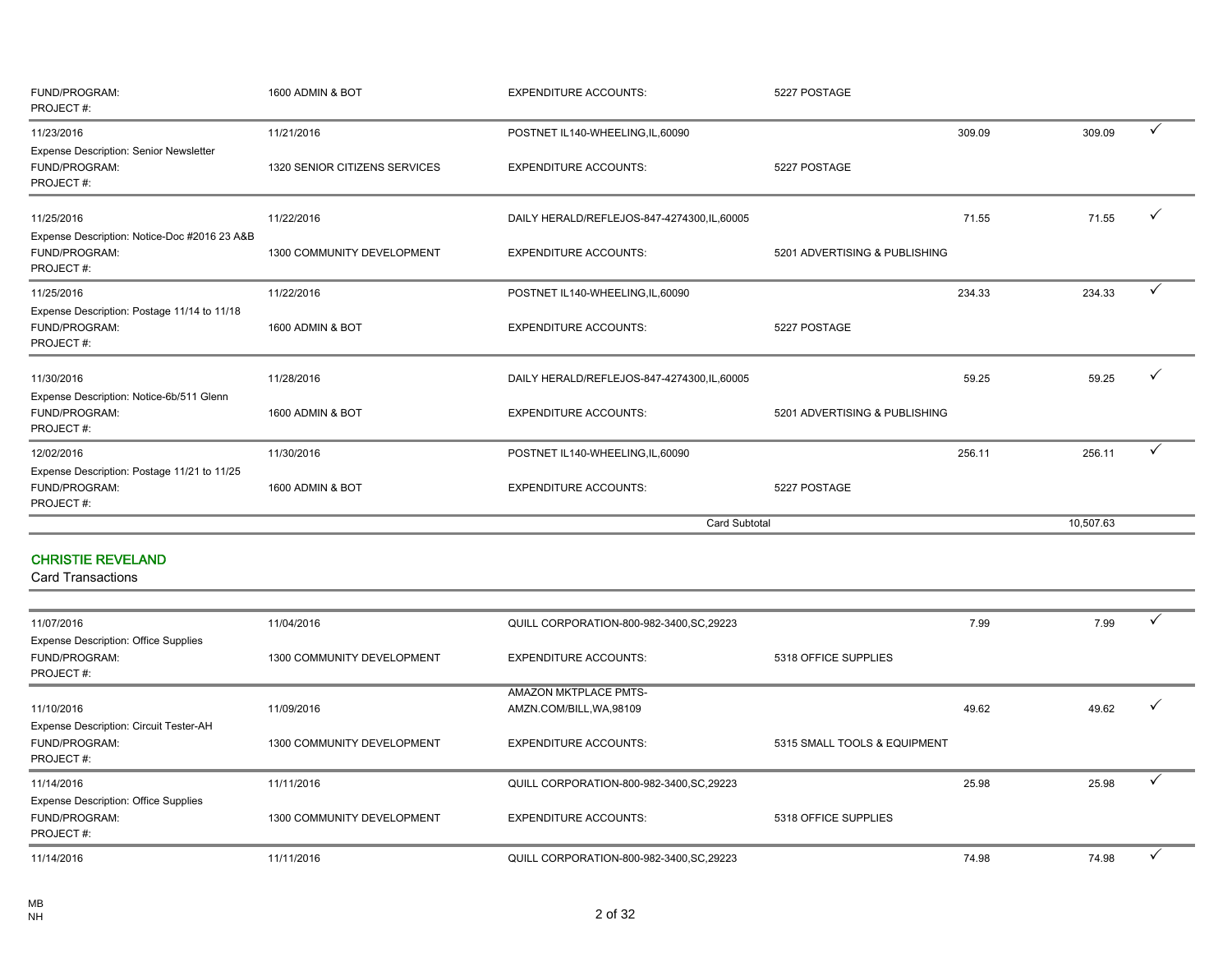| | | | | | | |
|---|---|---|---|---|---|---|
| FUND/PROGRAM: | 1600 ADMIN & BOT | EXPENDITURE ACCOUNTS: | 5227 POSTAGE | | | |
| PROJECT #: | | | | | | |
| 11/23/2016 | 11/21/2016 | POSTNET IL140-WHEELING,IL,60090 | | 309.09 | 309.09 | ✓ |
| Expense Description: Senior Newsletter | | | | | | |
| FUND/PROGRAM: | 1320 SENIOR CITIZENS SERVICES | EXPENDITURE ACCOUNTS: | 5227 POSTAGE | | | |
| PROJECT #: | | | | | | |
| 11/25/2016 | 11/22/2016 | DAILY HERALD/REFLEJOS-847-4274300,IL,60005 | | 71.55 | 71.55 | ✓ |
| Expense Description: Notice-Doc #2016 23 A&B | | | | | | |
| FUND/PROGRAM: | 1300 COMMUNITY DEVELOPMENT | EXPENDITURE ACCOUNTS: | 5201 ADVERTISING & PUBLISHING | | | |
| PROJECT #: | | | | | | |
| 11/25/2016 | 11/22/2016 | POSTNET IL140-WHEELING,IL,60090 | | 234.33 | 234.33 | ✓ |
| Expense Description: Postage 11/14 to 11/18 | | | | | | |
| FUND/PROGRAM: | 1600 ADMIN & BOT | EXPENDITURE ACCOUNTS: | 5227 POSTAGE | | | |
| PROJECT #: | | | | | | |
| 11/30/2016 | 11/28/2016 | DAILY HERALD/REFLEJOS-847-4274300,IL,60005 | | 59.25 | 59.25 | ✓ |
| Expense Description: Notice-6b/511 Glenn | | | | | | |
| FUND/PROGRAM: | 1600 ADMIN & BOT | EXPENDITURE ACCOUNTS: | 5201 ADVERTISING & PUBLISHING | | | |
| PROJECT #: | | | | | | |
| 12/02/2016 | 11/30/2016 | POSTNET IL140-WHEELING,IL,60090 | | 256.11 | 256.11 | ✓ |
| Expense Description: Postage 11/21 to 11/25 | | | | | | |
| FUND/PROGRAM: | 1600 ADMIN & BOT | EXPENDITURE ACCOUNTS: | 5227 POSTAGE | | | |
| PROJECT #: | | | | | | |
| | | Card Subtotal | | | 10,507.63 | |

## CHRISTIE REVELAND

Card Transactions

| | | | | | | |
|---|---|---|---|---|---|---|
| 11/07/2016 | 11/04/2016 | QUILL CORPORATION-800-982-3400,SC,29223 | | 7.99 | 7.99 | ✓ |
| Expense Description: Office Supplies | | | | | | |
| FUND/PROGRAM: | 1300 COMMUNITY DEVELOPMENT | EXPENDITURE ACCOUNTS: | 5318 OFFICE SUPPLIES | | | |
| PROJECT #: | | | | | | |
| 11/10/2016 | 11/09/2016 | AMAZON MKTPLACE PMTS-AMZN.COM/BILL,WA,98109 | | 49.62 | 49.62 | ✓ |
| Expense Description: Circuit Tester-AH | | | | | | |
| FUND/PROGRAM: | 1300 COMMUNITY DEVELOPMENT | EXPENDITURE ACCOUNTS: | 5315 SMALL TOOLS & EQUIPMENT | | | |
| PROJECT #: | | | | | | |
| 11/14/2016 | 11/11/2016 | QUILL CORPORATION-800-982-3400,SC,29223 | | 25.98 | 25.98 | ✓ |
| Expense Description: Office Supplies | | | | | | |
| FUND/PROGRAM: | 1300 COMMUNITY DEVELOPMENT | EXPENDITURE ACCOUNTS: | 5318 OFFICE SUPPLIES | | | |
| PROJECT #: | | | | | | |
| 11/14/2016 | 11/11/2016 | QUILL CORPORATION-800-982-3400,SC,29223 | | 74.98 | 74.98 | ✓ |

MB
NH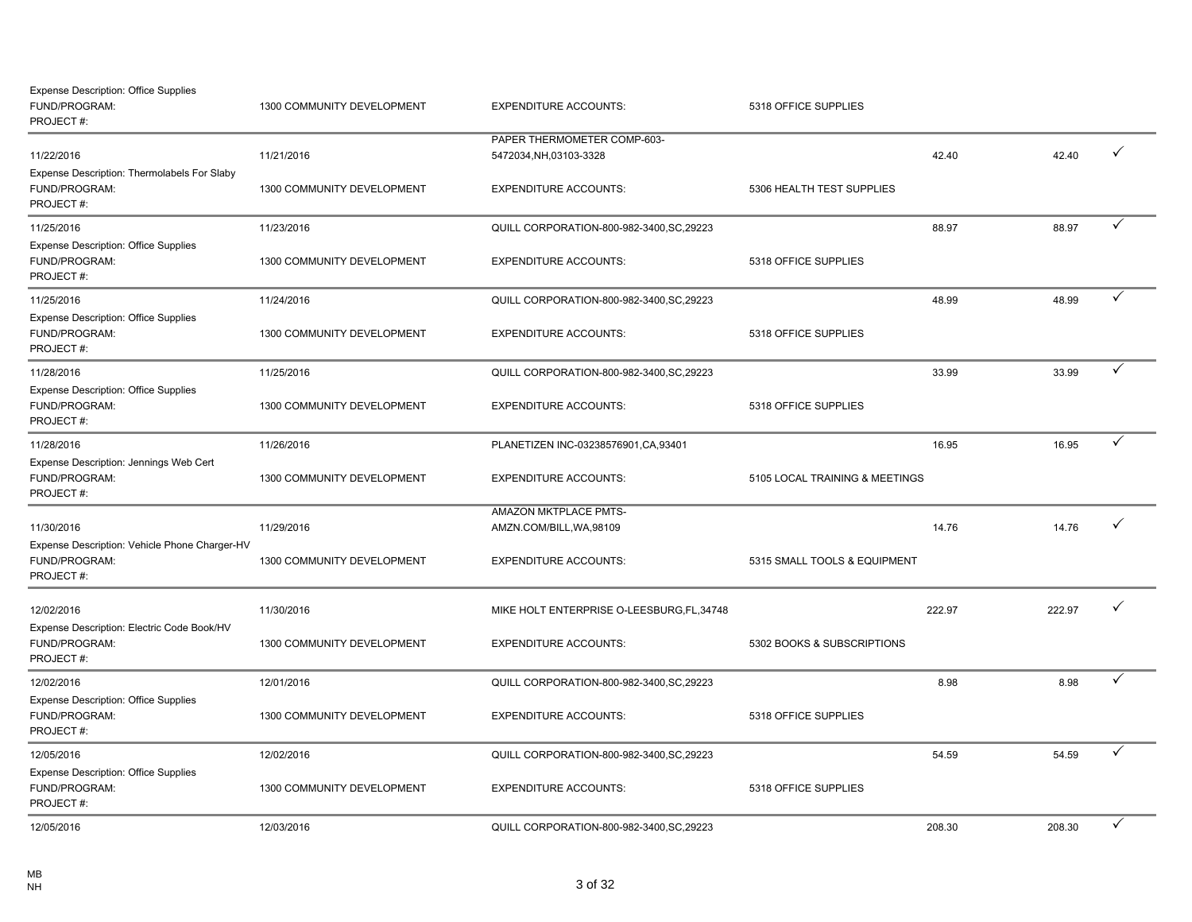Expense Description: Office Supplies
FUND/PROGRAM: 1300 COMMUNITY DEVELOPMENT EXPENDITURE ACCOUNTS: 5318 OFFICE SUPPLIES
PROJECT #:

| | | | | | | |
|---|---|---|---|---|---|---|
| 11/22/2016 | 11/21/2016 | PAPER THERMOMETER COMP-603-5472034,NH,03103-3328 | | 42.40 | 42.40 | ✓ |
| Expense Description: Thermolabels For Slaby<br>FUND/PROGRAM:<br>PROJECT #: | 1300 COMMUNITY DEVELOPMENT | EXPENDITURE ACCOUNTS: | 5306 HEALTH TEST SUPPLIES | | | |
| 11/25/2016 | 11/23/2016 | QUILL CORPORATION-800-982-3400,SC,29223 | | 88.97 | 88.97 | ✓ |
| Expense Description: Office Supplies<br>FUND/PROGRAM:<br>PROJECT #: | 1300 COMMUNITY DEVELOPMENT | EXPENDITURE ACCOUNTS: | 5318 OFFICE SUPPLIES | | | |
| 11/25/2016 | 11/24/2016 | QUILL CORPORATION-800-982-3400,SC,29223 | | 48.99 | 48.99 | ✓ |
| Expense Description: Office Supplies<br>FUND/PROGRAM:<br>PROJECT #: | 1300 COMMUNITY DEVELOPMENT | EXPENDITURE ACCOUNTS: | 5318 OFFICE SUPPLIES | | | |
| 11/28/2016 | 11/25/2016 | QUILL CORPORATION-800-982-3400,SC,29223 | | 33.99 | 33.99 | ✓ |
| Expense Description: Office Supplies<br>FUND/PROGRAM:<br>PROJECT #: | 1300 COMMUNITY DEVELOPMENT | EXPENDITURE ACCOUNTS: | 5318 OFFICE SUPPLIES | | | |
| 11/28/2016 | 11/26/2016 | PLANETIZEN INC-03238576901,CA,93401 | | 16.95 | 16.95 | ✓ |
| Expense Description: Jennings Web Cert<br>FUND/PROGRAM:<br>PROJECT #: | 1300 COMMUNITY DEVELOPMENT | EXPENDITURE ACCOUNTS: | 5105 LOCAL TRAINING & MEETINGS | | | |
| 11/30/2016 | 11/29/2016 | AMAZON MKTPLACE PMTS-AMZN.COM/BILL,WA,98109 | | 14.76 | 14.76 | ✓ |
| Expense Description: Vehicle Phone Charger-HV<br>FUND/PROGRAM:<br>PROJECT #: | 1300 COMMUNITY DEVELOPMENT | EXPENDITURE ACCOUNTS: | 5315 SMALL TOOLS & EQUIPMENT | | | |
| 12/02/2016 | 11/30/2016 | MIKE HOLT ENTERPRISE O-LEESBURG,FL,34748 | | 222.97 | 222.97 | ✓ |
| Expense Description: Electric Code Book/HV<br>FUND/PROGRAM:<br>PROJECT #: | 1300 COMMUNITY DEVELOPMENT | EXPENDITURE ACCOUNTS: | 5302 BOOKS & SUBSCRIPTIONS | | | |
| 12/02/2016 | 12/01/2016 | QUILL CORPORATION-800-982-3400,SC,29223 | | 8.98 | 8.98 | ✓ |
| Expense Description: Office Supplies<br>FUND/PROGRAM:<br>PROJECT #: | 1300 COMMUNITY DEVELOPMENT | EXPENDITURE ACCOUNTS: | 5318 OFFICE SUPPLIES | | | |
| 12/05/2016 | 12/02/2016 | QUILL CORPORATION-800-982-3400,SC,29223 | | 54.59 | 54.59 | ✓ |
| Expense Description: Office Supplies<br>FUND/PROGRAM:<br>PROJECT #: | 1300 COMMUNITY DEVELOPMENT | EXPENDITURE ACCOUNTS: | 5318 OFFICE SUPPLIES | | | |
| 12/05/2016 | 12/03/2016 | QUILL CORPORATION-800-982-3400,SC,29223 | | 208.30 | 208.30 | ✓ |

MB
NH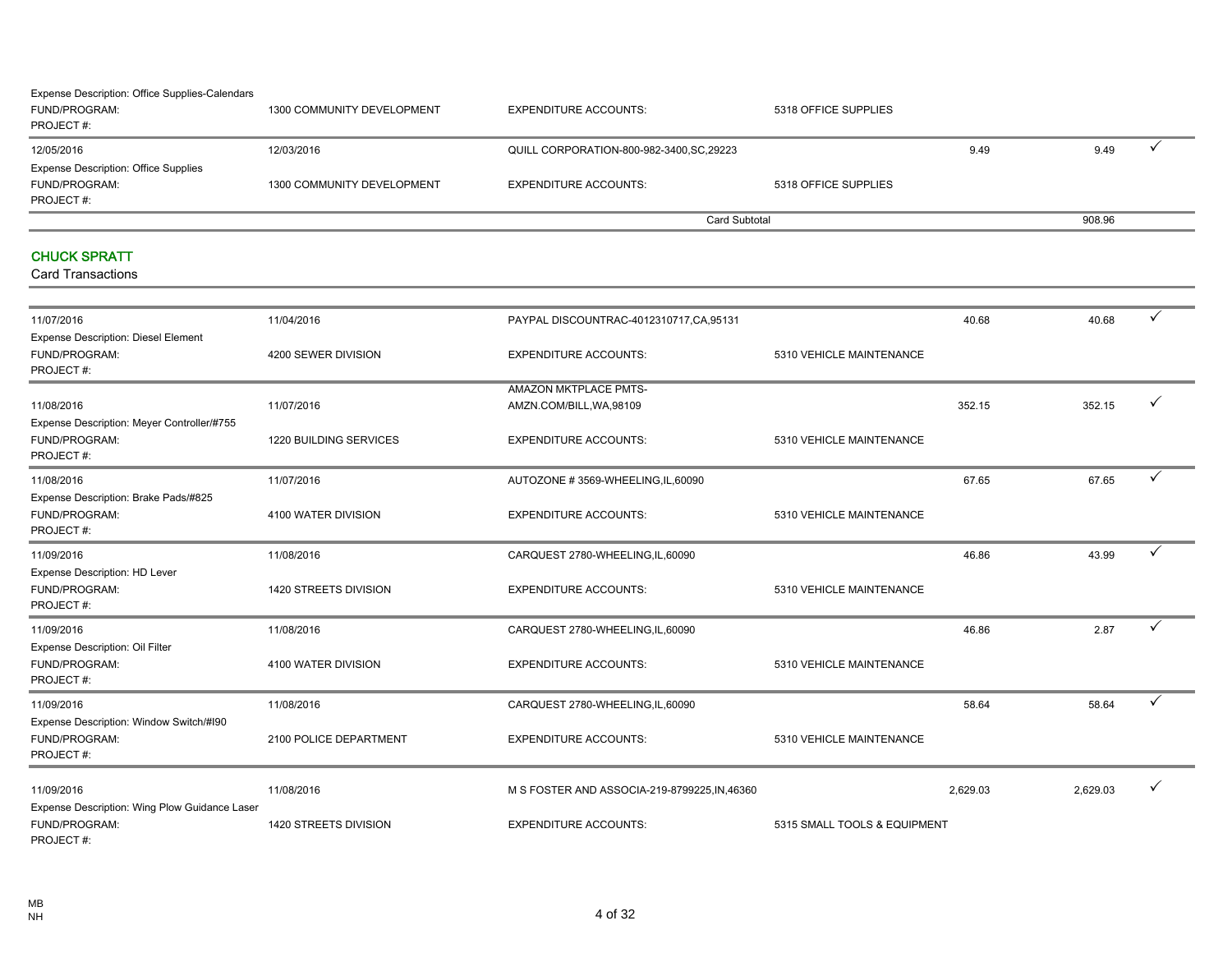Expense Description: Office Supplies-Calendars
FUND/PROGRAM: 1300 COMMUNITY DEVELOPMENT EXPENDITURE ACCOUNTS: 5318 OFFICE SUPPLIES
PROJECT #:

| | | | | | | |
|---|---|---|---|---|---|---|
| 12/05/2016 | 12/03/2016 | QUILL CORPORATION-800-982-3400,SC,29223 | | 9.49 | 9.49 | ✓ |
| Expense Description: Office Supplies | | | | | | |
| FUND/PROGRAM: | 1300 COMMUNITY DEVELOPMENT | EXPENDITURE ACCOUNTS: | 5318 OFFICE SUPPLIES | | | |
| PROJECT #: | | | | | | |
| | | Card Subtotal | | | 908.96 | |

## CHUCK SPRATT

Card Transactions

| | | | | | | |
|---|---|---|---|---|---|---|
| 11/07/2016 | 11/04/2016 | PAYPAL DISCOUNTRAC-4012310717,CA,95131 | | 40.68 | 40.68 | ✓ |
| Expense Description: Diesel Element | | | | | | |
| FUND/PROGRAM: | 4200 SEWER DIVISION | EXPENDITURE ACCOUNTS: | 5310 VEHICLE MAINTENANCE | | | |
| PROJECT #: | | | | | | |
| 11/08/2016 | 11/07/2016 | AMAZON MKTPLACE PMTS-AMZN.COM/BILL,WA,98109 | | 352.15 | 352.15 | ✓ |
| Expense Description: Meyer Controller/#755 | | | | | | |
| FUND/PROGRAM: | 1220 BUILDING SERVICES | EXPENDITURE ACCOUNTS: | 5310 VEHICLE MAINTENANCE | | | |
| PROJECT #: | | | | | | |
| 11/08/2016 | 11/07/2016 | AUTOZONE # 3569-WHEELING,IL,60090 | | 67.65 | 67.65 | ✓ |
| Expense Description: Brake Pads/#825 | | | | | | |
| FUND/PROGRAM: | 4100 WATER DIVISION | EXPENDITURE ACCOUNTS: | 5310 VEHICLE MAINTENANCE | | | |
| PROJECT #: | | | | | | |
| 11/09/2016 | 11/08/2016 | CARQUEST 2780-WHEELING,IL,60090 | | 46.86 | 43.99 | ✓ |
| Expense Description: HD Lever | | | | | | |
| FUND/PROGRAM: | 1420 STREETS DIVISION | EXPENDITURE ACCOUNTS: | 5310 VEHICLE MAINTENANCE | | | |
| PROJECT #: | | | | | | |
| 11/09/2016 | 11/08/2016 | CARQUEST 2780-WHEELING,IL,60090 | | 46.86 | 2.87 | ✓ |
| Expense Description: Oil Filter | | | | | | |
| FUND/PROGRAM: | 4100 WATER DIVISION | EXPENDITURE ACCOUNTS: | 5310 VEHICLE MAINTENANCE | | | |
| PROJECT #: | | | | | | |
| 11/09/2016 | 11/08/2016 | CARQUEST 2780-WHEELING,IL,60090 | | 58.64 | 58.64 | ✓ |
| Expense Description: Window Switch/#I90 | | | | | | |
| FUND/PROGRAM: | 2100 POLICE DEPARTMENT | EXPENDITURE ACCOUNTS: | 5310 VEHICLE MAINTENANCE | | | |
| PROJECT #: | | | | | | |
| 11/09/2016 | 11/08/2016 | M S FOSTER AND ASSOCIA-219-8799225,IN,46360 | | 2,629.03 | 2,629.03 | ✓ |
| Expense Description: Wing Plow Guidance Laser | | | | | | |
| FUND/PROGRAM: | 1420 STREETS DIVISION | EXPENDITURE ACCOUNTS: | 5315 SMALL TOOLS & EQUIPMENT | | | |
| PROJECT #: | | | | | | |

MB
NH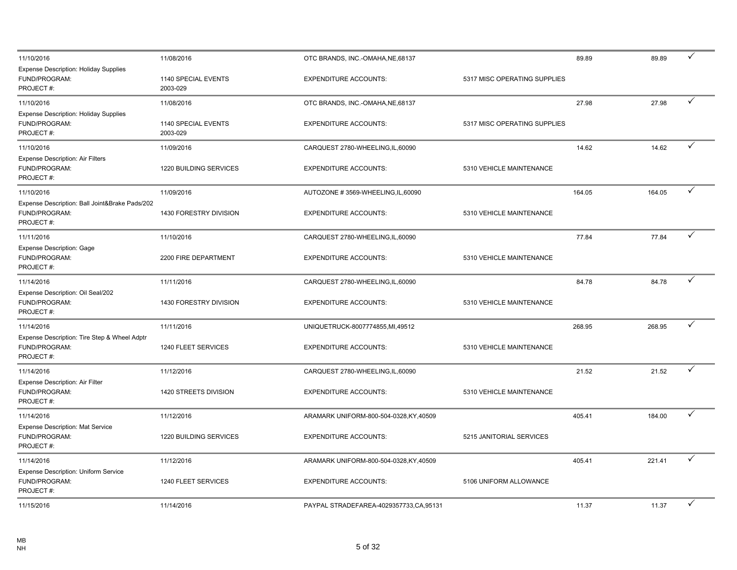| | | | | | | |
|---|---|---|---|---|---|---|
| 11/10/2016 | 11/08/2016 | OTC BRANDS, INC.-OMAHA,NE,68137 | | 89.89 | 89.89 | ✓ |
| Expense Description: Holiday Supplies | | | | | | |
| FUND/PROGRAM: | 1140 SPECIAL EVENTS | EXPENDITURE ACCOUNTS: | 5317 MISC OPERATING SUPPLIES | | | |
| PROJECT #: | 2003-029 | | | | | |
| 11/10/2016 | 11/08/2016 | OTC BRANDS, INC.-OMAHA,NE,68137 | | 27.98 | 27.98 | ✓ |
| Expense Description: Holiday Supplies | | | | | | |
| FUND/PROGRAM: | 1140 SPECIAL EVENTS | EXPENDITURE ACCOUNTS: | 5317 MISC OPERATING SUPPLIES | | | |
| PROJECT #: | 2003-029 | | | | | |
| 11/10/2016 | 11/09/2016 | CARQUEST 2780-WHEELING,IL,60090 | | 14.62 | 14.62 | ✓ |
| Expense Description: Air Filters | | | | | | |
| FUND/PROGRAM: | 1220 BUILDING SERVICES | EXPENDITURE ACCOUNTS: | 5310 VEHICLE MAINTENANCE | | | |
| PROJECT #: | | | | | | |
| 11/10/2016 | 11/09/2016 | AUTOZONE # 3569-WHEELING,IL,60090 | | 164.05 | 164.05 | ✓ |
| Expense Description: Ball Joint&Brake Pads/202 | | | | | | |
| FUND/PROGRAM: | 1430 FORESTRY DIVISION | EXPENDITURE ACCOUNTS: | 5310 VEHICLE MAINTENANCE | | | |
| PROJECT #: | | | | | | |
| 11/11/2016 | 11/10/2016 | CARQUEST 2780-WHEELING,IL,60090 | | 77.84 | 77.84 | ✓ |
| Expense Description: Gage | | | | | | |
| FUND/PROGRAM: | 2200 FIRE DEPARTMENT | EXPENDITURE ACCOUNTS: | 5310 VEHICLE MAINTENANCE | | | |
| PROJECT #: | | | | | | |
| 11/14/2016 | 11/11/2016 | CARQUEST 2780-WHEELING,IL,60090 | | 84.78 | 84.78 | ✓ |
| Expense Description: Oil Seal/202 | | | | | | |
| FUND/PROGRAM: | 1430 FORESTRY DIVISION | EXPENDITURE ACCOUNTS: | 5310 VEHICLE MAINTENANCE | | | |
| PROJECT #: | | | | | | |
| 11/14/2016 | 11/11/2016 | UNIQUETRUCK-8007774855,MI,49512 | | 268.95 | 268.95 | ✓ |
| Expense Description: Tire Step & Wheel Adptr | | | | | | |
| FUND/PROGRAM: | 1240 FLEET SERVICES | EXPENDITURE ACCOUNTS: | 5310 VEHICLE MAINTENANCE | | | |
| PROJECT #: | | | | | | |
| 11/14/2016 | 11/12/2016 | CARQUEST 2780-WHEELING,IL,60090 | | 21.52 | 21.52 | ✓ |
| Expense Description: Air Filter | | | | | | |
| FUND/PROGRAM: | 1420 STREETS DIVISION | EXPENDITURE ACCOUNTS: | 5310 VEHICLE MAINTENANCE | | | |
| PROJECT #: | | | | | | |
| 11/14/2016 | 11/12/2016 | ARAMARK UNIFORM-800-504-0328,KY,40509 | | 405.41 | 184.00 | ✓ |
| Expense Description: Mat Service | | | | | | |
| FUND/PROGRAM: | 1220 BUILDING SERVICES | EXPENDITURE ACCOUNTS: | 5215 JANITORIAL SERVICES | | | |
| PROJECT #: | | | | | | |
| 11/14/2016 | 11/12/2016 | ARAMARK UNIFORM-800-504-0328,KY,40509 | | 405.41 | 221.41 | ✓ |
| Expense Description: Uniform Service | | | | | | |
| FUND/PROGRAM: | 1240 FLEET SERVICES | EXPENDITURE ACCOUNTS: | 5106 UNIFORM ALLOWANCE | | | |
| PROJECT #: | | | | | | |
| 11/15/2016 | 11/14/2016 | PAYPAL STRADEFAREA-4029357733,CA,95131 | | 11.37 | 11.37 | ✓ |

MB
NH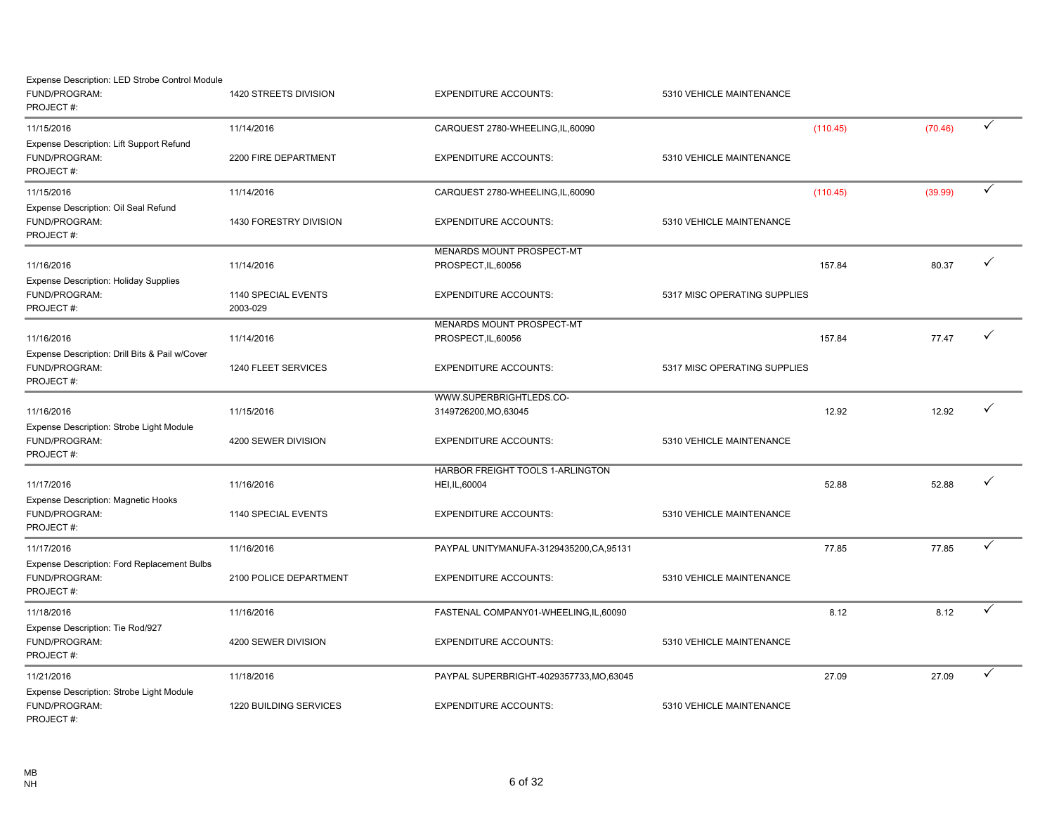Expense Description: LED Strobe Control Module
FUND/PROGRAM: 1420 STREETS DIVISION | EXPENDITURE ACCOUNTS: 5310 VEHICLE MAINTENANCE
PROJECT #:

| Posting Date | Transaction Date | Merchant | | Amount | Allocated | ✓ |
|---|---|---|---|---|---|---|
| 11/15/2016 | 11/14/2016 | CARQUEST 2780-WHEELING,IL,60090 | | (110.45) | (70.46) | ✓ |
| Expense Description: Lift Support Refund | | | | | | |
| FUND/PROGRAM: | 2200 FIRE DEPARTMENT | EXPENDITURE ACCOUNTS: | 5310 VEHICLE MAINTENANCE | | | |
| PROJECT #: | | | | | | |
| 11/15/2016 | 11/14/2016 | CARQUEST 2780-WHEELING,IL,60090 | | (110.45) | (39.99) | ✓ |
| Expense Description: Oil Seal Refund | | | | | | |
| FUND/PROGRAM: | 1430 FORESTRY DIVISION | EXPENDITURE ACCOUNTS: | 5310 VEHICLE MAINTENANCE | | | |
| PROJECT #: | | | | | | |
| 11/16/2016 | 11/14/2016 | MENARDS MOUNT PROSPECT-MT PROSPECT,IL,60056 | | 157.84 | 80.37 | ✓ |
| Expense Description: Holiday Supplies | | | | | | |
| FUND/PROGRAM: | 1140 SPECIAL EVENTS | EXPENDITURE ACCOUNTS: | 5317 MISC OPERATING SUPPLIES | | | |
| PROJECT #: | 2003-029 | | | | | |
| 11/16/2016 | 11/14/2016 | MENARDS MOUNT PROSPECT-MT PROSPECT,IL,60056 | | 157.84 | 77.47 | ✓ |
| Expense Description: Drill Bits & Pail w/Cover | | | | | | |
| FUND/PROGRAM: | 1240 FLEET SERVICES | EXPENDITURE ACCOUNTS: | 5317 MISC OPERATING SUPPLIES | | | |
| PROJECT #: | | | | | | |
| 11/16/2016 | 11/15/2016 | WWW.SUPERBRIGHTLEDS.CO-3149726200,MO,63045 | | 12.92 | 12.92 | ✓ |
| Expense Description: Strobe Light Module | | | | | | |
| FUND/PROGRAM: | 4200 SEWER DIVISION | EXPENDITURE ACCOUNTS: | 5310 VEHICLE MAINTENANCE | | | |
| PROJECT #: | | | | | | |
| 11/17/2016 | 11/16/2016 | HARBOR FREIGHT TOOLS 1-ARLINGTON HEI,IL,60004 | | 52.88 | 52.88 | ✓ |
| Expense Description: Magnetic Hooks | | | | | | |
| FUND/PROGRAM: | 1140 SPECIAL EVENTS | EXPENDITURE ACCOUNTS: | 5310 VEHICLE MAINTENANCE | | | |
| PROJECT #: | | | | | | |
| 11/17/2016 | 11/16/2016 | PAYPAL UNITYMANUFA-3129435200,CA,95131 | | 77.85 | 77.85 | ✓ |
| Expense Description: Ford Replacement Bulbs | | | | | | |
| FUND/PROGRAM: | 2100 POLICE DEPARTMENT | EXPENDITURE ACCOUNTS: | 5310 VEHICLE MAINTENANCE | | | |
| PROJECT #: | | | | | | |
| 11/18/2016 | 11/16/2016 | FASTENAL COMPANY01-WHEELING,IL,60090 | | 8.12 | 8.12 | ✓ |
| Expense Description: Tie Rod/927 | | | | | | |
| FUND/PROGRAM: | 4200 SEWER DIVISION | EXPENDITURE ACCOUNTS: | 5310 VEHICLE MAINTENANCE | | | |
| PROJECT #: | | | | | | |
| 11/21/2016 | 11/18/2016 | PAYPAL SUPERBRIGHT-4029357733,MO,63045 | | 27.09 | 27.09 | ✓ |
| Expense Description: Strobe Light Module | | | | | | |
| FUND/PROGRAM: | 1220 BUILDING SERVICES | EXPENDITURE ACCOUNTS: | 5310 VEHICLE MAINTENANCE | | | |
| PROJECT #: | | | | | | |

MB
NH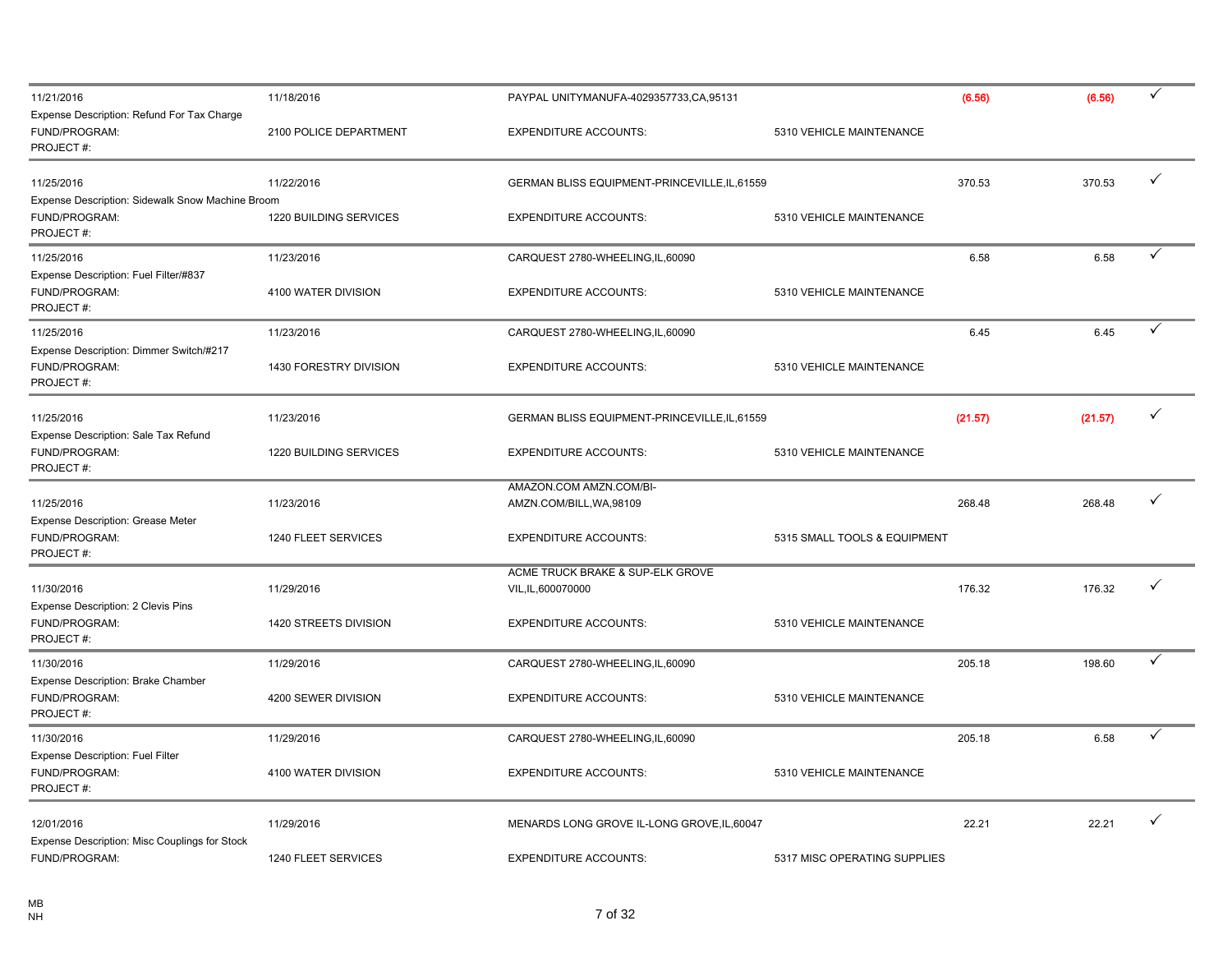| | | | | | | |
|---|---|---|---|---|---|---|
| 11/21/2016 | 11/18/2016 | PAYPAL UNITYMANUFA-4029357733,CA,95131 | | (6.56) | (6.56) | ✓ |
| Expense Description: Refund For Tax Charge | | | | | | |
| FUND/PROGRAM: | 2100 POLICE DEPARTMENT | EXPENDITURE ACCOUNTS: | 5310 VEHICLE MAINTENANCE | | | |
| PROJECT #: | | | | | | |
| 11/25/2016 | 11/22/2016 | GERMAN BLISS EQUIPMENT-PRINCEVILLE,IL,61559 | | 370.53 | 370.53 | ✓ |
| Expense Description: Sidewalk Snow Machine Broom | | | | | | |
| FUND/PROGRAM: | 1220 BUILDING SERVICES | EXPENDITURE ACCOUNTS: | 5310 VEHICLE MAINTENANCE | | | |
| PROJECT #: | | | | | | |
| 11/25/2016 | 11/23/2016 | CARQUEST 2780-WHEELING,IL,60090 | | 6.58 | 6.58 | ✓ |
| Expense Description: Fuel Filter/#837 | | | | | | |
| FUND/PROGRAM: | 4100 WATER DIVISION | EXPENDITURE ACCOUNTS: | 5310 VEHICLE MAINTENANCE | | | |
| PROJECT #: | | | | | | |
| 11/25/2016 | 11/23/2016 | CARQUEST 2780-WHEELING,IL,60090 | | 6.45 | 6.45 | ✓ |
| Expense Description: Dimmer Switch/#217 | | | | | | |
| FUND/PROGRAM: | 1430 FORESTRY DIVISION | EXPENDITURE ACCOUNTS: | 5310 VEHICLE MAINTENANCE | | | |
| PROJECT #: | | | | | | |
| 11/25/2016 | 11/23/2016 | GERMAN BLISS EQUIPMENT-PRINCEVILLE,IL,61559 | | (21.57) | (21.57) | ✓ |
| Expense Description: Sale Tax Refund | | | | | | |
| FUND/PROGRAM: | 1220 BUILDING SERVICES | EXPENDITURE ACCOUNTS: | 5310 VEHICLE MAINTENANCE | | | |
| PROJECT #: | | | | | | |
| 11/25/2016 | 11/23/2016 | AMAZON.COM AMZN.COM/BI-AMZN.COM/BILL,WA,98109 | | 268.48 | 268.48 | ✓ |
| Expense Description: Grease Meter | | | | | | |
| FUND/PROGRAM: | 1240 FLEET SERVICES | EXPENDITURE ACCOUNTS: | 5315 SMALL TOOLS & EQUIPMENT | | | |
| PROJECT #: | | | | | | |
| 11/30/2016 | 11/29/2016 | ACME TRUCK BRAKE & SUP-ELK GROVE VIL,IL,600070000 | | 176.32 | 176.32 | ✓ |
| Expense Description: 2 Clevis Pins | | | | | | |
| FUND/PROGRAM: | 1420 STREETS DIVISION | EXPENDITURE ACCOUNTS: | 5310 VEHICLE MAINTENANCE | | | |
| PROJECT #: | | | | | | |
| 11/30/2016 | 11/29/2016 | CARQUEST 2780-WHEELING,IL,60090 | | 205.18 | 198.60 | ✓ |
| Expense Description: Brake Chamber | | | | | | |
| FUND/PROGRAM: | 4200 SEWER DIVISION | EXPENDITURE ACCOUNTS: | 5310 VEHICLE MAINTENANCE | | | |
| PROJECT #: | | | | | | |
| 11/30/2016 | 11/29/2016 | CARQUEST 2780-WHEELING,IL,60090 | | 205.18 | 6.58 | ✓ |
| Expense Description: Fuel Filter | | | | | | |
| FUND/PROGRAM: | 4100 WATER DIVISION | EXPENDITURE ACCOUNTS: | 5310 VEHICLE MAINTENANCE | | | |
| PROJECT #: | | | | | | |
| 12/01/2016 | 11/29/2016 | MENARDS LONG GROVE IL-LONG GROVE,IL,60047 | | 22.21 | 22.21 | ✓ |
| Expense Description: Misc Couplings for Stock | | | | | | |
| FUND/PROGRAM: | 1240 FLEET SERVICES | EXPENDITURE ACCOUNTS: | 5317 MISC OPERATING SUPPLIES | | | |

MB
NH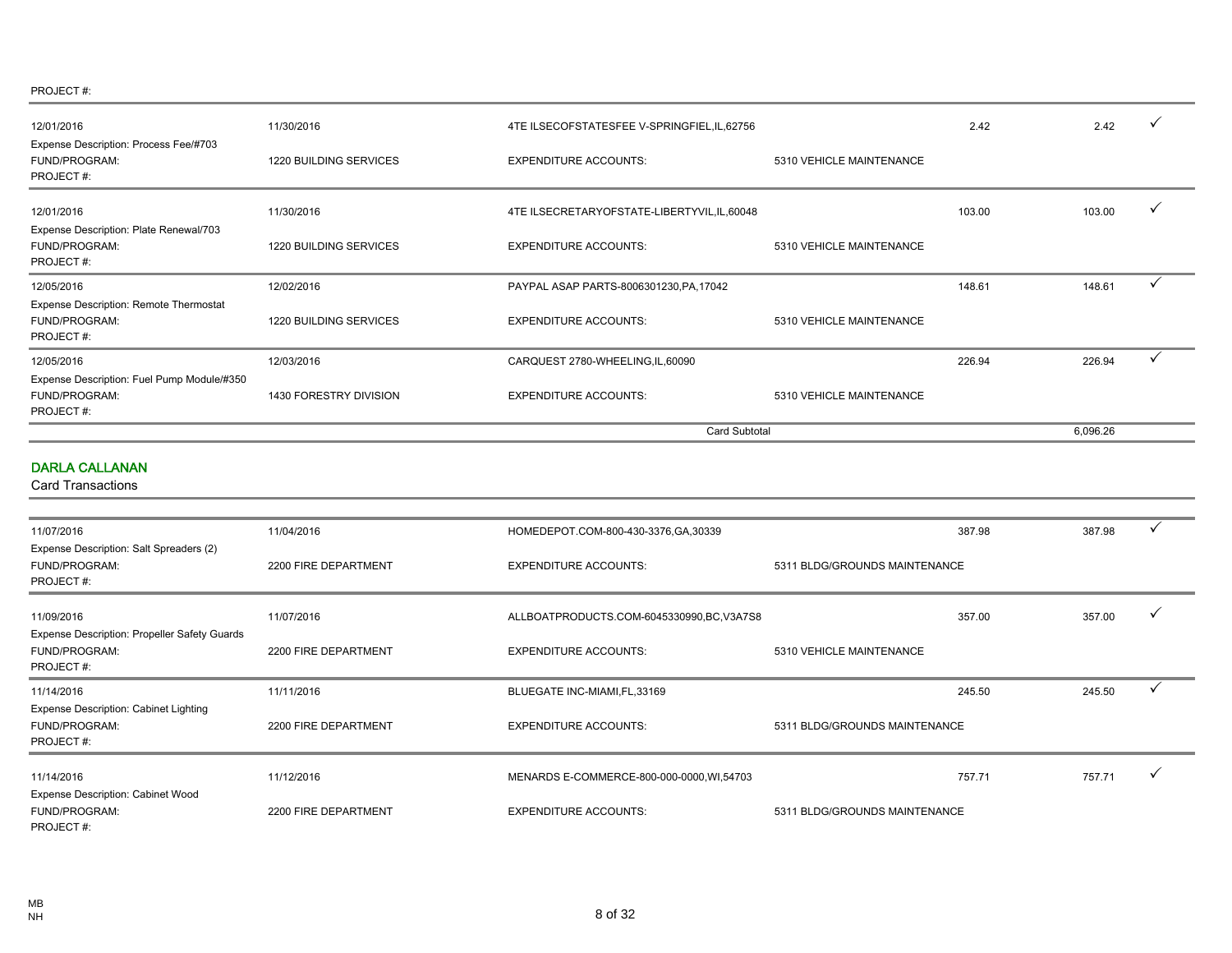PROJECT #:

| | | | | | | |
|---|---|---|---|---|---|---|
| 12/01/2016 | 11/30/2016 | 4TE ILSECOFSTATESFEE V-SPRINGFIEL,IL,62756 | | 2.42 | 2.42 | ✓ |
| Expense Description: Process Fee/#703 | | | | | | |
| FUND/PROGRAM: | 1220 BUILDING SERVICES | EXPENDITURE ACCOUNTS: | 5310 VEHICLE MAINTENANCE | | | |
| PROJECT #: | | | | | | |
| 12/01/2016 | 11/30/2016 | 4TE ILSECRETARYOFSTATE-LIBERTYVIL,IL,60048 | | 103.00 | 103.00 | ✓ |
| Expense Description: Plate Renewal/703 | | | | | | |
| FUND/PROGRAM: | 1220 BUILDING SERVICES | EXPENDITURE ACCOUNTS: | 5310 VEHICLE MAINTENANCE | | | |
| PROJECT #: | | | | | | |
| 12/05/2016 | 12/02/2016 | PAYPAL ASAP PARTS-8006301230,PA,17042 | | 148.61 | 148.61 | ✓ |
| Expense Description: Remote Thermostat | | | | | | |
| FUND/PROGRAM: | 1220 BUILDING SERVICES | EXPENDITURE ACCOUNTS: | 5310 VEHICLE MAINTENANCE | | | |
| PROJECT #: | | | | | | |
| 12/05/2016 | 12/03/2016 | CARQUEST 2780-WHEELING,IL,60090 | | 226.94 | 226.94 | ✓ |
| Expense Description: Fuel Pump Module/#350 | | | | | | |
| FUND/PROGRAM: | 1430 FORESTRY DIVISION | EXPENDITURE ACCOUNTS: | 5310 VEHICLE MAINTENANCE | | | |
| PROJECT #: | | | | | | |
| | | Card Subtotal | | | 6,096.26 | |

## DARLA CALLANAN

Card Transactions

| | | | | | | |
|---|---|---|---|---|---|---|
| 11/07/2016 | 11/04/2016 | HOMEDEPOT.COM-800-430-3376,GA,30339 | | 387.98 | 387.98 | ✓ |
| Expense Description: Salt Spreaders (2) | | | | | | |
| FUND/PROGRAM: | 2200 FIRE DEPARTMENT | EXPENDITURE ACCOUNTS: | 5311 BLDG/GROUNDS MAINTENANCE | | | |
| PROJECT #: | | | | | | |
| 11/09/2016 | 11/07/2016 | ALLBOATPRODUCTS.COM-6045330990,BC,V3A7S8 | | 357.00 | 357.00 | ✓ |
| Expense Description: Propeller Safety Guards | | | | | | |
| FUND/PROGRAM: | 2200 FIRE DEPARTMENT | EXPENDITURE ACCOUNTS: | 5310 VEHICLE MAINTENANCE | | | |
| PROJECT #: | | | | | | |
| 11/14/2016 | 11/11/2016 | BLUEGATE INC-MIAMI,FL,33169 | | 245.50 | 245.50 | ✓ |
| Expense Description: Cabinet Lighting | | | | | | |
| FUND/PROGRAM: | 2200 FIRE DEPARTMENT | EXPENDITURE ACCOUNTS: | 5311 BLDG/GROUNDS MAINTENANCE | | | |
| PROJECT #: | | | | | | |
| 11/14/2016 | 11/12/2016 | MENARDS E-COMMERCE-800-000-0000,WI,54703 | | 757.71 | 757.71 | ✓ |
| Expense Description: Cabinet Wood | | | | | | |
| FUND/PROGRAM: | 2200 FIRE DEPARTMENT | EXPENDITURE ACCOUNTS: | 5311 BLDG/GROUNDS MAINTENANCE | | | |
| PROJECT #: | | | | | | |

MB
NH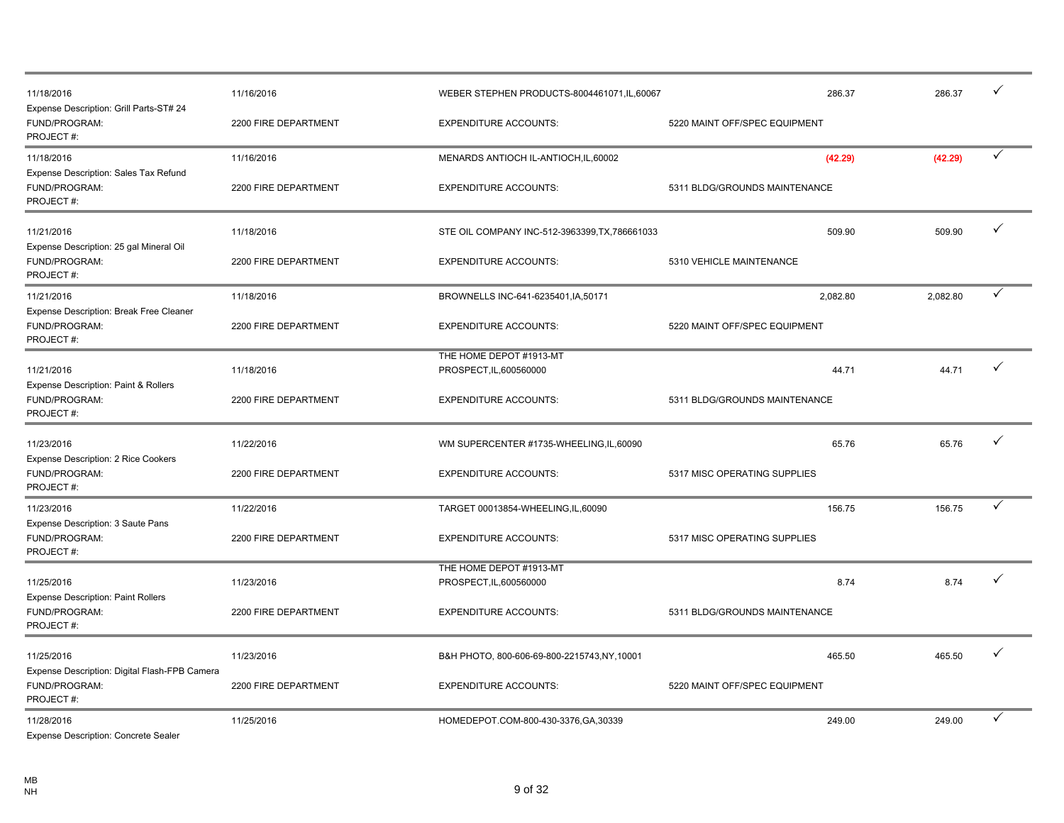| | | | | | | |
|---|---|---|---|---|---|---|
| 11/18/2016 | 11/16/2016 | WEBER STEPHEN PRODUCTS-8004461071,IL,60067 | | 286.37 | 286.37 | ✓ |
| Expense Description: Grill Parts-ST# 24 | | | | | | |
| FUND/PROGRAM: | 2200 FIRE DEPARTMENT | EXPENDITURE ACCOUNTS: | 5220 MAINT OFF/SPEC EQUIPMENT | | | |
| PROJECT #: | | | | | | |
| 11/18/2016 | 11/16/2016 | MENARDS ANTIOCH IL-ANTIOCH,IL,60002 | | (42.29) | (42.29) | ✓ |
| Expense Description: Sales Tax Refund | | | | | | |
| FUND/PROGRAM: | 2200 FIRE DEPARTMENT | EXPENDITURE ACCOUNTS: | 5311 BLDG/GROUNDS MAINTENANCE | | | |
| PROJECT #: | | | | | | |
| 11/21/2016 | 11/18/2016 | STE OIL COMPANY INC-512-3963399,TX,786661033 | | 509.90 | 509.90 | ✓ |
| Expense Description: 25 gal Mineral Oil | | | | | | |
| FUND/PROGRAM: | 2200 FIRE DEPARTMENT | EXPENDITURE ACCOUNTS: | 5310 VEHICLE MAINTENANCE | | | |
| PROJECT #: | | | | | | |
| 11/21/2016 | 11/18/2016 | BROWNELLS INC-641-6235401,IA,50171 | | 2,082.80 | 2,082.80 | ✓ |
| Expense Description: Break Free Cleaner | | | | | | |
| FUND/PROGRAM: | 2200 FIRE DEPARTMENT | EXPENDITURE ACCOUNTS: | 5220 MAINT OFF/SPEC EQUIPMENT | | | |
| PROJECT #: | | | | | | |
| 11/21/2016 | 11/18/2016 | THE HOME DEPOT #1913-MT PROSPECT,IL,600560000 | | 44.71 | 44.71 | ✓ |
| Expense Description: Paint & Rollers | | | | | | |
| FUND/PROGRAM: | 2200 FIRE DEPARTMENT | EXPENDITURE ACCOUNTS: | 5311 BLDG/GROUNDS MAINTENANCE | | | |
| PROJECT #: | | | | | | |
| 11/23/2016 | 11/22/2016 | WM SUPERCENTER #1735-WHEELING,IL,60090 | | 65.76 | 65.76 | ✓ |
| Expense Description: 2 Rice Cookers | | | | | | |
| FUND/PROGRAM: | 2200 FIRE DEPARTMENT | EXPENDITURE ACCOUNTS: | 5317 MISC OPERATING SUPPLIES | | | |
| PROJECT #: | | | | | | |
| 11/23/2016 | 11/22/2016 | TARGET 00013854-WHEELING,IL,60090 | | 156.75 | 156.75 | ✓ |
| Expense Description: 3 Saute Pans | | | | | | |
| FUND/PROGRAM: | 2200 FIRE DEPARTMENT | EXPENDITURE ACCOUNTS: | 5317 MISC OPERATING SUPPLIES | | | |
| PROJECT #: | | | | | | |
| 11/25/2016 | 11/23/2016 | THE HOME DEPOT #1913-MT PROSPECT,IL,600560000 | | 8.74 | 8.74 | ✓ |
| Expense Description: Paint Rollers | | | | | | |
| FUND/PROGRAM: | 2200 FIRE DEPARTMENT | EXPENDITURE ACCOUNTS: | 5311 BLDG/GROUNDS MAINTENANCE | | | |
| PROJECT #: | | | | | | |
| 11/25/2016 | 11/23/2016 | B&H PHOTO, 800-606-69-800-2215743,NY,10001 | | 465.50 | 465.50 | ✓ |
| Expense Description: Digital Flash-FPB Camera | | | | | | |
| FUND/PROGRAM: | 2200 FIRE DEPARTMENT | EXPENDITURE ACCOUNTS: | 5220 MAINT OFF/SPEC EQUIPMENT | | | |
| PROJECT #: | | | | | | |
| 11/28/2016 | 11/25/2016 | HOMEDEPOT.COM-800-430-3376,GA,30339 | | 249.00 | 249.00 | ✓ |
| Expense Description: Concrete Sealer | | | | | | |

MB
NH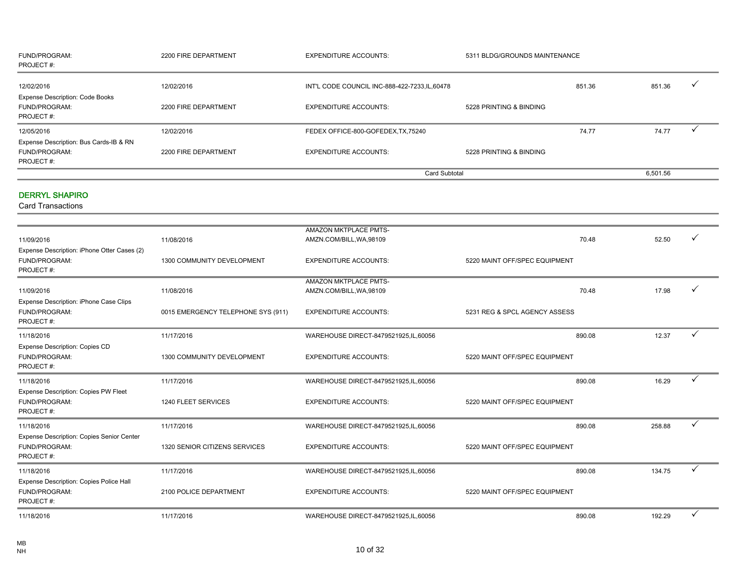| | | | | | | |
|---|---|---|---|---|---|---|
| FUND/PROGRAM: | 2200 FIRE DEPARTMENT | EXPENDITURE ACCOUNTS: | 5311 BLDG/GROUNDS MAINTENANCE | | | |
| PROJECT #: | | | | | | |
| 12/02/2016 | 12/02/2016 | INT'L CODE COUNCIL INC-888-422-7233,IL,60478 | | 851.36 | 851.36 | ✓ |
| Expense Description: Code Books | | | | | | |
| FUND/PROGRAM: | 2200 FIRE DEPARTMENT | EXPENDITURE ACCOUNTS: | 5228 PRINTING & BINDING | | | |
| PROJECT #: | | | | | | |
| 12/05/2016 | 12/02/2016 | FEDEX OFFICE-800-GOFEDEX,TX,75240 | | 74.77 | 74.77 | ✓ |
| Expense Description: Bus Cards-IB & RN | | | | | | |
| FUND/PROGRAM: | 2200 FIRE DEPARTMENT | EXPENDITURE ACCOUNTS: | 5228 PRINTING & BINDING | | | |
| PROJECT #: | | | | | | |
| | | Card Subtotal | | | 6,501.56 | |

## DERRYL SHAPIRO

Card Transactions

| | | | | | | |
|---|---|---|---|---|---|---|
| 11/09/2016 | 11/08/2016 | AMAZON MKTPLACE PMTS-AMZN.COM/BILL,WA,98109 | | 70.48 | 52.50 | ✓ |
| Expense Description: iPhone Otter Cases (2) | | | | | | |
| FUND/PROGRAM: | 1300 COMMUNITY DEVELOPMENT | EXPENDITURE ACCOUNTS: | 5220 MAINT OFF/SPEC EQUIPMENT | | | |
| PROJECT #: | | | | | | |
| 11/09/2016 | 11/08/2016 | AMAZON MKTPLACE PMTS-AMZN.COM/BILL,WA,98109 | | 70.48 | 17.98 | ✓ |
| Expense Description: iPhone Case Clips | | | | | | |
| FUND/PROGRAM: | 0015 EMERGENCY TELEPHONE SYS (911) | EXPENDITURE ACCOUNTS: | 5231 REG & SPCL AGENCY ASSESS | | | |
| PROJECT #: | | | | | | |
| 11/18/2016 | 11/17/2016 | WAREHOUSE DIRECT-8479521925,IL,60056 | | 890.08 | 12.37 | ✓ |
| Expense Description: Copies CD | | | | | | |
| FUND/PROGRAM: | 1300 COMMUNITY DEVELOPMENT | EXPENDITURE ACCOUNTS: | 5220 MAINT OFF/SPEC EQUIPMENT | | | |
| PROJECT #: | | | | | | |
| 11/18/2016 | 11/17/2016 | WAREHOUSE DIRECT-8479521925,IL,60056 | | 890.08 | 16.29 | ✓ |
| Expense Description: Copies PW Fleet | | | | | | |
| FUND/PROGRAM: | 1240 FLEET SERVICES | EXPENDITURE ACCOUNTS: | 5220 MAINT OFF/SPEC EQUIPMENT | | | |
| PROJECT #: | | | | | | |
| 11/18/2016 | 11/17/2016 | WAREHOUSE DIRECT-8479521925,IL,60056 | | 890.08 | 258.88 | ✓ |
| Expense Description: Copies Senior Center | | | | | | |
| FUND/PROGRAM: | 1320 SENIOR CITIZENS SERVICES | EXPENDITURE ACCOUNTS: | 5220 MAINT OFF/SPEC EQUIPMENT | | | |
| PROJECT #: | | | | | | |
| 11/18/2016 | 11/17/2016 | WAREHOUSE DIRECT-8479521925,IL,60056 | | 890.08 | 134.75 | ✓ |
| Expense Description: Copies Police Hall | | | | | | |
| FUND/PROGRAM: | 2100 POLICE DEPARTMENT | EXPENDITURE ACCOUNTS: | 5220 MAINT OFF/SPEC EQUIPMENT | | | |
| PROJECT #: | | | | | | |
| 11/18/2016 | 11/17/2016 | WAREHOUSE DIRECT-8479521925,IL,60056 | | 890.08 | 192.29 | ✓ |

MB
NH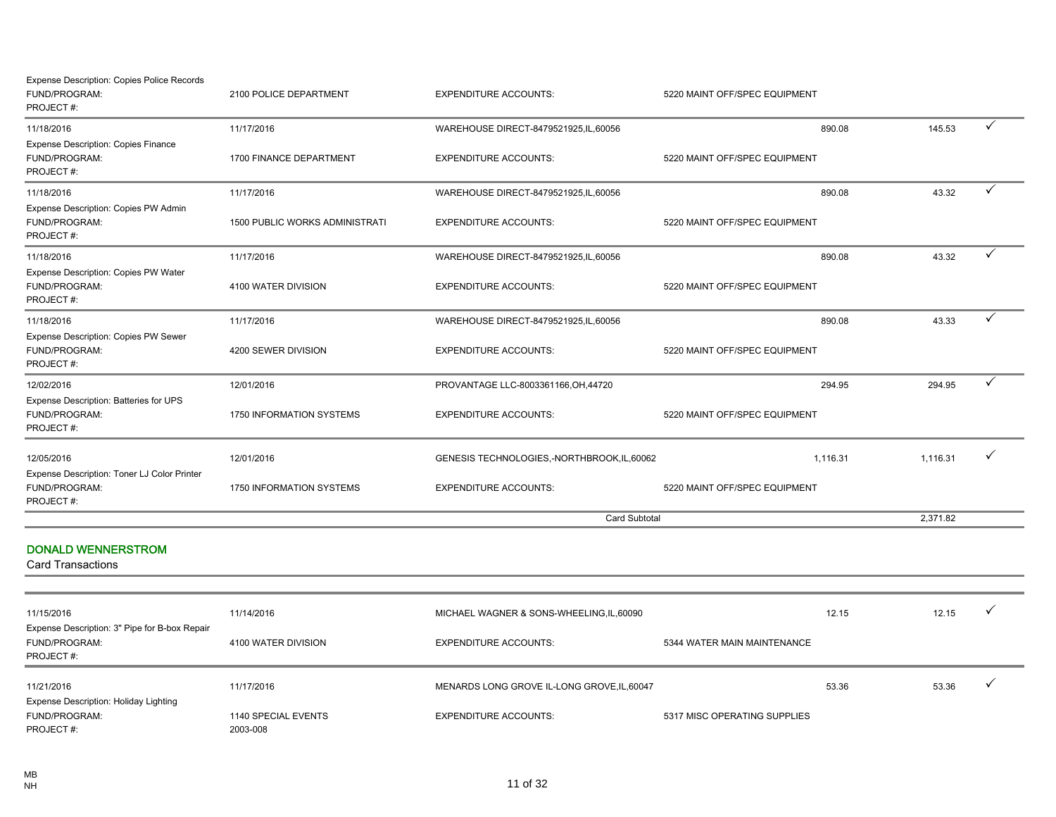Expense Description: Copies Police Records
FUND/PROGRAM: 2100 POLICE DEPARTMENT | EXPENDITURE ACCOUNTS: 5220 MAINT OFF/SPEC EQUIPMENT
PROJECT #:

| Post Date | Transaction Date | Merchant | Transaction Amount | Allocated Amount | |
|---|---|---|---|---|---|
| 11/18/2016 | 11/17/2016 | WAREHOUSE DIRECT-8479521925,IL,60056 | 890.08 | 145.53 | ✓ |
| Expense Description: Copies Finance | | | | | |
| FUND/PROGRAM: | 1700 FINANCE DEPARTMENT | EXPENDITURE ACCOUNTS: | 5220 MAINT OFF/SPEC EQUIPMENT | | |
| PROJECT #: | | | | | |
| 11/18/2016 | 11/17/2016 | WAREHOUSE DIRECT-8479521925,IL,60056 | 890.08 | 43.32 | ✓ |
| Expense Description: Copies PW Admin | | | | | |
| FUND/PROGRAM: | 1500 PUBLIC WORKS ADMINISTRATI | EXPENDITURE ACCOUNTS: | 5220 MAINT OFF/SPEC EQUIPMENT | | |
| PROJECT #: | | | | | |
| 11/18/2016 | 11/17/2016 | WAREHOUSE DIRECT-8479521925,IL,60056 | 890.08 | 43.32 | ✓ |
| Expense Description: Copies PW Water | | | | | |
| FUND/PROGRAM: | 4100 WATER DIVISION | EXPENDITURE ACCOUNTS: | 5220 MAINT OFF/SPEC EQUIPMENT | | |
| PROJECT #: | | | | | |
| 11/18/2016 | 11/17/2016 | WAREHOUSE DIRECT-8479521925,IL,60056 | 890.08 | 43.33 | ✓ |
| Expense Description: Copies PW Sewer | | | | | |
| FUND/PROGRAM: | 4200 SEWER DIVISION | EXPENDITURE ACCOUNTS: | 5220 MAINT OFF/SPEC EQUIPMENT | | |
| PROJECT #: | | | | | |
| 12/02/2016 | 12/01/2016 | PROVANTAGE LLC-8003361166,OH,44720 | 294.95 | 294.95 | ✓ |
| Expense Description: Batteries for UPS | | | | | |
| FUND/PROGRAM: | 1750 INFORMATION SYSTEMS | EXPENDITURE ACCOUNTS: | 5220 MAINT OFF/SPEC EQUIPMENT | | |
| PROJECT #: | | | | | |
| 12/05/2016 | 12/01/2016 | GENESIS TECHNOLOGIES,-NORTHBROOK,IL,60062 | 1,116.31 | 1,116.31 | ✓ |
| Expense Description: Toner LJ Color Printer | | | | | |
| FUND/PROGRAM: | 1750 INFORMATION SYSTEMS | EXPENDITURE ACCOUNTS: | 5220 MAINT OFF/SPEC EQUIPMENT | | |
| PROJECT #: | | | | | |
| | | Card Subtotal | | 2,371.82 | |

## DONALD WENNERSTROM

Card Transactions

| Post Date | Transaction Date | Merchant | Transaction Amount | Allocated Amount | |
|---|---|---|---|---|---|
| 11/15/2016 | 11/14/2016 | MICHAEL WAGNER & SONS-WHEELING,IL,60090 | 12.15 | 12.15 | ✓ |
| Expense Description: 3" Pipe for B-box Repair | | | | | |
| FUND/PROGRAM: | 4100 WATER DIVISION | EXPENDITURE ACCOUNTS: | 5344 WATER MAIN MAINTENANCE | | |
| PROJECT #: | | | | | |
| 11/21/2016 | 11/17/2016 | MENARDS LONG GROVE IL-LONG GROVE,IL,60047 | 53.36 | 53.36 | ✓ |
| Expense Description: Holiday Lighting | | | | | |
| FUND/PROGRAM: | 1140 SPECIAL EVENTS | EXPENDITURE ACCOUNTS: | 5317 MISC OPERATING SUPPLIES | | |
| PROJECT #: | 2003-008 | | | | |

MB
NH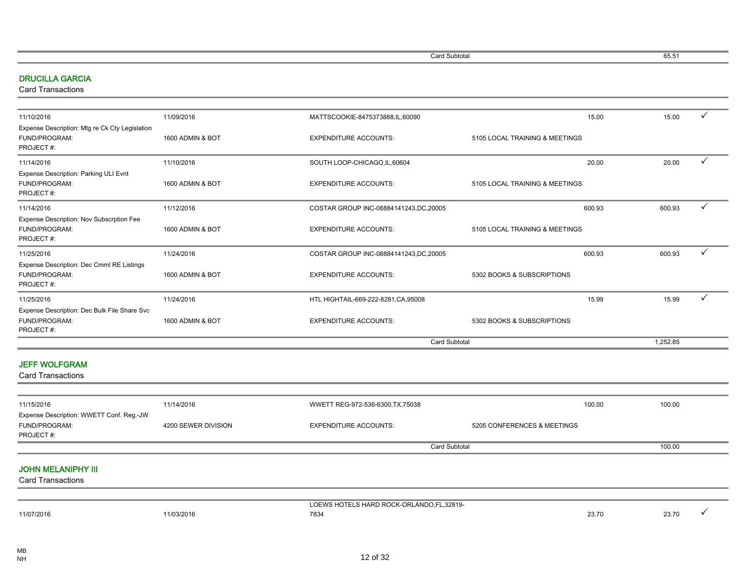| | | Card Subtotal | | 65.51 | |
|---|---|---|---|---|---|

## DRUCILLA GARCIA

Card Transactions

| | | | | | |
|---|---|---|---|---|---|
| 11/10/2016 | 11/09/2016 | MATTSCOOKIE-8475373888,IL,60090 | 15.00 | 15.00 | ✓ |
| Expense Description: Mtg re Ck Cty Legislation | | | | | |
| FUND/PROGRAM: | 1600 ADMIN & BOT | EXPENDITURE ACCOUNTS: | 5105 LOCAL TRAINING & MEETINGS | | |
| PROJECT #: | | | | | |
| 11/14/2016 | 11/10/2016 | SOUTH LOOP-CHICAGO,IL,60604 | 20.00 | 20.00 | ✓ |
| Expense Description: Parking ULI Evnt | | | | | |
| FUND/PROGRAM: | 1600 ADMIN & BOT | EXPENDITURE ACCOUNTS: | 5105 LOCAL TRAINING & MEETINGS | | |
| PROJECT #: | | | | | |
| 11/14/2016 | 11/12/2016 | COSTAR GROUP INC-08884141243,DC,20005 | 600.93 | 600.93 | ✓ |
| Expense Description: Nov Subscrption Fee | | | | | |
| FUND/PROGRAM: | 1600 ADMIN & BOT | EXPENDITURE ACCOUNTS: | 5105 LOCAL TRAINING & MEETINGS | | |
| PROJECT #: | | | | | |
| 11/25/2016 | 11/24/2016 | COSTAR GROUP INC-08884141243,DC,20005 | 600.93 | 600.93 | ✓ |
| Expense Description: Dec Cmml RE Listings | | | | | |
| FUND/PROGRAM: | 1600 ADMIN & BOT | EXPENDITURE ACCOUNTS: | 5302 BOOKS & SUBSCRIPTIONS | | |
| PROJECT #: | | | | | |
| 11/25/2016 | 11/24/2016 | HTL HIGHTAIL-669-222-8281,CA,95008 | 15.99 | 15.99 | ✓ |
| Expense Description: Dec Bulk File Share Svc | | | | | |
| FUND/PROGRAM: | 1600 ADMIN & BOT | EXPENDITURE ACCOUNTS: | 5302 BOOKS & SUBSCRIPTIONS | | |
| PROJECT #: | | | | | |
| | | Card Subtotal | | 1,252.85 | |

## JEFF WOLFGRAM

Card Transactions

| | | | | | |
|---|---|---|---|---|---|
| 11/15/2016 | 11/14/2016 | WWETT REG-972-536-6300,TX,75038 | 100.00 | 100.00 | |
| Expense Description: WWETT Conf. Reg.-JW | | | | | |
| FUND/PROGRAM: | 4200 SEWER DIVISION | EXPENDITURE ACCOUNTS: | 5205 CONFERENCES & MEETINGS | | |
| PROJECT #: | | | | | |
| | | Card Subtotal | | 100.00 | |

## JOHN MELANIPHY III

Card Transactions

| | | | | | |
|---|---|---|---|---|---|
| 11/07/2016 | 11/03/2016 | LOEWS HOTELS HARD ROCK-ORLANDO,FL,32819-7834 | 23.70 | 23.70 | ✓ |

MB
NH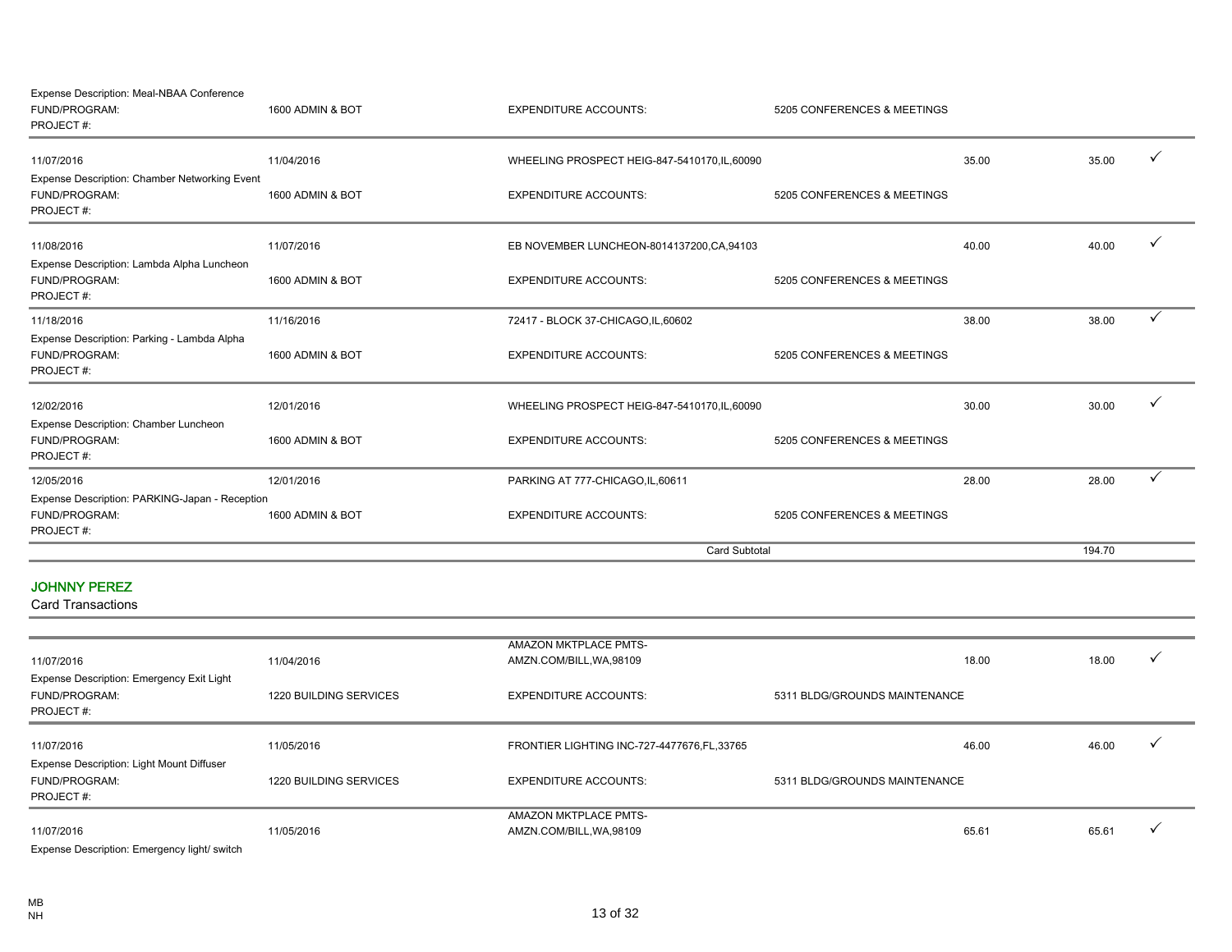Expense Description: Meal-NBAA Conference
FUND/PROGRAM: 1600 ADMIN & BOT | EXPENDITURE ACCOUNTS: 5205 CONFERENCES & MEETINGS
PROJECT #:

| Posting Date | Transaction Date | Merchant | | Amount | Amount | |
|---|---|---|---|---|---|---|
| 11/07/2016 | 11/04/2016 | WHEELING PROSPECT HEIG-847-5410170,IL,60090 | | 35.00 | 35.00 | ✓ |
| Expense Description: Chamber Networking Event | | | | | | |
| FUND/PROGRAM: | 1600 ADMIN & BOT | EXPENDITURE ACCOUNTS: | 5205 CONFERENCES & MEETINGS | | | |
| PROJECT #: | | | | | | |
| 11/08/2016 | 11/07/2016 | EB NOVEMBER LUNCHEON-8014137200,CA,94103 | | 40.00 | 40.00 | ✓ |
| Expense Description: Lambda Alpha Luncheon | | | | | | |
| FUND/PROGRAM: | 1600 ADMIN & BOT | EXPENDITURE ACCOUNTS: | 5205 CONFERENCES & MEETINGS | | | |
| PROJECT #: | | | | | | |
| 11/18/2016 | 11/16/2016 | 72417 - BLOCK 37-CHICAGO,IL,60602 | | 38.00 | 38.00 | ✓ |
| Expense Description: Parking - Lambda Alpha | | | | | | |
| FUND/PROGRAM: | 1600 ADMIN & BOT | EXPENDITURE ACCOUNTS: | 5205 CONFERENCES & MEETINGS | | | |
| PROJECT #: | | | | | | |
| 12/02/2016 | 12/01/2016 | WHEELING PROSPECT HEIG-847-5410170,IL,60090 | | 30.00 | 30.00 | ✓ |
| Expense Description: Chamber Luncheon | | | | | | |
| FUND/PROGRAM: | 1600 ADMIN & BOT | EXPENDITURE ACCOUNTS: | 5205 CONFERENCES & MEETINGS | | | |
| PROJECT #: | | | | | | |
| 12/05/2016 | 12/01/2016 | PARKING AT 777-CHICAGO,IL,60611 | | 28.00 | 28.00 | ✓ |
| Expense Description: PARKING-Japan - Reception | | | | | | |
| FUND/PROGRAM: | 1600 ADMIN & BOT | EXPENDITURE ACCOUNTS: | 5205 CONFERENCES & MEETINGS | | | |
| PROJECT #: | | | | | | |
| | | | Card Subtotal | | 194.70 | |

## JOHNNY PEREZ

Card Transactions

| Posting Date | Transaction Date | Merchant | | Amount | Amount | |
|---|---|---|---|---|---|---|
| 11/07/2016 | 11/04/2016 | AMAZON MKTPLACE PMTS-AMZN.COM/BILL,WA,98109 | | 18.00 | 18.00 | ✓ |
| Expense Description: Emergency Exit Light | | | | | | |
| FUND/PROGRAM: | 1220 BUILDING SERVICES | EXPENDITURE ACCOUNTS: | 5311 BLDG/GROUNDS MAINTENANCE | | | |
| PROJECT #: | | | | | | |
| 11/07/2016 | 11/05/2016 | FRONTIER LIGHTING INC-727-4477676,FL,33765 | | 46.00 | 46.00 | ✓ |
| Expense Description: Light Mount Diffuser | | | | | | |
| FUND/PROGRAM: | 1220 BUILDING SERVICES | EXPENDITURE ACCOUNTS: | 5311 BLDG/GROUNDS MAINTENANCE | | | |
| PROJECT #: | | | | | | |
| 11/07/2016 | 11/05/2016 | AMAZON MKTPLACE PMTS-AMZN.COM/BILL,WA,98109 | | 65.61 | 65.61 | ✓ |
| Expense Description: Emergency light/ switch | | | | | | |

MB
NH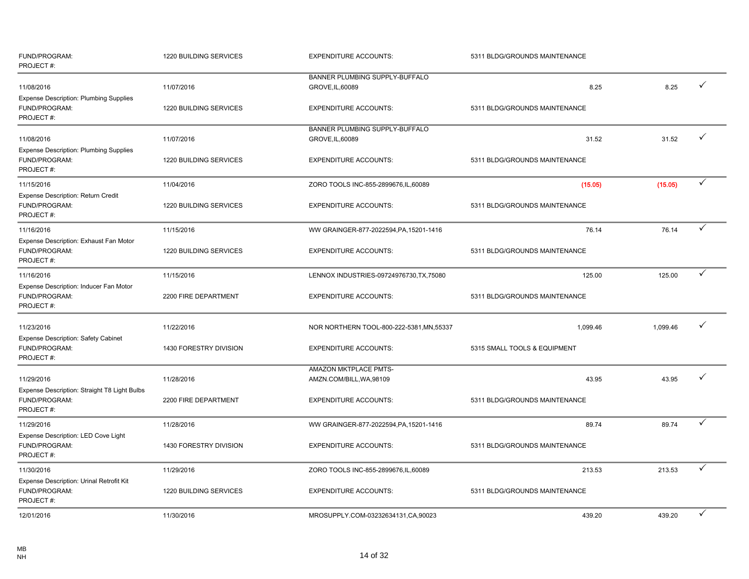| | | | | | | |
|---|---|---|---|---|---|---|
| FUND/PROGRAM:<br>PROJECT #: | 1220 BUILDING SERVICES | EXPENDITURE ACCOUNTS: | 5311 BLDG/GROUNDS MAINTENANCE | | | |
| 11/08/2016 | 11/07/2016 | BANNER PLUMBING SUPPLY-BUFFALO GROVE,IL,60089 | | 8.25 | 8.25 | ✓ |
| Expense Description: Plumbing Supplies<br>FUND/PROGRAM:<br>PROJECT #: | 1220 BUILDING SERVICES | EXPENDITURE ACCOUNTS: | 5311 BLDG/GROUNDS MAINTENANCE | | | |
| 11/08/2016 | 11/07/2016 | BANNER PLUMBING SUPPLY-BUFFALO GROVE,IL,60089 | | 31.52 | 31.52 | ✓ |
| Expense Description: Plumbing Supplies<br>FUND/PROGRAM:<br>PROJECT #: | 1220 BUILDING SERVICES | EXPENDITURE ACCOUNTS: | 5311 BLDG/GROUNDS MAINTENANCE | | | |
| 11/15/2016 | 11/04/2016 | ZORO TOOLS INC-855-2899676,IL,60089 | | (15.05) | (15.05) | ✓ |
| Expense Description: Return Credit<br>FUND/PROGRAM:<br>PROJECT #: | 1220 BUILDING SERVICES | EXPENDITURE ACCOUNTS: | 5311 BLDG/GROUNDS MAINTENANCE | | | |
| 11/16/2016 | 11/15/2016 | WW GRAINGER-877-2022594,PA,15201-1416 | | 76.14 | 76.14 | ✓ |
| Expense Description: Exhaust Fan Motor<br>FUND/PROGRAM:<br>PROJECT #: | 1220 BUILDING SERVICES | EXPENDITURE ACCOUNTS: | 5311 BLDG/GROUNDS MAINTENANCE | | | |
| 11/16/2016 | 11/15/2016 | LENNOX INDUSTRIES-09724976730,TX,75080 | | 125.00 | 125.00 | ✓ |
| Expense Description: Inducer Fan Motor<br>FUND/PROGRAM:<br>PROJECT #: | 2200 FIRE DEPARTMENT | EXPENDITURE ACCOUNTS: | 5311 BLDG/GROUNDS MAINTENANCE | | | |
| 11/23/2016 | 11/22/2016 | NOR NORTHERN TOOL-800-222-5381,MN,55337 | | 1,099.46 | 1,099.46 | ✓ |
| Expense Description: Safety Cabinet<br>FUND/PROGRAM:<br>PROJECT #: | 1430 FORESTRY DIVISION | EXPENDITURE ACCOUNTS: | 5315 SMALL TOOLS & EQUIPMENT | | | |
| 11/29/2016 | 11/28/2016 | AMAZON MKTPLACE PMTS-AMZN.COM/BILL,WA,98109 | | 43.95 | 43.95 | ✓ |
| Expense Description: Straight T8 Light Bulbs<br>FUND/PROGRAM:<br>PROJECT #: | 2200 FIRE DEPARTMENT | EXPENDITURE ACCOUNTS: | 5311 BLDG/GROUNDS MAINTENANCE | | | |
| 11/29/2016 | 11/28/2016 | WW GRAINGER-877-2022594,PA,15201-1416 | | 89.74 | 89.74 | ✓ |
| Expense Description: LED Cove Light<br>FUND/PROGRAM:<br>PROJECT #: | 1430 FORESTRY DIVISION | EXPENDITURE ACCOUNTS: | 5311 BLDG/GROUNDS MAINTENANCE | | | |
| 11/30/2016 | 11/29/2016 | ZORO TOOLS INC-855-2899676,IL,60089 | | 213.53 | 213.53 | ✓ |
| Expense Description: Urinal Retrofit Kit<br>FUND/PROGRAM:<br>PROJECT #: | 1220 BUILDING SERVICES | EXPENDITURE ACCOUNTS: | 5311 BLDG/GROUNDS MAINTENANCE | | | |
| 12/01/2016 | 11/30/2016 | MROSUPPLY.COM-03232634131,CA,90023 | | 439.20 | 439.20 | ✓ |

MB
NH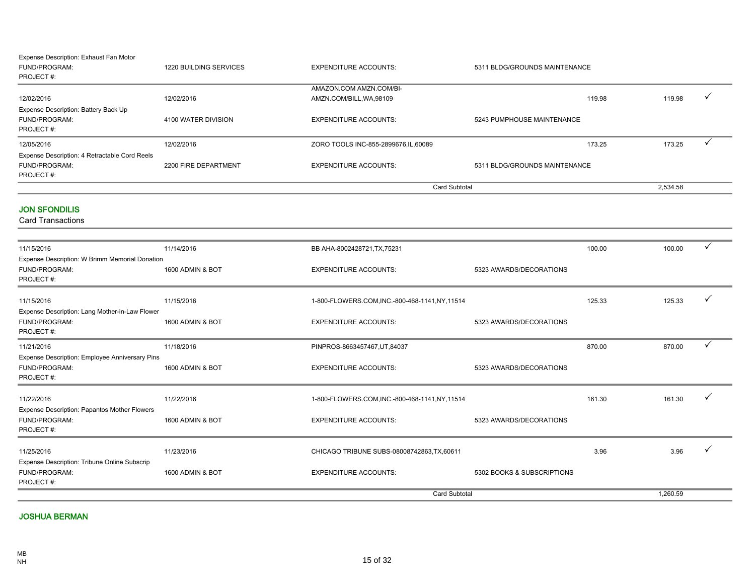Expense Description: Exhaust Fan Motor

| | | | | | | |
|---|---|---|---|---|---|---|
| FUND/PROGRAM: | 1220 BUILDING SERVICES | EXPENDITURE ACCOUNTS: | 5311 BLDG/GROUNDS MAINTENANCE | | | |
| PROJECT #: | | | | | | |
| 12/02/2016 | 12/02/2016 | AMAZON.COM AMZN.COM/BI-AMZN.COM/BILL,WA,98109 | | 119.98 | 119.98 | ✓ |
| Expense Description: Battery Back Up | | | | | | |
| FUND/PROGRAM: | 4100 WATER DIVISION | EXPENDITURE ACCOUNTS: | 5243 PUMPHOUSE MAINTENANCE | | | |
| PROJECT #: | | | | | | |
| 12/05/2016 | 12/02/2016 | ZORO TOOLS INC-855-2899676,IL,60089 | | 173.25 | 173.25 | ✓ |
| Expense Description: 4 Retractable Cord Reels | | | | | | |
| FUND/PROGRAM: | 2200 FIRE DEPARTMENT | EXPENDITURE ACCOUNTS: | 5311 BLDG/GROUNDS MAINTENANCE | | | |
| PROJECT #: | | | | | | |
| | | Card Subtotal | | | 2,534.58 | |

## JON SFONDILIS

Card Transactions

| | | | | | | |
|---|---|---|---|---|---|---|
| 11/15/2016 | 11/14/2016 | BB AHA-8002428721,TX,75231 | | 100.00 | 100.00 | ✓ |
| Expense Description: W Brimm Memorial Donation | | | | | | |
| FUND/PROGRAM: | 1600 ADMIN & BOT | EXPENDITURE ACCOUNTS: | 5323 AWARDS/DECORATIONS | | | |
| PROJECT #: | | | | | | |
| 11/15/2016 | 11/15/2016 | 1-800-FLOWERS.COM,INC.-800-468-1141,NY,11514 | | 125.33 | 125.33 | ✓ |
| Expense Description: Lang Mother-in-Law Flower | | | | | | |
| FUND/PROGRAM: | 1600 ADMIN & BOT | EXPENDITURE ACCOUNTS: | 5323 AWARDS/DECORATIONS | | | |
| PROJECT #: | | | | | | |
| 11/21/2016 | 11/18/2016 | PINPROS-8663457467,UT,84037 | | 870.00 | 870.00 | ✓ |
| Expense Description: Employee Anniversary Pins | | | | | | |
| FUND/PROGRAM: | 1600 ADMIN & BOT | EXPENDITURE ACCOUNTS: | 5323 AWARDS/DECORATIONS | | | |
| PROJECT #: | | | | | | |
| 11/22/2016 | 11/22/2016 | 1-800-FLOWERS.COM,INC.-800-468-1141,NY,11514 | | 161.30 | 161.30 | ✓ |
| Expense Description: Papantos Mother Flowers | | | | | | |
| FUND/PROGRAM: | 1600 ADMIN & BOT | EXPENDITURE ACCOUNTS: | 5323 AWARDS/DECORATIONS | | | |
| PROJECT #: | | | | | | |
| 11/25/2016 | 11/23/2016 | CHICAGO TRIBUNE SUBS-08008742863,TX,60611 | | 3.96 | 3.96 | ✓ |
| Expense Description: Tribune Online Subscrip | | | | | | |
| FUND/PROGRAM: | 1600 ADMIN & BOT | EXPENDITURE ACCOUNTS: | 5302 BOOKS & SUBSCRIPTIONS | | | |
| PROJECT #: | | | | | | |
| | | Card Subtotal | | | 1,260.59 | |

## JOSHUA BERMAN

MB
NH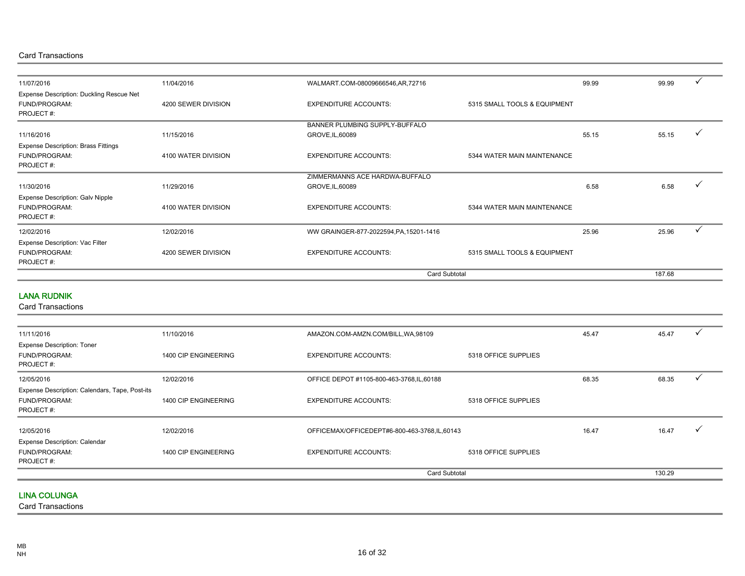Card Transactions

| | | | | | | |
|---|---|---|---|---|---|---|
| 11/07/2016 | 11/04/2016 | WALMART.COM-08009666546,AR,72716 | | 99.99 | 99.99 | ✓ |
| Expense Description: Duckling Rescue Net | | | | | | |
| FUND/PROGRAM: | 4200 SEWER DIVISION | EXPENDITURE ACCOUNTS: | 5315 SMALL TOOLS & EQUIPMENT | | | |
| PROJECT #: | | | | | | |
| 11/16/2016 | 11/15/2016 | BANNER PLUMBING SUPPLY-BUFFALO GROVE,IL,60089 | | 55.15 | 55.15 | ✓ |
| Expense Description: Brass Fittings | | | | | | |
| FUND/PROGRAM: | 4100 WATER DIVISION | EXPENDITURE ACCOUNTS: | 5344 WATER MAIN MAINTENANCE | | | |
| PROJECT #: | | | | | | |
| 11/30/2016 | 11/29/2016 | ZIMMERMANNS ACE HARDWA-BUFFALO GROVE,IL,60089 | | 6.58 | 6.58 | ✓ |
| Expense Description: Galv Nipple | | | | | | |
| FUND/PROGRAM: | 4100 WATER DIVISION | EXPENDITURE ACCOUNTS: | 5344 WATER MAIN MAINTENANCE | | | |
| PROJECT #: | | | | | | |
| 12/02/2016 | 12/02/2016 | WW GRAINGER-877-2022594,PA,15201-1416 | | 25.96 | 25.96 | ✓ |
| Expense Description: Vac Filter | | | | | | |
| FUND/PROGRAM: | 4200 SEWER DIVISION | EXPENDITURE ACCOUNTS: | 5315 SMALL TOOLS & EQUIPMENT | | | |
| PROJECT #: | | | | | | |
| | | Card Subtotal | | | 187.68 | |

## LANA RUDNIK

Card Transactions

| | | | | | | |
|---|---|---|---|---|---|---|
| 11/11/2016 | 11/10/2016 | AMAZON.COM-AMZN.COM/BILL,WA,98109 | | 45.47 | 45.47 | ✓ |
| Expense Description: Toner | | | | | | |
| FUND/PROGRAM: | 1400 CIP ENGINEERING | EXPENDITURE ACCOUNTS: | 5318 OFFICE SUPPLIES | | | |
| PROJECT #: | | | | | | |
| 12/05/2016 | 12/02/2016 | OFFICE DEPOT #1105-800-463-3768,IL,60188 | | 68.35 | 68.35 | ✓ |
| Expense Description: Calendars, Tape, Post-its | | | | | | |
| FUND/PROGRAM: | 1400 CIP ENGINEERING | EXPENDITURE ACCOUNTS: | 5318 OFFICE SUPPLIES | | | |
| PROJECT #: | | | | | | |
| 12/05/2016 | 12/02/2016 | OFFICEMAX/OFFICEDEPT#6-800-463-3768,IL,60143 | | 16.47 | 16.47 | ✓ |
| Expense Description: Calendar | | | | | | |
| FUND/PROGRAM: | 1400 CIP ENGINEERING | EXPENDITURE ACCOUNTS: | 5318 OFFICE SUPPLIES | | | |
| PROJECT #: | | | | | | |
| | | Card Subtotal | | | 130.29 | |

## LINA COLUNGA

Card Transactions

MB
NH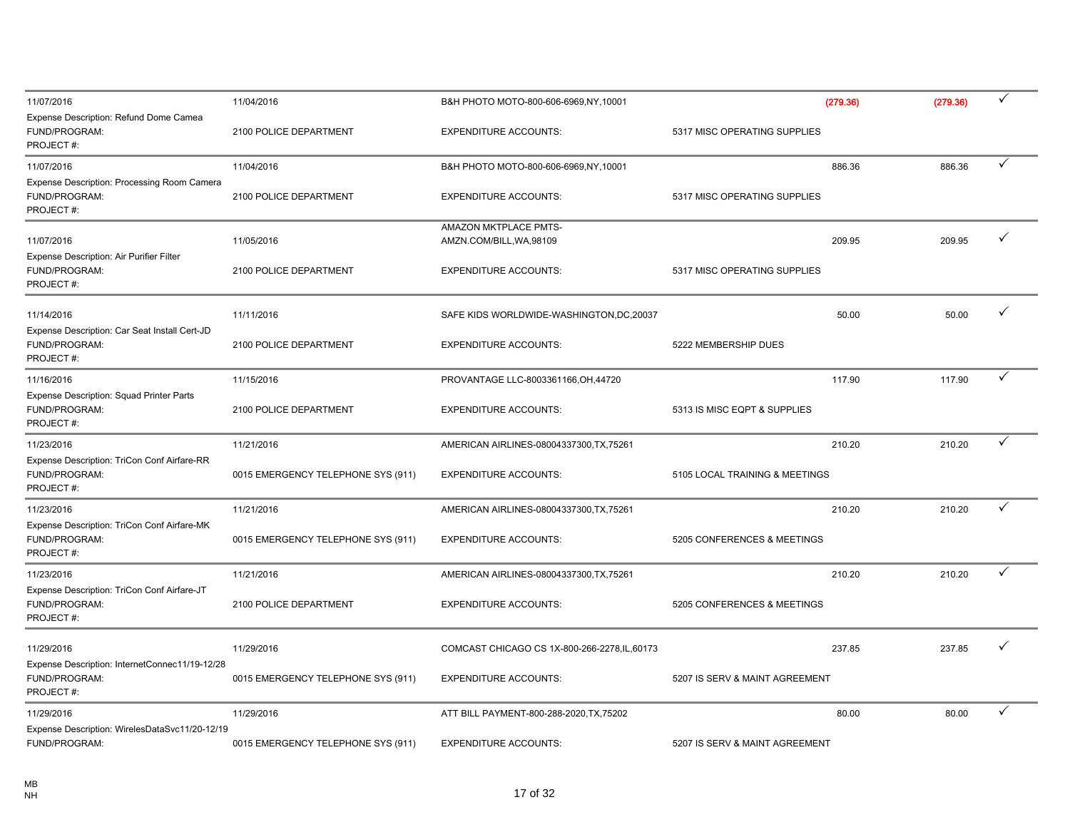| | | | | | | |
|---|---|---|---|---|---|---|
| 11/07/2016 | 11/04/2016 | B&H PHOTO MOTO-800-606-6969,NY,10001 | | (279.36) | (279.36) | ✓ |
| Expense Description: Refund Dome Camea | | | | | | |
| FUND/PROGRAM: | 2100 POLICE DEPARTMENT | EXPENDITURE ACCOUNTS: | 5317 MISC OPERATING SUPPLIES | | | |
| PROJECT #: | | | | | | |
| 11/07/2016 | 11/04/2016 | B&H PHOTO MOTO-800-606-6969,NY,10001 | | 886.36 | 886.36 | ✓ |
| Expense Description: Processing Room Camera | | | | | | |
| FUND/PROGRAM: | 2100 POLICE DEPARTMENT | EXPENDITURE ACCOUNTS: | 5317 MISC OPERATING SUPPLIES | | | |
| PROJECT #: | | | | | | |
| 11/07/2016 | 11/05/2016 | AMAZON MKTPLACE PMTS-AMZN.COM/BILL,WA,98109 | | 209.95 | 209.95 | ✓ |
| Expense Description: Air Purifier Filter | | | | | | |
| FUND/PROGRAM: | 2100 POLICE DEPARTMENT | EXPENDITURE ACCOUNTS: | 5317 MISC OPERATING SUPPLIES | | | |
| PROJECT #: | | | | | | |
| 11/14/2016 | 11/11/2016 | SAFE KIDS WORLDWIDE-WASHINGTON,DC,20037 | | 50.00 | 50.00 | ✓ |
| Expense Description: Car Seat Install Cert-JD | | | | | | |
| FUND/PROGRAM: | 2100 POLICE DEPARTMENT | EXPENDITURE ACCOUNTS: | 5222 MEMBERSHIP DUES | | | |
| PROJECT #: | | | | | | |
| 11/16/2016 | 11/15/2016 | PROVANTAGE LLC-8003361166,OH,44720 | | 117.90 | 117.90 | ✓ |
| Expense Description: Squad Printer Parts | | | | | | |
| FUND/PROGRAM: | 2100 POLICE DEPARTMENT | EXPENDITURE ACCOUNTS: | 5313 IS MISC EQPT & SUPPLIES | | | |
| PROJECT #: | | | | | | |
| 11/23/2016 | 11/21/2016 | AMERICAN AIRLINES-08004337300,TX,75261 | | 210.20 | 210.20 | ✓ |
| Expense Description: TriCon Conf Airfare-RR | | | | | | |
| FUND/PROGRAM: | 0015 EMERGENCY TELEPHONE SYS (911) | EXPENDITURE ACCOUNTS: | 5105 LOCAL TRAINING & MEETINGS | | | |
| PROJECT #: | | | | | | |
| 11/23/2016 | 11/21/2016 | AMERICAN AIRLINES-08004337300,TX,75261 | | 210.20 | 210.20 | ✓ |
| Expense Description: TriCon Conf Airfare-MK | | | | | | |
| FUND/PROGRAM: | 0015 EMERGENCY TELEPHONE SYS (911) | EXPENDITURE ACCOUNTS: | 5205 CONFERENCES & MEETINGS | | | |
| PROJECT #: | | | | | | |
| 11/23/2016 | 11/21/2016 | AMERICAN AIRLINES-08004337300,TX,75261 | | 210.20 | 210.20 | ✓ |
| Expense Description: TriCon Conf Airfare-JT | | | | | | |
| FUND/PROGRAM: | 2100 POLICE DEPARTMENT | EXPENDITURE ACCOUNTS: | 5205 CONFERENCES & MEETINGS | | | |
| PROJECT #: | | | | | | |
| 11/29/2016 | 11/29/2016 | COMCAST CHICAGO CS 1X-800-266-2278,IL,60173 | | 237.85 | 237.85 | ✓ |
| Expense Description: InternetConnec11/19-12/28 | | | | | | |
| FUND/PROGRAM: | 0015 EMERGENCY TELEPHONE SYS (911) | EXPENDITURE ACCOUNTS: | 5207 IS SERV & MAINT AGREEMENT | | | |
| PROJECT #: | | | | | | |
| 11/29/2016 | 11/29/2016 | ATT BILL PAYMENT-800-288-2020,TX,75202 | | 80.00 | 80.00 | ✓ |
| Expense Description: WirelesDataSvc11/20-12/19 | | | | | | |
| FUND/PROGRAM: | 0015 EMERGENCY TELEPHONE SYS (911) | EXPENDITURE ACCOUNTS: | 5207 IS SERV & MAINT AGREEMENT | | | |

MB
NH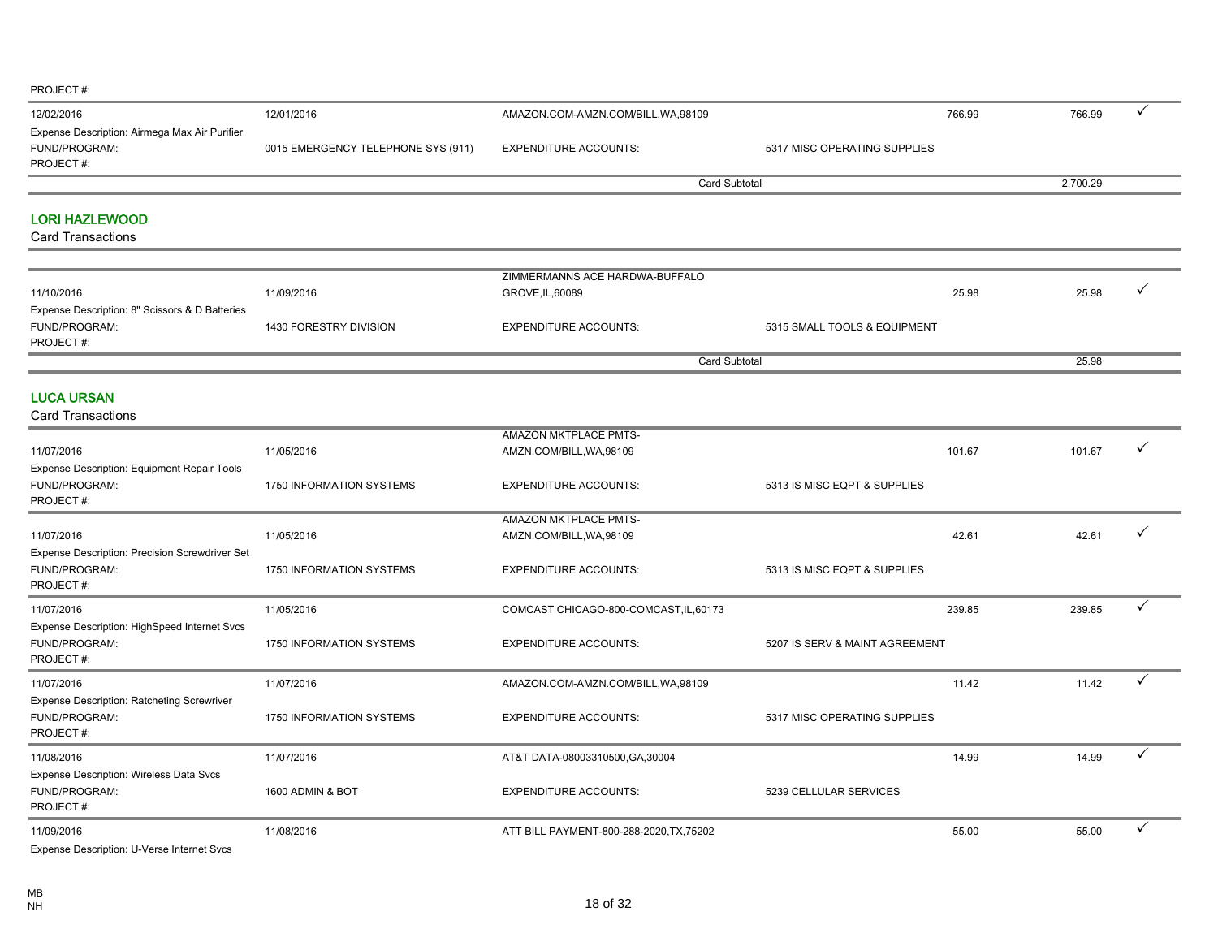PROJECT #:

| | | | | | | |
|---|---|---|---|---|---|---|
| 12/02/2016 | 12/01/2016 | AMAZON.COM-AMZN.COM/BILL,WA,98109 | | 766.99 | 766.99 | ✓ |
| Expense Description: Airmega Max Air Purifier | | | | | | |
| FUND/PROGRAM: | 0015 EMERGENCY TELEPHONE SYS (911) | EXPENDITURE ACCOUNTS: | 5317 MISC OPERATING SUPPLIES | | | |
| PROJECT #: | | | | | | |
| | | Card Subtotal | | | 2,700.29 | |

## LORI HAZLEWOOD

Card Transactions

| | | | | | | |
|---|---|---|---|---|---|---|
| 11/10/2016 | 11/09/2016 | ZIMMERMANNS ACE HARDWA-BUFFALO GROVE,IL,60089 | | 25.98 | 25.98 | ✓ |
| Expense Description: 8" Scissors & D Batteries | | | | | | |
| FUND/PROGRAM: | 1430 FORESTRY DIVISION | EXPENDITURE ACCOUNTS: | 5315 SMALL TOOLS & EQUIPMENT | | | |
| PROJECT #: | | | | | | |
| | | Card Subtotal | | | 25.98 | |

## LUCA URSAN

Card Transactions

| | | | | | | |
|---|---|---|---|---|---|---|
| 11/07/2016 | 11/05/2016 | AMAZON MKTPLACE PMTS-AMZN.COM/BILL,WA,98109 | | 101.67 | 101.67 | ✓ |
| Expense Description: Equipment Repair Tools | | | | | | |
| FUND/PROGRAM: | 1750 INFORMATION SYSTEMS | EXPENDITURE ACCOUNTS: | 5313 IS MISC EQPT & SUPPLIES | | | |
| PROJECT #: | | | | | | |
| 11/07/2016 | 11/05/2016 | AMAZON MKTPLACE PMTS-AMZN.COM/BILL,WA,98109 | | 42.61 | 42.61 | ✓ |
| Expense Description: Precision Screwdriver Set | | | | | | |
| FUND/PROGRAM: | 1750 INFORMATION SYSTEMS | EXPENDITURE ACCOUNTS: | 5313 IS MISC EQPT & SUPPLIES | | | |
| PROJECT #: | | | | | | |
| 11/07/2016 | 11/05/2016 | COMCAST CHICAGO-800-COMCAST,IL,60173 | | 239.85 | 239.85 | ✓ |
| Expense Description: HighSpeed Internet Svcs | | | | | | |
| FUND/PROGRAM: | 1750 INFORMATION SYSTEMS | EXPENDITURE ACCOUNTS: | 5207 IS SERV & MAINT AGREEMENT | | | |
| PROJECT #: | | | | | | |
| 11/07/2016 | 11/07/2016 | AMAZON.COM-AMZN.COM/BILL,WA,98109 | | 11.42 | 11.42 | ✓ |
| Expense Description: Ratcheting Screwriver | | | | | | |
| FUND/PROGRAM: | 1750 INFORMATION SYSTEMS | EXPENDITURE ACCOUNTS: | 5317 MISC OPERATING SUPPLIES | | | |
| PROJECT #: | | | | | | |
| 11/08/2016 | 11/07/2016 | AT&T DATA-08003310500,GA,30004 | | 14.99 | 14.99 | ✓ |
| Expense Description: Wireless Data Svcs | | | | | | |
| FUND/PROGRAM: | 1600 ADMIN & BOT | EXPENDITURE ACCOUNTS: | 5239 CELLULAR SERVICES | | | |
| PROJECT #: | | | | | | |
| 11/09/2016 | 11/08/2016 | ATT BILL PAYMENT-800-288-2020,TX,75202 | | 55.00 | 55.00 | ✓ |
| Expense Description: U-Verse Internet Svcs | | | | | | |

MB
NH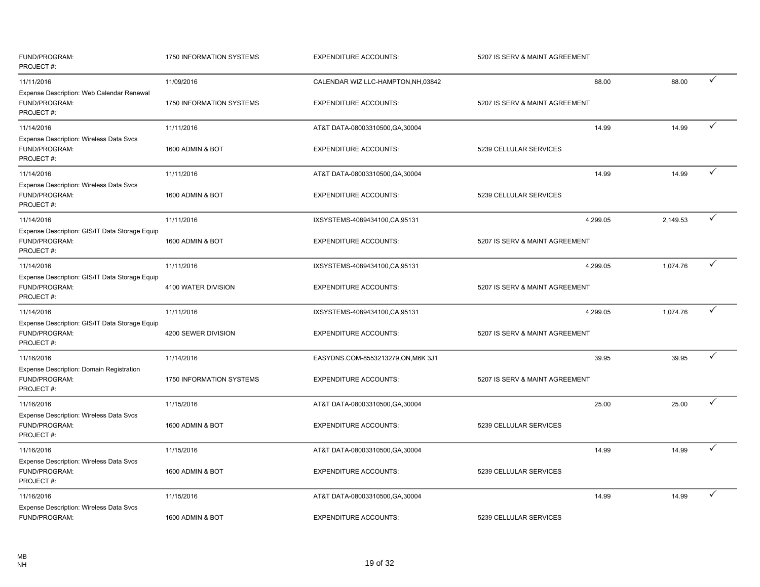| | | | | | | |
|---|---|---|---|---|---|---|
| FUND/PROGRAM: | 1750 INFORMATION SYSTEMS | EXPENDITURE ACCOUNTS: | 5207 IS SERV & MAINT AGREEMENT | | | |
| PROJECT #: | | | | | | |
| 11/11/2016 | 11/09/2016 | CALENDAR WIZ LLC-HAMPTON,NH,03842 | | 88.00 | 88.00 | ✓ |
| Expense Description: Web Calendar Renewal | | | | | | |
| FUND/PROGRAM: | 1750 INFORMATION SYSTEMS | EXPENDITURE ACCOUNTS: | 5207 IS SERV & MAINT AGREEMENT | | | |
| PROJECT #: | | | | | | |
| 11/14/2016 | 11/11/2016 | AT&T DATA-08003310500,GA,30004 | | 14.99 | 14.99 | ✓ |
| Expense Description: Wireless Data Svcs | | | | | | |
| FUND/PROGRAM: | 1600 ADMIN & BOT | EXPENDITURE ACCOUNTS: | 5239 CELLULAR SERVICES | | | |
| PROJECT #: | | | | | | |
| 11/14/2016 | 11/11/2016 | AT&T DATA-08003310500,GA,30004 | | 14.99 | 14.99 | ✓ |
| Expense Description: Wireless Data Svcs | | | | | | |
| FUND/PROGRAM: | 1600 ADMIN & BOT | EXPENDITURE ACCOUNTS: | 5239 CELLULAR SERVICES | | | |
| PROJECT #: | | | | | | |
| 11/14/2016 | 11/11/2016 | IXSYSTEMS-4089434100,CA,95131 | | 4,299.05 | 2,149.53 | ✓ |
| Expense Description: GIS/IT Data Storage Equip | | | | | | |
| FUND/PROGRAM: | 1600 ADMIN & BOT | EXPENDITURE ACCOUNTS: | 5207 IS SERV & MAINT AGREEMENT | | | |
| PROJECT #: | | | | | | |
| 11/14/2016 | 11/11/2016 | IXSYSTEMS-4089434100,CA,95131 | | 4,299.05 | 1,074.76 | ✓ |
| Expense Description: GIS/IT Data Storage Equip | | | | | | |
| FUND/PROGRAM: | 4100 WATER DIVISION | EXPENDITURE ACCOUNTS: | 5207 IS SERV & MAINT AGREEMENT | | | |
| PROJECT #: | | | | | | |
| 11/14/2016 | 11/11/2016 | IXSYSTEMS-4089434100,CA,95131 | | 4,299.05 | 1,074.76 | ✓ |
| Expense Description: GIS/IT Data Storage Equip | | | | | | |
| FUND/PROGRAM: | 4200 SEWER DIVISION | EXPENDITURE ACCOUNTS: | 5207 IS SERV & MAINT AGREEMENT | | | |
| PROJECT #: | | | | | | |
| 11/16/2016 | 11/14/2016 | EASYDNS.COM-8553213279,ON,M6K 3J1 | | 39.95 | 39.95 | ✓ |
| Expense Description: Domain Registration | | | | | | |
| FUND/PROGRAM: | 1750 INFORMATION SYSTEMS | EXPENDITURE ACCOUNTS: | 5207 IS SERV & MAINT AGREEMENT | | | |
| PROJECT #: | | | | | | |
| 11/16/2016 | 11/15/2016 | AT&T DATA-08003310500,GA,30004 | | 25.00 | 25.00 | ✓ |
| Expense Description: Wireless Data Svcs | | | | | | |
| FUND/PROGRAM: | 1600 ADMIN & BOT | EXPENDITURE ACCOUNTS: | 5239 CELLULAR SERVICES | | | |
| PROJECT #: | | | | | | |
| 11/16/2016 | 11/15/2016 | AT&T DATA-08003310500,GA,30004 | | 14.99 | 14.99 | ✓ |
| Expense Description: Wireless Data Svcs | | | | | | |
| FUND/PROGRAM: | 1600 ADMIN & BOT | EXPENDITURE ACCOUNTS: | 5239 CELLULAR SERVICES | | | |
| PROJECT #: | | | | | | |
| 11/16/2016 | 11/15/2016 | AT&T DATA-08003310500,GA,30004 | | 14.99 | 14.99 | ✓ |
| Expense Description: Wireless Data Svcs | | | | | | |
| FUND/PROGRAM: | 1600 ADMIN & BOT | EXPENDITURE ACCOUNTS: | 5239 CELLULAR SERVICES | | | |

MB
NH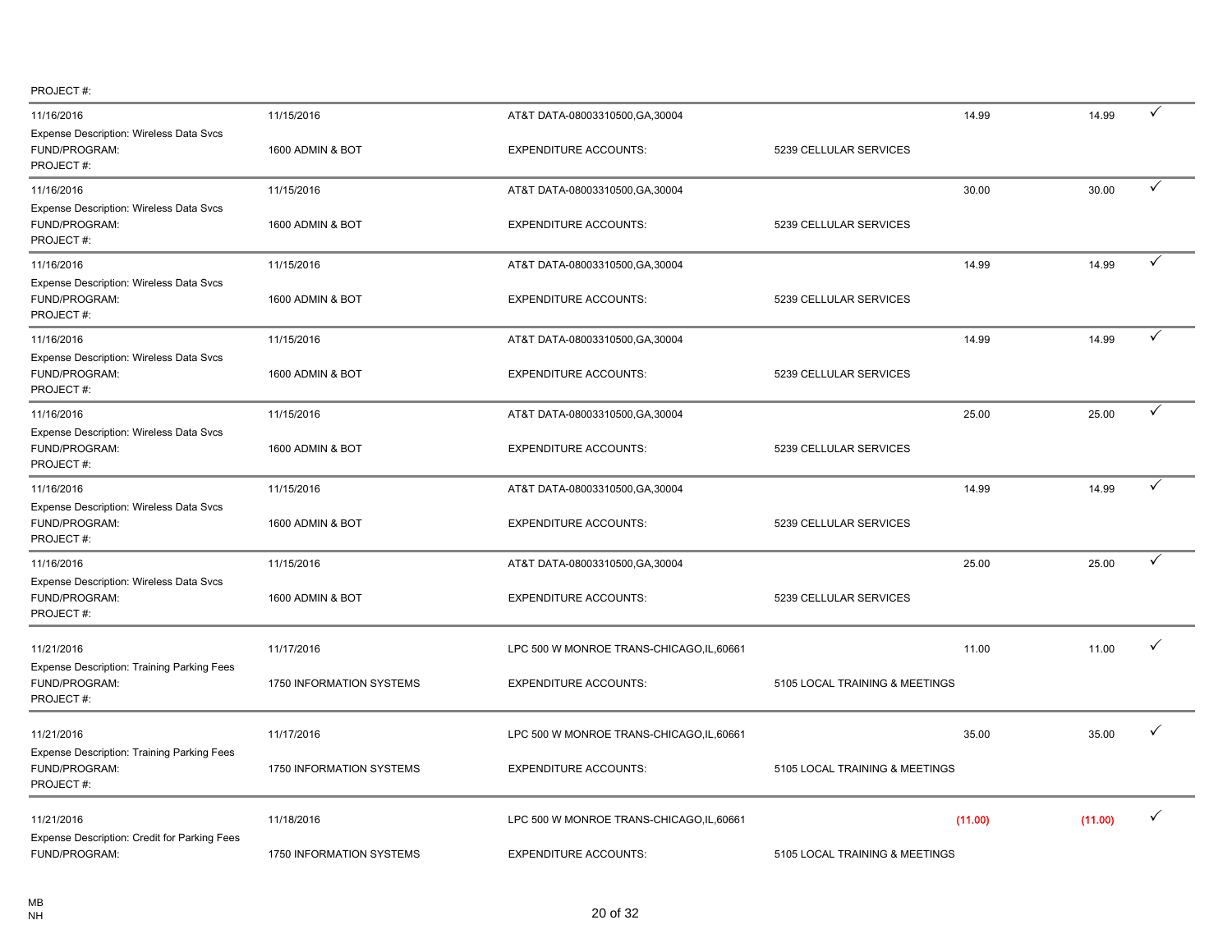PROJECT #:

| | | | | | | |
|---|---|---|---|---|---|---|
| 11/16/2016 | 11/15/2016 | AT&T DATA-08003310500,GA,30004 | | 14.99 | 14.99 | ✓ |
| Expense Description: Wireless Data Svcs | | | | | | |
| FUND/PROGRAM: | 1600 ADMIN & BOT | EXPENDITURE ACCOUNTS: | 5239 CELLULAR SERVICES | | | |
| PROJECT #: | | | | | | |
| 11/16/2016 | 11/15/2016 | AT&T DATA-08003310500,GA,30004 | | 30.00 | 30.00 | ✓ |
| Expense Description: Wireless Data Svcs | | | | | | |
| FUND/PROGRAM: | 1600 ADMIN & BOT | EXPENDITURE ACCOUNTS: | 5239 CELLULAR SERVICES | | | |
| PROJECT #: | | | | | | |
| 11/16/2016 | 11/15/2016 | AT&T DATA-08003310500,GA,30004 | | 14.99 | 14.99 | ✓ |
| Expense Description: Wireless Data Svcs | | | | | | |
| FUND/PROGRAM: | 1600 ADMIN & BOT | EXPENDITURE ACCOUNTS: | 5239 CELLULAR SERVICES | | | |
| PROJECT #: | | | | | | |
| 11/16/2016 | 11/15/2016 | AT&T DATA-08003310500,GA,30004 | | 14.99 | 14.99 | ✓ |
| Expense Description: Wireless Data Svcs | | | | | | |
| FUND/PROGRAM: | 1600 ADMIN & BOT | EXPENDITURE ACCOUNTS: | 5239 CELLULAR SERVICES | | | |
| PROJECT #: | | | | | | |
| 11/16/2016 | 11/15/2016 | AT&T DATA-08003310500,GA,30004 | | 25.00 | 25.00 | ✓ |
| Expense Description: Wireless Data Svcs | | | | | | |
| FUND/PROGRAM: | 1600 ADMIN & BOT | EXPENDITURE ACCOUNTS: | 5239 CELLULAR SERVICES | | | |
| PROJECT #: | | | | | | |
| 11/16/2016 | 11/15/2016 | AT&T DATA-08003310500,GA,30004 | | 14.99 | 14.99 | ✓ |
| Expense Description: Wireless Data Svcs | | | | | | |
| FUND/PROGRAM: | 1600 ADMIN & BOT | EXPENDITURE ACCOUNTS: | 5239 CELLULAR SERVICES | | | |
| PROJECT #: | | | | | | |
| 11/16/2016 | 11/15/2016 | AT&T DATA-08003310500,GA,30004 | | 25.00 | 25.00 | ✓ |
| Expense Description: Wireless Data Svcs | | | | | | |
| FUND/PROGRAM: | 1600 ADMIN & BOT | EXPENDITURE ACCOUNTS: | 5239 CELLULAR SERVICES | | | |
| PROJECT #: | | | | | | |
| 11/21/2016 | 11/17/2016 | LPC 500 W MONROE TRANS-CHICAGO,IL,60661 | | 11.00 | 11.00 | ✓ |
| Expense Description: Training Parking Fees | | | | | | |
| FUND/PROGRAM: | 1750 INFORMATION SYSTEMS | EXPENDITURE ACCOUNTS: | 5105 LOCAL TRAINING & MEETINGS | | | |
| PROJECT #: | | | | | | |
| 11/21/2016 | 11/17/2016 | LPC 500 W MONROE TRANS-CHICAGO,IL,60661 | | 35.00 | 35.00 | ✓ |
| Expense Description: Training Parking Fees | | | | | | |
| FUND/PROGRAM: | 1750 INFORMATION SYSTEMS | EXPENDITURE ACCOUNTS: | 5105 LOCAL TRAINING & MEETINGS | | | |
| PROJECT #: | | | | | | |
| 11/21/2016 | 11/18/2016 | LPC 500 W MONROE TRANS-CHICAGO,IL,60661 | | (11.00) | (11.00) | ✓ |
| Expense Description: Credit for Parking Fees | | | | | | |
| FUND/PROGRAM: | 1750 INFORMATION SYSTEMS | EXPENDITURE ACCOUNTS: | 5105 LOCAL TRAINING & MEETINGS | | | |

MB
NH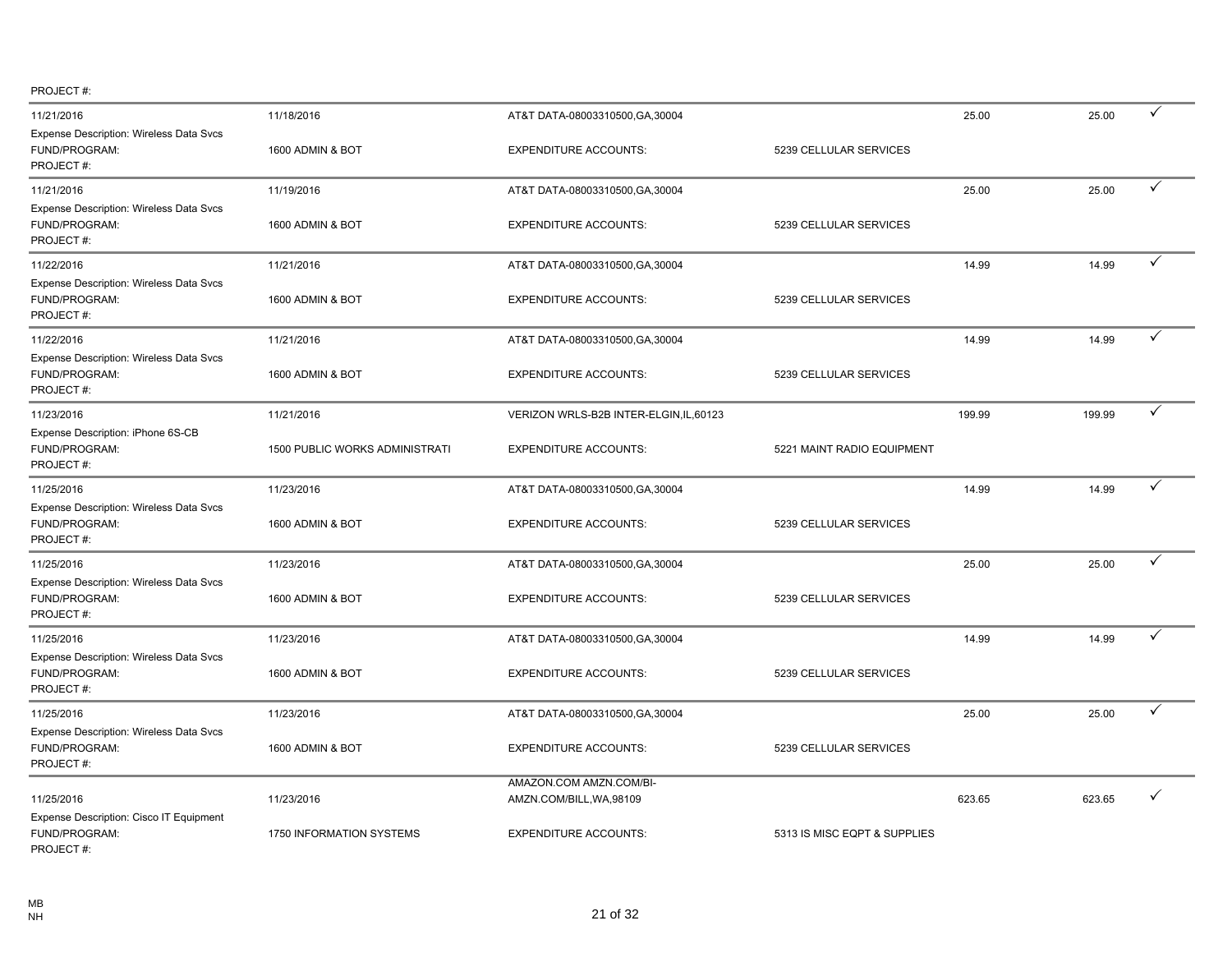PROJECT #:

| | | | | | | |
|---|---|---|---|---|---|---|
| 11/21/2016 | 11/18/2016 | AT&T DATA-08003310500,GA,30004 | | 25.00 | 25.00 | ✓ |
| Expense Description: Wireless Data Svcs | | | | | | |
| FUND/PROGRAM: | 1600 ADMIN & BOT | EXPENDITURE ACCOUNTS: | 5239 CELLULAR SERVICES | | | |
| PROJECT #: | | | | | | |
| 11/21/2016 | 11/19/2016 | AT&T DATA-08003310500,GA,30004 | | 25.00 | 25.00 | ✓ |
| Expense Description: Wireless Data Svcs | | | | | | |
| FUND/PROGRAM: | 1600 ADMIN & BOT | EXPENDITURE ACCOUNTS: | 5239 CELLULAR SERVICES | | | |
| PROJECT #: | | | | | | |
| 11/22/2016 | 11/21/2016 | AT&T DATA-08003310500,GA,30004 | | 14.99 | 14.99 | ✓ |
| Expense Description: Wireless Data Svcs | | | | | | |
| FUND/PROGRAM: | 1600 ADMIN & BOT | EXPENDITURE ACCOUNTS: | 5239 CELLULAR SERVICES | | | |
| PROJECT #: | | | | | | |
| 11/22/2016 | 11/21/2016 | AT&T DATA-08003310500,GA,30004 | | 14.99 | 14.99 | ✓ |
| Expense Description: Wireless Data Svcs | | | | | | |
| FUND/PROGRAM: | 1600 ADMIN & BOT | EXPENDITURE ACCOUNTS: | 5239 CELLULAR SERVICES | | | |
| PROJECT #: | | | | | | |
| 11/23/2016 | 11/21/2016 | VERIZON WRLS-B2B INTER-ELGIN,IL,60123 | | 199.99 | 199.99 | ✓ |
| Expense Description: iPhone 6S-CB | | | | | | |
| FUND/PROGRAM: | 1500 PUBLIC WORKS ADMINISTRATI | EXPENDITURE ACCOUNTS: | 5221 MAINT RADIO EQUIPMENT | | | |
| PROJECT #: | | | | | | |
| 11/25/2016 | 11/23/2016 | AT&T DATA-08003310500,GA,30004 | | 14.99 | 14.99 | ✓ |
| Expense Description: Wireless Data Svcs | | | | | | |
| FUND/PROGRAM: | 1600 ADMIN & BOT | EXPENDITURE ACCOUNTS: | 5239 CELLULAR SERVICES | | | |
| PROJECT #: | | | | | | |
| 11/25/2016 | 11/23/2016 | AT&T DATA-08003310500,GA,30004 | | 25.00 | 25.00 | ✓ |
| Expense Description: Wireless Data Svcs | | | | | | |
| FUND/PROGRAM: | 1600 ADMIN & BOT | EXPENDITURE ACCOUNTS: | 5239 CELLULAR SERVICES | | | |
| PROJECT #: | | | | | | |
| 11/25/2016 | 11/23/2016 | AT&T DATA-08003310500,GA,30004 | | 14.99 | 14.99 | ✓ |
| Expense Description: Wireless Data Svcs | | | | | | |
| FUND/PROGRAM: | 1600 ADMIN & BOT | EXPENDITURE ACCOUNTS: | 5239 CELLULAR SERVICES | | | |
| PROJECT #: | | | | | | |
| 11/25/2016 | 11/23/2016 | AT&T DATA-08003310500,GA,30004 | | 25.00 | 25.00 | ✓ |
| Expense Description: Wireless Data Svcs | | | | | | |
| FUND/PROGRAM: | 1600 ADMIN & BOT | EXPENDITURE ACCOUNTS: | 5239 CELLULAR SERVICES | | | |
| PROJECT #: | | | | | | |
| 11/25/2016 | 11/23/2016 | AMAZON.COM AMZN.COM/BI-AMZN.COM/BILL,WA,98109 | | 623.65 | 623.65 | ✓ |
| Expense Description: Cisco IT Equipment | | | | | | |
| FUND/PROGRAM: | 1750 INFORMATION SYSTEMS | EXPENDITURE ACCOUNTS: | 5313 IS MISC EQPT & SUPPLIES | | | |
| PROJECT #: | | | | | | |

MB
NH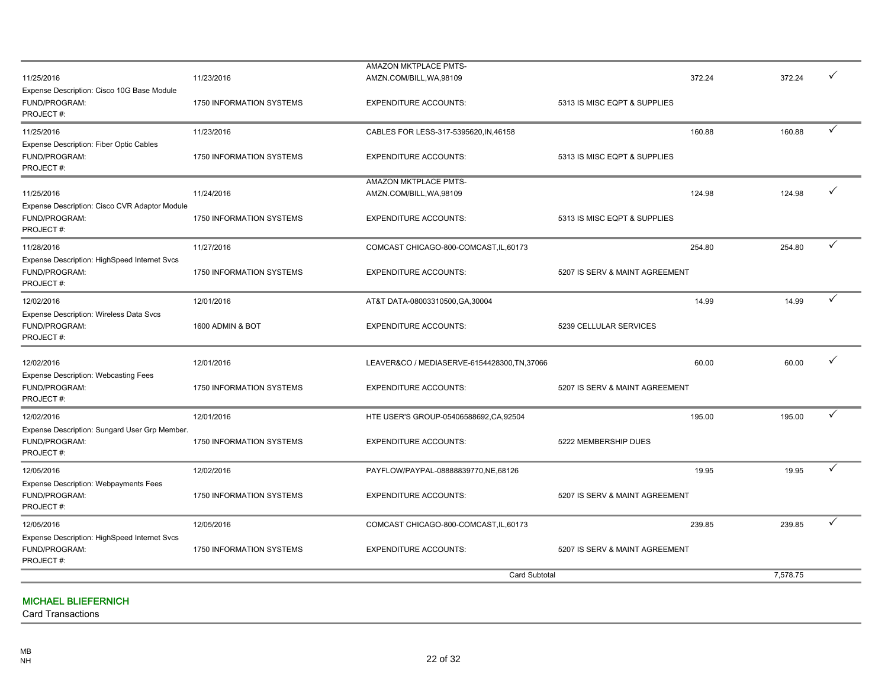| | | | | | | |
|---|---|---|---|---|---|---|
| 11/25/2016 | 11/23/2016 | AMAZON MKTPLACE PMTS-AMZN.COM/BILL,WA,98109 | | 372.24 | 372.24 | ✓ |
| Expense Description: Cisco 10G Base Module | | | | | | |
| FUND/PROGRAM: | 1750 INFORMATION SYSTEMS | EXPENDITURE ACCOUNTS: | 5313 IS MISC EQPT & SUPPLIES | | | |
| PROJECT #: | | | | | | |
| 11/25/2016 | 11/23/2016 | CABLES FOR LESS-317-5395620,IN,46158 | | 160.88 | 160.88 | ✓ |
| Expense Description: Fiber Optic Cables | | | | | | |
| FUND/PROGRAM: | 1750 INFORMATION SYSTEMS | EXPENDITURE ACCOUNTS: | 5313 IS MISC EQPT & SUPPLIES | | | |
| PROJECT #: | | | | | | |
| 11/25/2016 | 11/24/2016 | AMAZON MKTPLACE PMTS-AMZN.COM/BILL,WA,98109 | | 124.98 | 124.98 | ✓ |
| Expense Description: Cisco CVR Adaptor Module | | | | | | |
| FUND/PROGRAM: | 1750 INFORMATION SYSTEMS | EXPENDITURE ACCOUNTS: | 5313 IS MISC EQPT & SUPPLIES | | | |
| PROJECT #: | | | | | | |
| 11/28/2016 | 11/27/2016 | COMCAST CHICAGO-800-COMCAST,IL,60173 | | 254.80 | 254.80 | ✓ |
| Expense Description: HighSpeed Internet Svcs | | | | | | |
| FUND/PROGRAM: | 1750 INFORMATION SYSTEMS | EXPENDITURE ACCOUNTS: | 5207 IS SERV & MAINT AGREEMENT | | | |
| PROJECT #: | | | | | | |
| 12/02/2016 | 12/01/2016 | AT&T DATA-08003310500,GA,30004 | | 14.99 | 14.99 | ✓ |
| Expense Description: Wireless Data Svcs | | | | | | |
| FUND/PROGRAM: | 1600 ADMIN & BOT | EXPENDITURE ACCOUNTS: | 5239 CELLULAR SERVICES | | | |
| PROJECT #: | | | | | | |
| 12/02/2016 | 12/01/2016 | LEAVER&CO / MEDIASERVE-6154428300,TN,37066 | | 60.00 | 60.00 | ✓ |
| Expense Description: Webcasting Fees | | | | | | |
| FUND/PROGRAM: | 1750 INFORMATION SYSTEMS | EXPENDITURE ACCOUNTS: | 5207 IS SERV & MAINT AGREEMENT | | | |
| PROJECT #: | | | | | | |
| 12/02/2016 | 12/01/2016 | HTE USER'S GROUP-05406588692,CA,92504 | | 195.00 | 195.00 | ✓ |
| Expense Description: Sungard User Grp Member. | | | | | | |
| FUND/PROGRAM: | 1750 INFORMATION SYSTEMS | EXPENDITURE ACCOUNTS: | 5222 MEMBERSHIP DUES | | | |
| PROJECT #: | | | | | | |
| 12/05/2016 | 12/02/2016 | PAYFLOW/PAYPAL-08888839770,NE,68126 | | 19.95 | 19.95 | ✓ |
| Expense Description: Webpayments Fees | | | | | | |
| FUND/PROGRAM: | 1750 INFORMATION SYSTEMS | EXPENDITURE ACCOUNTS: | 5207 IS SERV & MAINT AGREEMENT | | | |
| PROJECT #: | | | | | | |
| 12/05/2016 | 12/05/2016 | COMCAST CHICAGO-800-COMCAST,IL,60173 | | 239.85 | 239.85 | ✓ |
| Expense Description: HighSpeed Internet Svcs | | | | | | |
| FUND/PROGRAM: | 1750 INFORMATION SYSTEMS | EXPENDITURE ACCOUNTS: | 5207 IS SERV & MAINT AGREEMENT | | | |
| PROJECT #: | | | | | | |
| | | Card Subtotal | | | 7,578.75 | |

## MICHAEL BLIEFERNICH

Card Transactions

MB
NH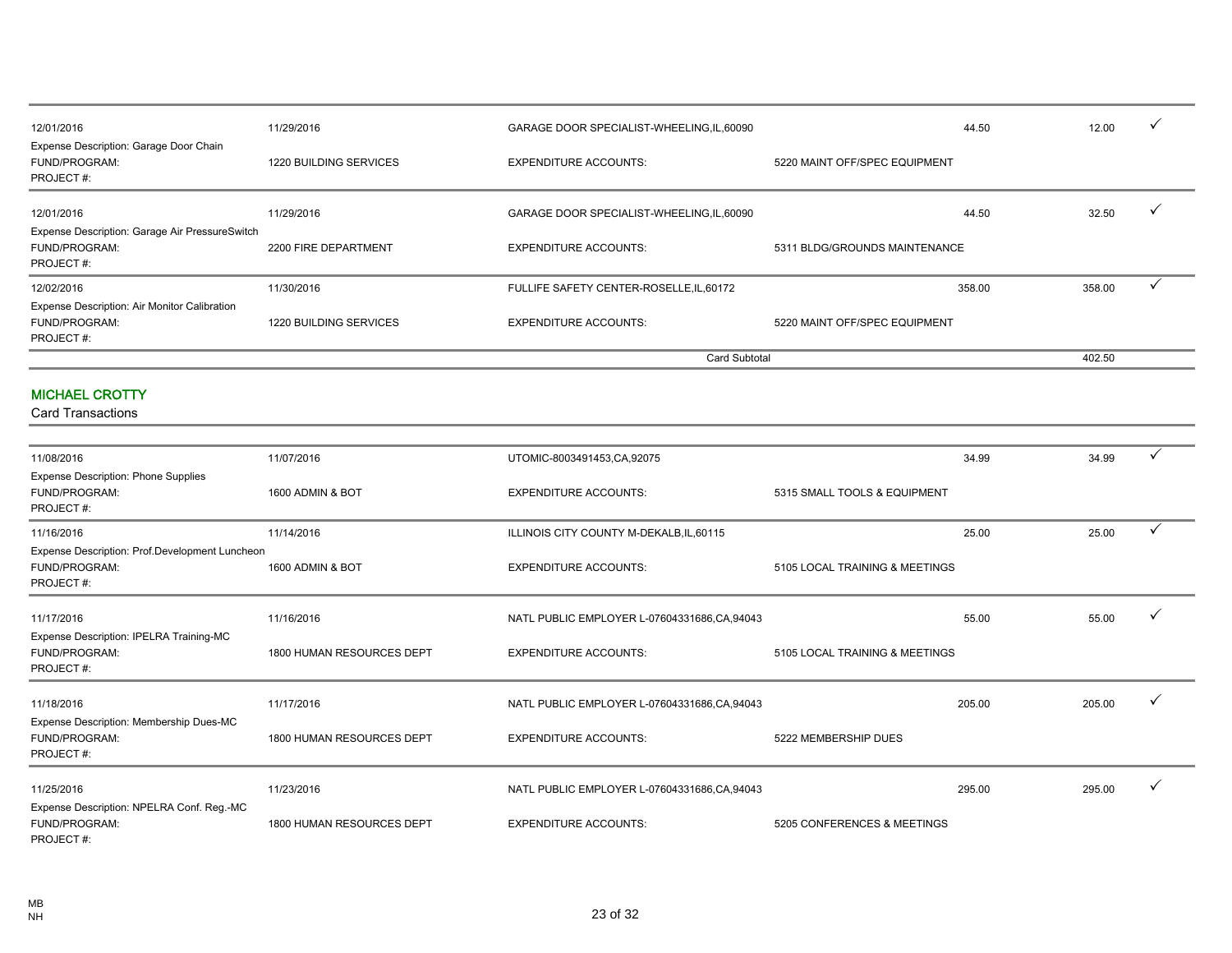| | | | | | | |
|---|---|---|---|---|---|---|
| 12/01/2016 | 11/29/2016 | GARAGE DOOR SPECIALIST-WHEELING,IL,60090 | | 44.50 | 12.00 | ✓ |
| Expense Description: Garage Door Chain | | | | | | |
| FUND/PROGRAM: | 1220 BUILDING SERVICES | EXPENDITURE ACCOUNTS: | 5220 MAINT OFF/SPEC EQUIPMENT | | | |
| PROJECT #: | | | | | | |
| 12/01/2016 | 11/29/2016 | GARAGE DOOR SPECIALIST-WHEELING,IL,60090 | | 44.50 | 32.50 | ✓ |
| Expense Description: Garage Air PressureSwitch | | | | | | |
| FUND/PROGRAM: | 2200 FIRE DEPARTMENT | EXPENDITURE ACCOUNTS: | 5311 BLDG/GROUNDS MAINTENANCE | | | |
| PROJECT #: | | | | | | |
| 12/02/2016 | 11/30/2016 | FULLIFE SAFETY CENTER-ROSELLE,IL,60172 | | 358.00 | 358.00 | ✓ |
| Expense Description: Air Monitor Calibration | | | | | | |
| FUND/PROGRAM: | 1220 BUILDING SERVICES | EXPENDITURE ACCOUNTS: | 5220 MAINT OFF/SPEC EQUIPMENT | | | |
| PROJECT #: | | | | | | |
| | | Card Subtotal | | | 402.50 | |

## MICHAEL CROTTY

Card Transactions

| | | | | | | |
|---|---|---|---|---|---|---|
| 11/08/2016 | 11/07/2016 | UTOMIC-8003491453,CA,92075 | | 34.99 | 34.99 | ✓ |
| Expense Description: Phone Supplies | | | | | | |
| FUND/PROGRAM: | 1600 ADMIN & BOT | EXPENDITURE ACCOUNTS: | 5315 SMALL TOOLS & EQUIPMENT | | | |
| PROJECT #: | | | | | | |
| 11/16/2016 | 11/14/2016 | ILLINOIS CITY COUNTY M-DEKALB,IL,60115 | | 25.00 | 25.00 | ✓ |
| Expense Description: Prof.Development Luncheon | | | | | | |
| FUND/PROGRAM: | 1600 ADMIN & BOT | EXPENDITURE ACCOUNTS: | 5105 LOCAL TRAINING & MEETINGS | | | |
| PROJECT #: | | | | | | |
| 11/17/2016 | 11/16/2016 | NATL PUBLIC EMPLOYER L-07604331686,CA,94043 | | 55.00 | 55.00 | ✓ |
| Expense Description: IPELRA Training-MC | | | | | | |
| FUND/PROGRAM: | 1800 HUMAN RESOURCES DEPT | EXPENDITURE ACCOUNTS: | 5105 LOCAL TRAINING & MEETINGS | | | |
| PROJECT #: | | | | | | |
| 11/18/2016 | 11/17/2016 | NATL PUBLIC EMPLOYER L-07604331686,CA,94043 | | 205.00 | 205.00 | ✓ |
| Expense Description: Membership Dues-MC | | | | | | |
| FUND/PROGRAM: | 1800 HUMAN RESOURCES DEPT | EXPENDITURE ACCOUNTS: | 5222 MEMBERSHIP DUES | | | |
| PROJECT #: | | | | | | |
| 11/25/2016 | 11/23/2016 | NATL PUBLIC EMPLOYER L-07604331686,CA,94043 | | 295.00 | 295.00 | ✓ |
| Expense Description: NPELRA Conf. Reg.-MC | | | | | | |
| FUND/PROGRAM: | 1800 HUMAN RESOURCES DEPT | EXPENDITURE ACCOUNTS: | 5205 CONFERENCES & MEETINGS | | | |
| PROJECT #: | | | | | | |

MB
NH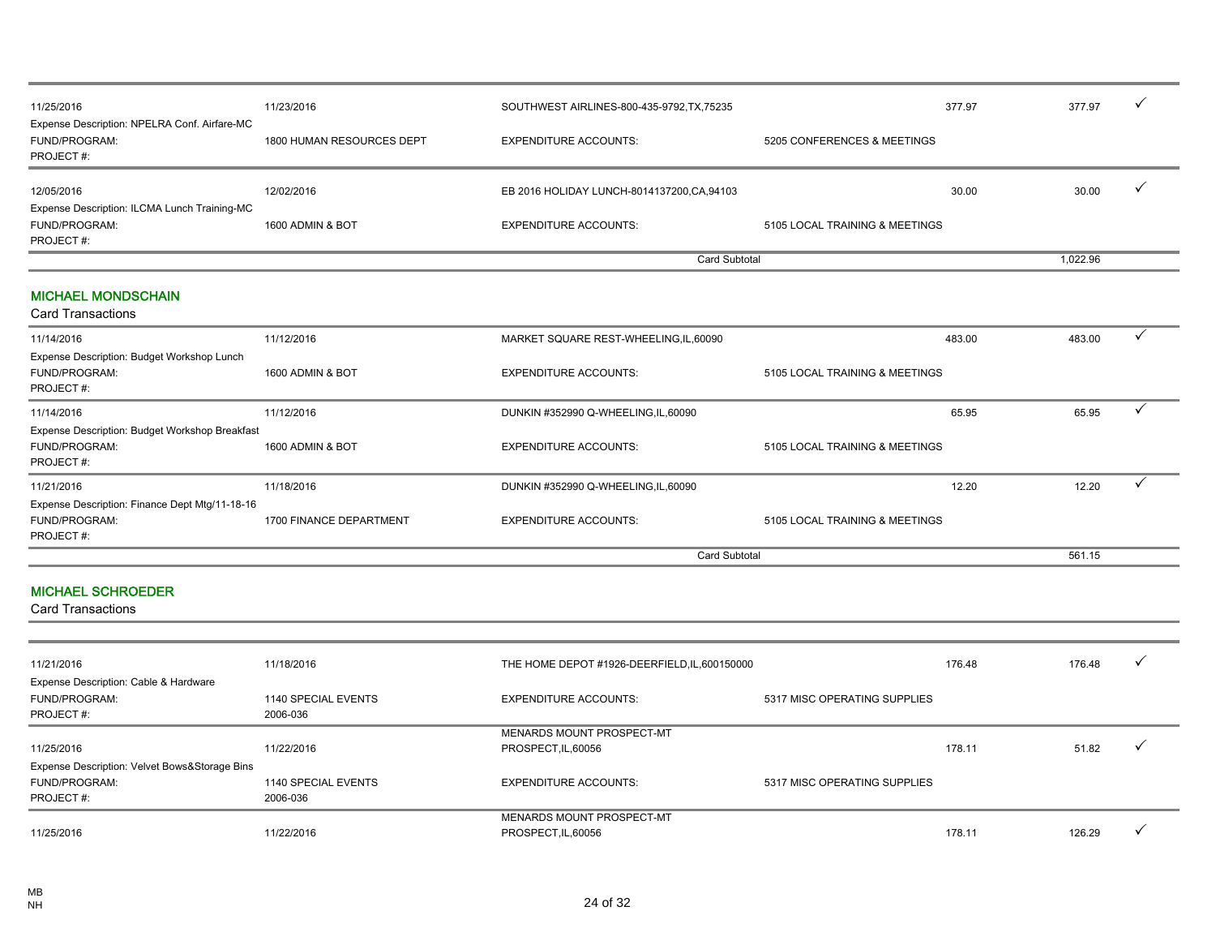| | | | | | | |
|---|---|---|---|---|---|---|
| 11/25/2016 | 11/23/2016 | SOUTHWEST AIRLINES-800-435-9792,TX,75235 | | 377.97 | 377.97 | ✓ |
| Expense Description: NPELRA Conf. Airfare-MC | | | | | | |
| FUND/PROGRAM: | 1800 HUMAN RESOURCES DEPT | EXPENDITURE ACCOUNTS: | 5205 CONFERENCES & MEETINGS | | | |
| PROJECT #: | | | | | | |
| 12/05/2016 | 12/02/2016 | EB 2016 HOLIDAY LUNCH-8014137200,CA,94103 | | 30.00 | 30.00 | ✓ |
| Expense Description: ILCMA Lunch Training-MC | | | | | | |
| FUND/PROGRAM: | 1600 ADMIN & BOT | EXPENDITURE ACCOUNTS: | 5105 LOCAL TRAINING & MEETINGS | | | |
| PROJECT #: | | | | | | |
| | | Card Subtotal | | | 1,022.96 | |

## MICHAEL MONDSCHAIN

Card Transactions

| | | | | | | |
|---|---|---|---|---|---|---|
| 11/14/2016 | 11/12/2016 | MARKET SQUARE REST-WHEELING,IL,60090 | | 483.00 | 483.00 | ✓ |
| Expense Description: Budget Workshop Lunch | | | | | | |
| FUND/PROGRAM: | 1600 ADMIN & BOT | EXPENDITURE ACCOUNTS: | 5105 LOCAL TRAINING & MEETINGS | | | |
| PROJECT #: | | | | | | |
| 11/14/2016 | 11/12/2016 | DUNKIN #352990 Q-WHEELING,IL,60090 | | 65.95 | 65.95 | ✓ |
| Expense Description: Budget Workshop Breakfast | | | | | | |
| FUND/PROGRAM: | 1600 ADMIN & BOT | EXPENDITURE ACCOUNTS: | 5105 LOCAL TRAINING & MEETINGS | | | |
| PROJECT #: | | | | | | |
| 11/21/2016 | 11/18/2016 | DUNKIN #352990 Q-WHEELING,IL,60090 | | 12.20 | 12.20 | ✓ |
| Expense Description: Finance Dept Mtg/11-18-16 | | | | | | |
| FUND/PROGRAM: | 1700 FINANCE DEPARTMENT | EXPENDITURE ACCOUNTS: | 5105 LOCAL TRAINING & MEETINGS | | | |
| PROJECT #: | | | | | | |
| | | Card Subtotal | | | 561.15 | |

## MICHAEL SCHROEDER

Card Transactions

| | | | | | | |
|---|---|---|---|---|---|---|
| 11/21/2016 | 11/18/2016 | THE HOME DEPOT #1926-DEERFIELD,IL,600150000 | | 176.48 | 176.48 | ✓ |
| Expense Description: Cable & Hardware | | | | | | |
| FUND/PROGRAM: | 1140 SPECIAL EVENTS | EXPENDITURE ACCOUNTS: | 5317 MISC OPERATING SUPPLIES | | | |
| PROJECT #: | 2006-036 | | | | | |
| 11/25/2016 | 11/22/2016 | MENARDS MOUNT PROSPECT-MT PROSPECT,IL,60056 | | 178.11 | 51.82 | ✓ |
| Expense Description: Velvet Bows&Storage Bins | | | | | | |
| FUND/PROGRAM: | 1140 SPECIAL EVENTS | EXPENDITURE ACCOUNTS: | 5317 MISC OPERATING SUPPLIES | | | |
| PROJECT #: | 2006-036 | | | | | |
| 11/25/2016 | 11/22/2016 | MENARDS MOUNT PROSPECT-MT PROSPECT,IL,60056 | | 178.11 | 126.29 | ✓ |

MB
NH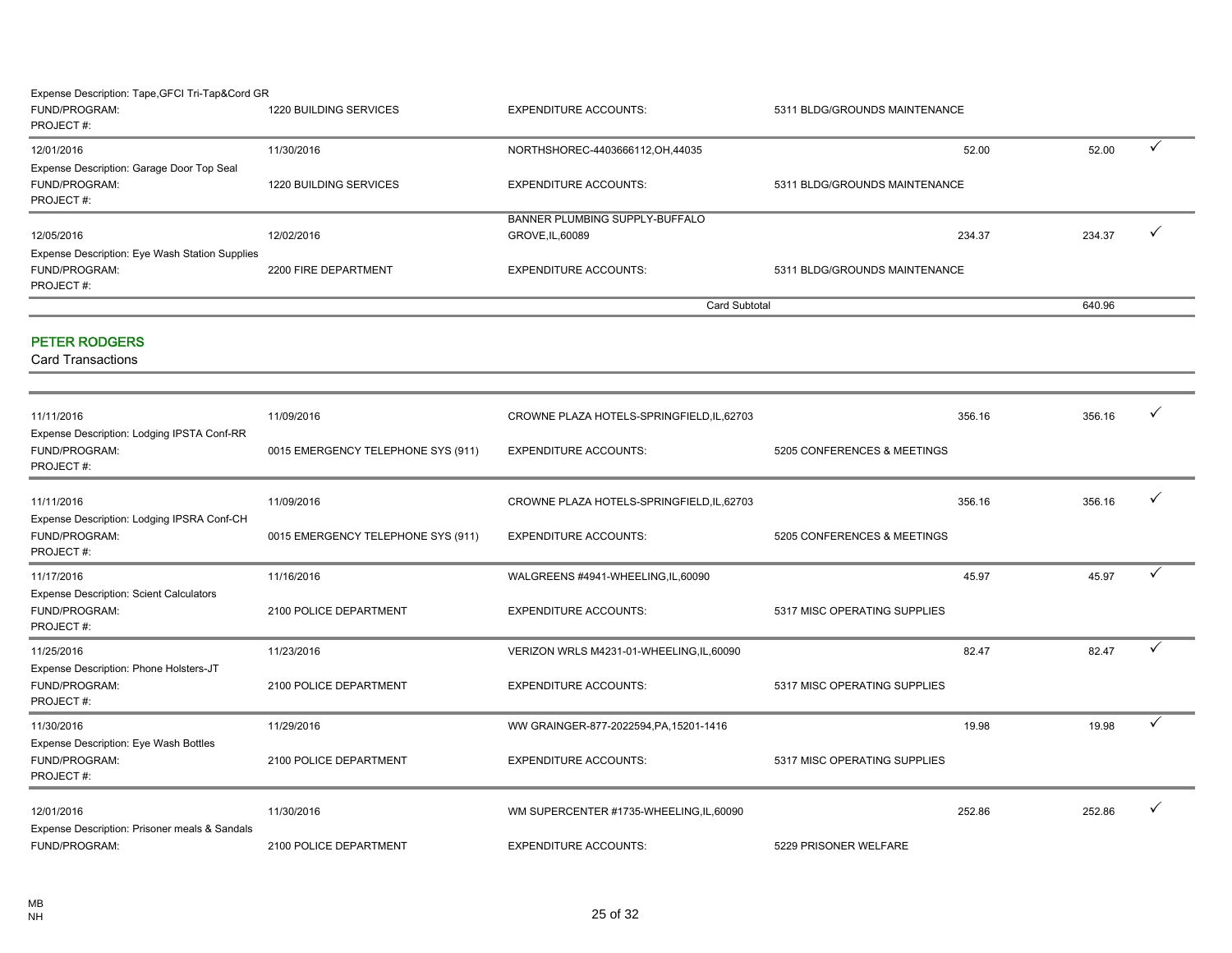Expense Description: Tape,GFCI Tri-Tap&Cord GR

| | | | | | | |
|---|---|---|---|---|---|---|
| FUND/PROGRAM: | 1220 BUILDING SERVICES | EXPENDITURE ACCOUNTS: | 5311 BLDG/GROUNDS MAINTENANCE | | | |
| PROJECT #: | | | | | | |
| 12/01/2016 | 11/30/2016 | NORTHSHOREC-4403666112,OH,44035 | | 52.00 | 52.00 | ✓ |
| Expense Description: Garage Door Top Seal | | | | | | |
| FUND/PROGRAM: | 1220 BUILDING SERVICES | EXPENDITURE ACCOUNTS: | 5311 BLDG/GROUNDS MAINTENANCE | | | |
| PROJECT #: | | | | | | |
| 12/05/2016 | 12/02/2016 | BANNER PLUMBING SUPPLY-BUFFALO GROVE,IL,60089 | | 234.37 | 234.37 | ✓ |
| Expense Description: Eye Wash Station Supplies | | | | | | |
| FUND/PROGRAM: | 2200 FIRE DEPARTMENT | EXPENDITURE ACCOUNTS: | 5311 BLDG/GROUNDS MAINTENANCE | | | |
| PROJECT #: | | | | | | |
| | | Card Subtotal | | | 640.96 | |

## PETER RODGERS

Card Transactions

| | | | | | | |
|---|---|---|---|---|---|---|
| 11/11/2016 | 11/09/2016 | CROWNE PLAZA HOTELS-SPRINGFIELD,IL,62703 | | 356.16 | 356.16 | ✓ |
| Expense Description: Lodging IPSTA Conf-RR | | | | | | |
| FUND/PROGRAM: | 0015 EMERGENCY TELEPHONE SYS (911) | EXPENDITURE ACCOUNTS: | 5205 CONFERENCES & MEETINGS | | | |
| PROJECT #: | | | | | | |
| 11/11/2016 | 11/09/2016 | CROWNE PLAZA HOTELS-SPRINGFIELD,IL,62703 | | 356.16 | 356.16 | ✓ |
| Expense Description: Lodging IPSRA Conf-CH | | | | | | |
| FUND/PROGRAM: | 0015 EMERGENCY TELEPHONE SYS (911) | EXPENDITURE ACCOUNTS: | 5205 CONFERENCES & MEETINGS | | | |
| PROJECT #: | | | | | | |
| 11/17/2016 | 11/16/2016 | WALGREENS #4941-WHEELING,IL,60090 | | 45.97 | 45.97 | ✓ |
| Expense Description: Scient Calculators | | | | | | |
| FUND/PROGRAM: | 2100 POLICE DEPARTMENT | EXPENDITURE ACCOUNTS: | 5317 MISC OPERATING SUPPLIES | | | |
| PROJECT #: | | | | | | |
| 11/25/2016 | 11/23/2016 | VERIZON WRLS M4231-01-WHEELING,IL,60090 | | 82.47 | 82.47 | ✓ |
| Expense Description: Phone Holsters-JT | | | | | | |
| FUND/PROGRAM: | 2100 POLICE DEPARTMENT | EXPENDITURE ACCOUNTS: | 5317 MISC OPERATING SUPPLIES | | | |
| PROJECT #: | | | | | | |
| 11/30/2016 | 11/29/2016 | WW GRAINGER-877-2022594,PA,15201-1416 | | 19.98 | 19.98 | ✓ |
| Expense Description: Eye Wash Bottles | | | | | | |
| FUND/PROGRAM: | 2100 POLICE DEPARTMENT | EXPENDITURE ACCOUNTS: | 5317 MISC OPERATING SUPPLIES | | | |
| PROJECT #: | | | | | | |
| 12/01/2016 | 11/30/2016 | WM SUPERCENTER #1735-WHEELING,IL,60090 | | 252.86 | 252.86 | ✓ |
| Expense Description: Prisoner meals & Sandals | | | | | | |
| FUND/PROGRAM: | 2100 POLICE DEPARTMENT | EXPENDITURE ACCOUNTS: | 5229 PRISONER WELFARE | | | |

MB
NH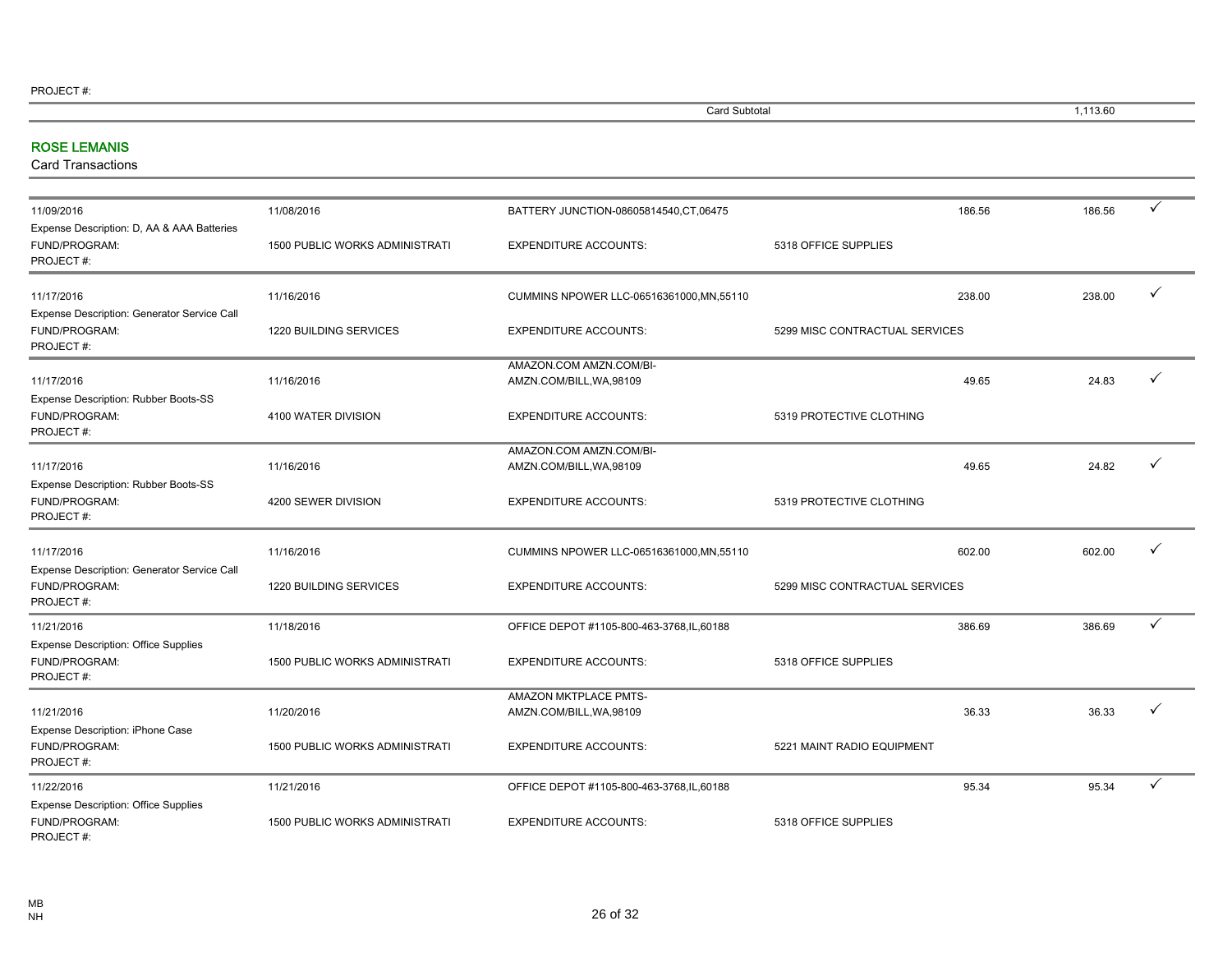PROJECT #:

| | | Card Subtotal | | | 1,113.60 | |
|---|---|---|---|---|---|---|

## ROSE LEMANIS

Card Transactions

| | | | | | | |
|---|---|---|---|---|---|---|
| 11/09/2016 | 11/08/2016 | BATTERY JUNCTION-08605814540,CT,06475 | | 186.56 | 186.56 | ✓ |
| Expense Description: D, AA & AAA Batteries | | | | | | |
| FUND/PROGRAM: | 1500 PUBLIC WORKS ADMINISTRATI | EXPENDITURE ACCOUNTS: | 5318 OFFICE SUPPLIES | | | |
| PROJECT #: | | | | | | |
| 11/17/2016 | 11/16/2016 | CUMMINS NPOWER LLC-06516361000,MN,55110 | | 238.00 | 238.00 | ✓ |
| Expense Description: Generator Service Call | | | | | | |
| FUND/PROGRAM: | 1220 BUILDING SERVICES | EXPENDITURE ACCOUNTS: | 5299 MISC CONTRACTUAL SERVICES | | | |
| PROJECT #: | | | | | | |
| 11/17/2016 | 11/16/2016 | AMAZON.COM AMZN.COM/BI-AMZN.COM/BILL,WA,98109 | | 49.65 | 24.83 | ✓ |
| Expense Description: Rubber Boots-SS | | | | | | |
| FUND/PROGRAM: | 4100 WATER DIVISION | EXPENDITURE ACCOUNTS: | 5319 PROTECTIVE CLOTHING | | | |
| PROJECT #: | | | | | | |
| 11/17/2016 | 11/16/2016 | AMAZON.COM AMZN.COM/BI-AMZN.COM/BILL,WA,98109 | | 49.65 | 24.82 | ✓ |
| Expense Description: Rubber Boots-SS | | | | | | |
| FUND/PROGRAM: | 4200 SEWER DIVISION | EXPENDITURE ACCOUNTS: | 5319 PROTECTIVE CLOTHING | | | |
| PROJECT #: | | | | | | |
| 11/17/2016 | 11/16/2016 | CUMMINS NPOWER LLC-06516361000,MN,55110 | | 602.00 | 602.00 | ✓ |
| Expense Description: Generator Service Call | | | | | | |
| FUND/PROGRAM: | 1220 BUILDING SERVICES | EXPENDITURE ACCOUNTS: | 5299 MISC CONTRACTUAL SERVICES | | | |
| PROJECT #: | | | | | | |
| 11/21/2016 | 11/18/2016 | OFFICE DEPOT #1105-800-463-3768,IL,60188 | | 386.69 | 386.69 | ✓ |
| Expense Description: Office Supplies | | | | | | |
| FUND/PROGRAM: | 1500 PUBLIC WORKS ADMINISTRATI | EXPENDITURE ACCOUNTS: | 5318 OFFICE SUPPLIES | | | |
| PROJECT #: | | | | | | |
| 11/21/2016 | 11/20/2016 | AMAZON MKTPLACE PMTS-AMZN.COM/BILL,WA,98109 | | 36.33 | 36.33 | ✓ |
| Expense Description: iPhone Case | | | | | | |
| FUND/PROGRAM: | 1500 PUBLIC WORKS ADMINISTRATI | EXPENDITURE ACCOUNTS: | 5221 MAINT RADIO EQUIPMENT | | | |
| PROJECT #: | | | | | | |
| 11/22/2016 | 11/21/2016 | OFFICE DEPOT #1105-800-463-3768,IL,60188 | | 95.34 | 95.34 | ✓ |
| Expense Description: Office Supplies | | | | | | |
| FUND/PROGRAM: | 1500 PUBLIC WORKS ADMINISTRATI | EXPENDITURE ACCOUNTS: | 5318 OFFICE SUPPLIES | | | |
| PROJECT #: | | | | | | |

MB
NH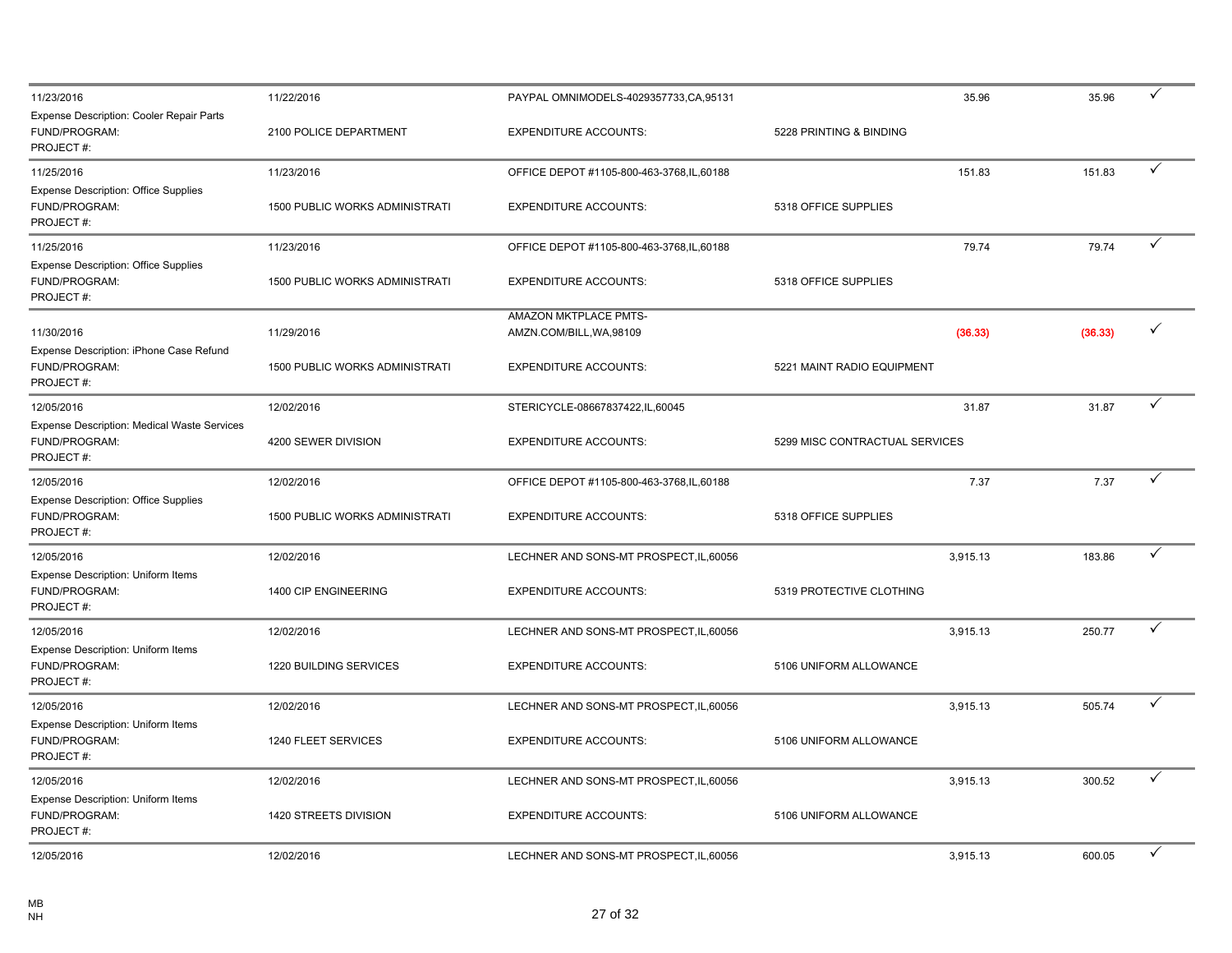| | | | | | | |
|---|---|---|---|---|---|---|
| 11/23/2016 | 11/22/2016 | PAYPAL OMNIMODELS-4029357733,CA,95131 | | 35.96 | 35.96 | ✓ |
| Expense Description: Cooler Repair Parts | | | | | | |
| FUND/PROGRAM: | 2100 POLICE DEPARTMENT | EXPENDITURE ACCOUNTS: | 5228 PRINTING & BINDING | | | |
| PROJECT #: | | | | | | |
| 11/25/2016 | 11/23/2016 | OFFICE DEPOT #1105-800-463-3768,IL,60188 | | 151.83 | 151.83 | ✓ |
| Expense Description: Office Supplies | | | | | | |
| FUND/PROGRAM: | 1500 PUBLIC WORKS ADMINISTRATI | EXPENDITURE ACCOUNTS: | 5318 OFFICE SUPPLIES | | | |
| PROJECT #: | | | | | | |
| 11/25/2016 | 11/23/2016 | OFFICE DEPOT #1105-800-463-3768,IL,60188 | | 79.74 | 79.74 | ✓ |
| Expense Description: Office Supplies | | | | | | |
| FUND/PROGRAM: | 1500 PUBLIC WORKS ADMINISTRATI | EXPENDITURE ACCOUNTS: | 5318 OFFICE SUPPLIES | | | |
| PROJECT #: | | | | | | |
| 11/30/2016 | 11/29/2016 | AMAZON MKTPLACE PMTS-AMZN.COM/BILL,WA,98109 | | (36.33) | (36.33) | ✓ |
| Expense Description: iPhone Case Refund | | | | | | |
| FUND/PROGRAM: | 1500 PUBLIC WORKS ADMINISTRATI | EXPENDITURE ACCOUNTS: | 5221 MAINT RADIO EQUIPMENT | | | |
| PROJECT #: | | | | | | |
| 12/05/2016 | 12/02/2016 | STERICYCLE-08667837422,IL,60045 | | 31.87 | 31.87 | ✓ |
| Expense Description: Medical Waste Services | | | | | | |
| FUND/PROGRAM: | 4200 SEWER DIVISION | EXPENDITURE ACCOUNTS: | 5299 MISC CONTRACTUAL SERVICES | | | |
| PROJECT #: | | | | | | |
| 12/05/2016 | 12/02/2016 | OFFICE DEPOT #1105-800-463-3768,IL,60188 | | 7.37 | 7.37 | ✓ |
| Expense Description: Office Supplies | | | | | | |
| FUND/PROGRAM: | 1500 PUBLIC WORKS ADMINISTRATI | EXPENDITURE ACCOUNTS: | 5318 OFFICE SUPPLIES | | | |
| PROJECT #: | | | | | | |
| 12/05/2016 | 12/02/2016 | LECHNER AND SONS-MT PROSPECT,IL,60056 | | 3,915.13 | 183.86 | ✓ |
| Expense Description: Uniform Items | | | | | | |
| FUND/PROGRAM: | 1400 CIP ENGINEERING | EXPENDITURE ACCOUNTS: | 5319 PROTECTIVE CLOTHING | | | |
| PROJECT #: | | | | | | |
| 12/05/2016 | 12/02/2016 | LECHNER AND SONS-MT PROSPECT,IL,60056 | | 3,915.13 | 250.77 | ✓ |
| Expense Description: Uniform Items | | | | | | |
| FUND/PROGRAM: | 1220 BUILDING SERVICES | EXPENDITURE ACCOUNTS: | 5106 UNIFORM ALLOWANCE | | | |
| PROJECT #: | | | | | | |
| 12/05/2016 | 12/02/2016 | LECHNER AND SONS-MT PROSPECT,IL,60056 | | 3,915.13 | 505.74 | ✓ |
| Expense Description: Uniform Items | | | | | | |
| FUND/PROGRAM: | 1240 FLEET SERVICES | EXPENDITURE ACCOUNTS: | 5106 UNIFORM ALLOWANCE | | | |
| PROJECT #: | | | | | | |
| 12/05/2016 | 12/02/2016 | LECHNER AND SONS-MT PROSPECT,IL,60056 | | 3,915.13 | 300.52 | ✓ |
| Expense Description: Uniform Items | | | | | | |
| FUND/PROGRAM: | 1420 STREETS DIVISION | EXPENDITURE ACCOUNTS: | 5106 UNIFORM ALLOWANCE | | | |
| PROJECT #: | | | | | | |
| 12/05/2016 | 12/02/2016 | LECHNER AND SONS-MT PROSPECT,IL,60056 | | 3,915.13 | 600.05 | ✓ |

MB
NH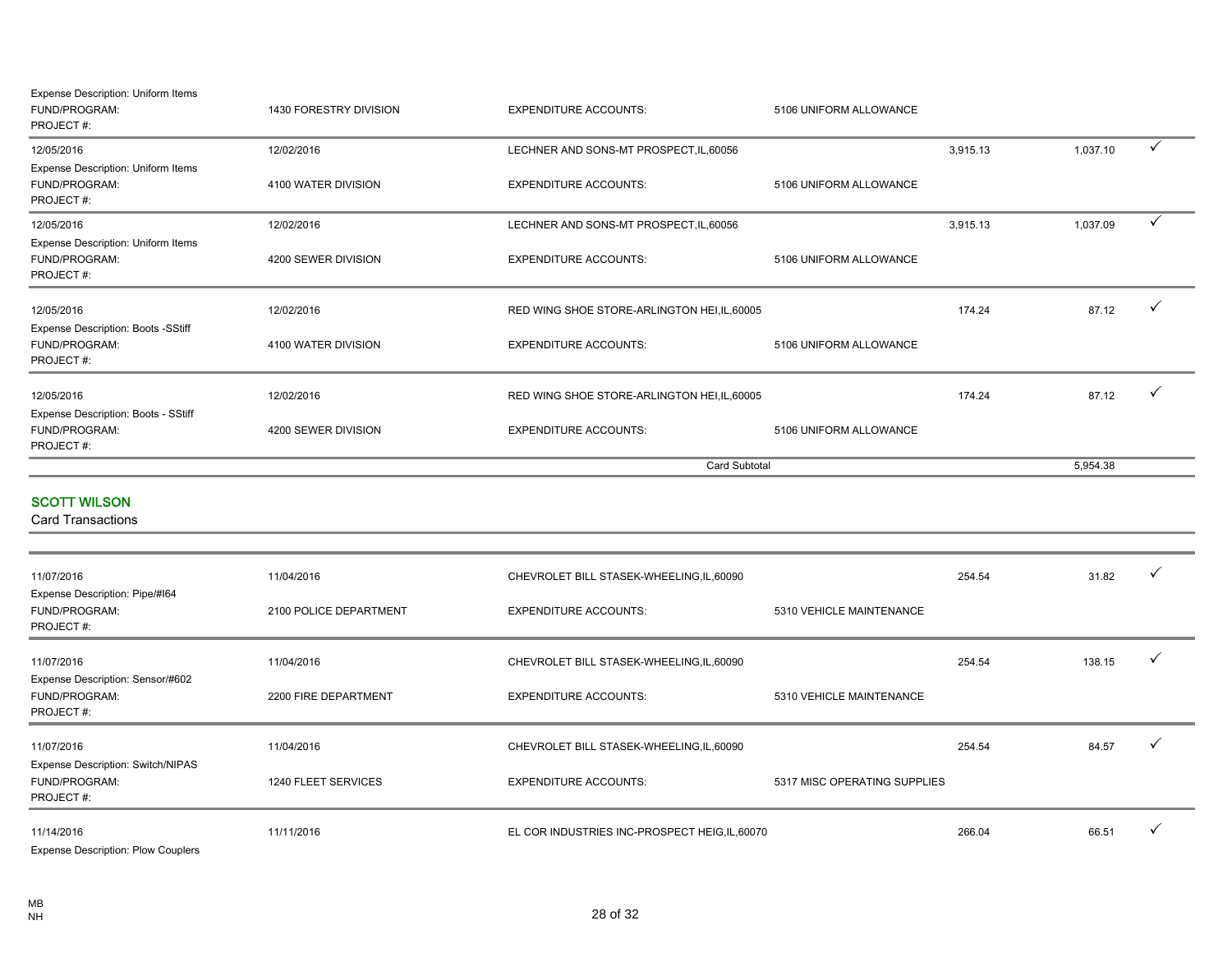Expense Description: Uniform Items
FUND/PROGRAM: 1430 FORESTRY DIVISION | EXPENDITURE ACCOUNTS: 5106 UNIFORM ALLOWANCE
PROJECT #:

| | | | | | | |
|---|---|---|---|---|---|---|
| 12/05/2016 | 12/02/2016 | LECHNER AND SONS-MT PROSPECT,IL,60056 | | 3,915.13 | 1,037.10 | ✓ |
| Expense Description: Uniform Items | | | | | | |
| FUND/PROGRAM: | 4100 WATER DIVISION | EXPENDITURE ACCOUNTS: | 5106 UNIFORM ALLOWANCE | | | |
| PROJECT #: | | | | | | |
| 12/05/2016 | 12/02/2016 | LECHNER AND SONS-MT PROSPECT,IL,60056 | | 3,915.13 | 1,037.09 | ✓ |
| Expense Description: Uniform Items | | | | | | |
| FUND/PROGRAM: | 4200 SEWER DIVISION | EXPENDITURE ACCOUNTS: | 5106 UNIFORM ALLOWANCE | | | |
| PROJECT #: | | | | | | |
| 12/05/2016 | 12/02/2016 | RED WING SHOE STORE-ARLINGTON HEI,IL,60005 | | 174.24 | 87.12 | ✓ |
| Expense Description: Boots -SStiff | | | | | | |
| FUND/PROGRAM: | 4100 WATER DIVISION | EXPENDITURE ACCOUNTS: | 5106 UNIFORM ALLOWANCE | | | |
| PROJECT #: | | | | | | |
| 12/05/2016 | 12/02/2016 | RED WING SHOE STORE-ARLINGTON HEI,IL,60005 | | 174.24 | 87.12 | ✓ |
| Expense Description: Boots - SStiff | | | | | | |
| FUND/PROGRAM: | 4200 SEWER DIVISION | EXPENDITURE ACCOUNTS: | 5106 UNIFORM ALLOWANCE | | | |
| PROJECT #: | | | | | | |
| | | Card Subtotal | | | 5,954.38 | |

## SCOTT WILSON

Card Transactions

| | | | | | | |
|---|---|---|---|---|---|---|
| 11/07/2016 | 11/04/2016 | CHEVROLET BILL STASEK-WHEELING,IL,60090 | | 254.54 | 31.82 | ✓ |
| Expense Description: Pipe/#I64 | | | | | | |
| FUND/PROGRAM: | 2100 POLICE DEPARTMENT | EXPENDITURE ACCOUNTS: | 5310 VEHICLE MAINTENANCE | | | |
| PROJECT #: | | | | | | |
| 11/07/2016 | 11/04/2016 | CHEVROLET BILL STASEK-WHEELING,IL,60090 | | 254.54 | 138.15 | ✓ |
| Expense Description: Sensor/#602 | | | | | | |
| FUND/PROGRAM: | 2200 FIRE DEPARTMENT | EXPENDITURE ACCOUNTS: | 5310 VEHICLE MAINTENANCE | | | |
| PROJECT #: | | | | | | |
| 11/07/2016 | 11/04/2016 | CHEVROLET BILL STASEK-WHEELING,IL,60090 | | 254.54 | 84.57 | ✓ |
| Expense Description: Switch/NIPAS | | | | | | |
| FUND/PROGRAM: | 1240 FLEET SERVICES | EXPENDITURE ACCOUNTS: | 5317 MISC OPERATING SUPPLIES | | | |
| PROJECT #: | | | | | | |
| 11/14/2016 | 11/11/2016 | EL COR INDUSTRIES INC-PROSPECT HEIG,IL,60070 | | 266.04 | 66.51 | ✓ |
| Expense Description: Plow Couplers | | | | | | |

MB
NH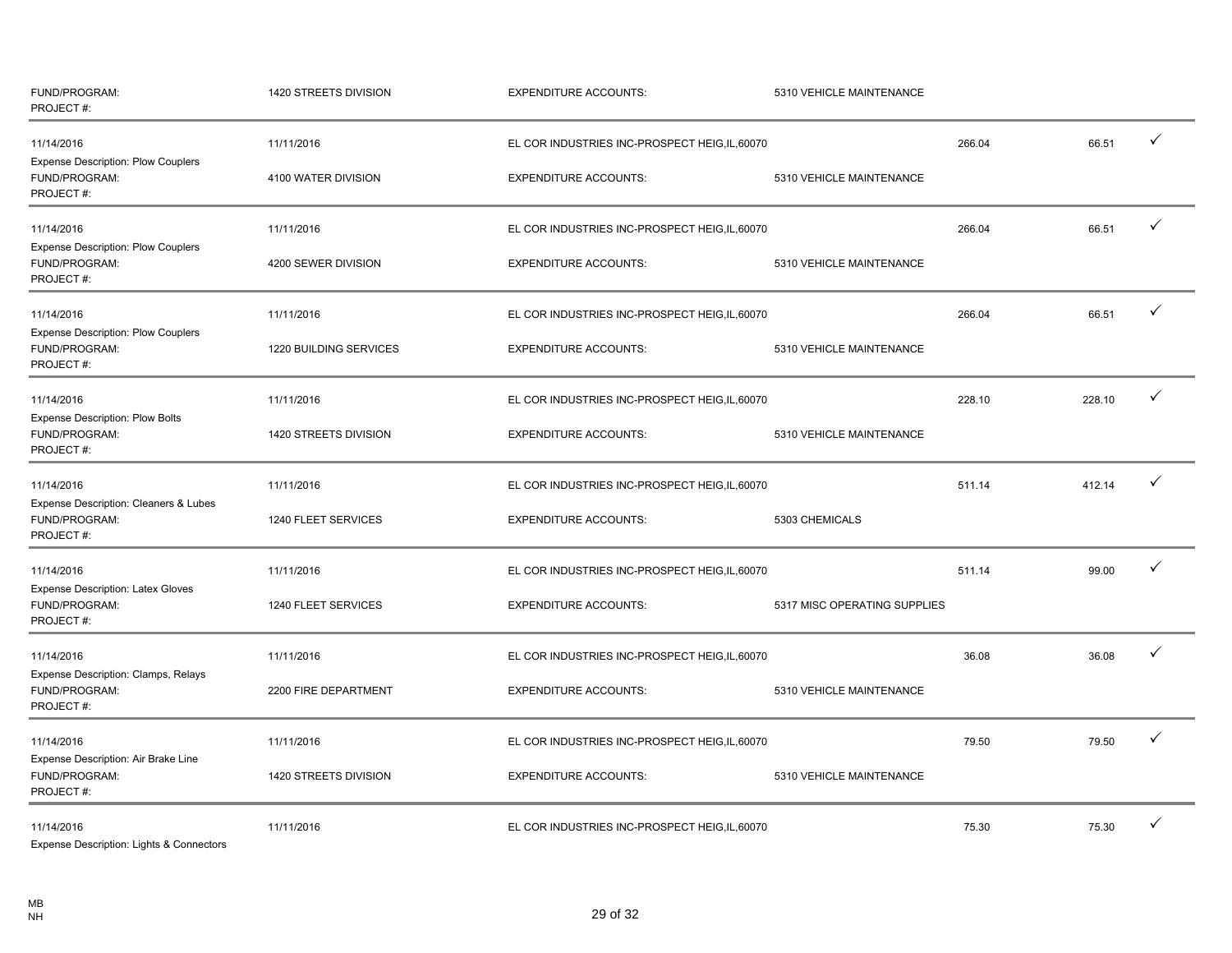| | | | | | | |
|---|---|---|---|---|---|---|
| FUND/PROGRAM: | 1420 STREETS DIVISION | EXPENDITURE ACCOUNTS: | 5310 VEHICLE MAINTENANCE | | | |
| PROJECT #: | | | | | | |
| 11/14/2016 | 11/11/2016 | EL COR INDUSTRIES INC-PROSPECT HEIG,IL,60070 | | 266.04 | 66.51 | ✓ |
| Expense Description: Plow Couplers | | | | | | |
| FUND/PROGRAM: | 4100 WATER DIVISION | EXPENDITURE ACCOUNTS: | 5310 VEHICLE MAINTENANCE | | | |
| PROJECT #: | | | | | | |
| 11/14/2016 | 11/11/2016 | EL COR INDUSTRIES INC-PROSPECT HEIG,IL,60070 | | 266.04 | 66.51 | ✓ |
| Expense Description: Plow Couplers | | | | | | |
| FUND/PROGRAM: | 4200 SEWER DIVISION | EXPENDITURE ACCOUNTS: | 5310 VEHICLE MAINTENANCE | | | |
| PROJECT #: | | | | | | |
| 11/14/2016 | 11/11/2016 | EL COR INDUSTRIES INC-PROSPECT HEIG,IL,60070 | | 266.04 | 66.51 | ✓ |
| Expense Description: Plow Couplers | | | | | | |
| FUND/PROGRAM: | 1220 BUILDING SERVICES | EXPENDITURE ACCOUNTS: | 5310 VEHICLE MAINTENANCE | | | |
| PROJECT #: | | | | | | |
| 11/14/2016 | 11/11/2016 | EL COR INDUSTRIES INC-PROSPECT HEIG,IL,60070 | | 228.10 | 228.10 | ✓ |
| Expense Description: Plow Bolts | | | | | | |
| FUND/PROGRAM: | 1420 STREETS DIVISION | EXPENDITURE ACCOUNTS: | 5310 VEHICLE MAINTENANCE | | | |
| PROJECT #: | | | | | | |
| 11/14/2016 | 11/11/2016 | EL COR INDUSTRIES INC-PROSPECT HEIG,IL,60070 | | 511.14 | 412.14 | ✓ |
| Expense Description: Cleaners & Lubes | | | | | | |
| FUND/PROGRAM: | 1240 FLEET SERVICES | EXPENDITURE ACCOUNTS: | 5303 CHEMICALS | | | |
| PROJECT #: | | | | | | |
| 11/14/2016 | 11/11/2016 | EL COR INDUSTRIES INC-PROSPECT HEIG,IL,60070 | | 511.14 | 99.00 | ✓ |
| Expense Description: Latex Gloves | | | | | | |
| FUND/PROGRAM: | 1240 FLEET SERVICES | EXPENDITURE ACCOUNTS: | 5317 MISC OPERATING SUPPLIES | | | |
| PROJECT #: | | | | | | |
| 11/14/2016 | 11/11/2016 | EL COR INDUSTRIES INC-PROSPECT HEIG,IL,60070 | | 36.08 | 36.08 | ✓ |
| Expense Description: Clamps, Relays | | | | | | |
| FUND/PROGRAM: | 2200 FIRE DEPARTMENT | EXPENDITURE ACCOUNTS: | 5310 VEHICLE MAINTENANCE | | | |
| PROJECT #: | | | | | | |
| 11/14/2016 | 11/11/2016 | EL COR INDUSTRIES INC-PROSPECT HEIG,IL,60070 | | 79.50 | 79.50 | ✓ |
| Expense Description: Air Brake Line | | | | | | |
| FUND/PROGRAM: | 1420 STREETS DIVISION | EXPENDITURE ACCOUNTS: | 5310 VEHICLE MAINTENANCE | | | |
| PROJECT #: | | | | | | |
| 11/14/2016 | 11/11/2016 | EL COR INDUSTRIES INC-PROSPECT HEIG,IL,60070 | | 75.30 | 75.30 | ✓ |
| Expense Description: Lights & Connectors | | | | | | |

MB
NH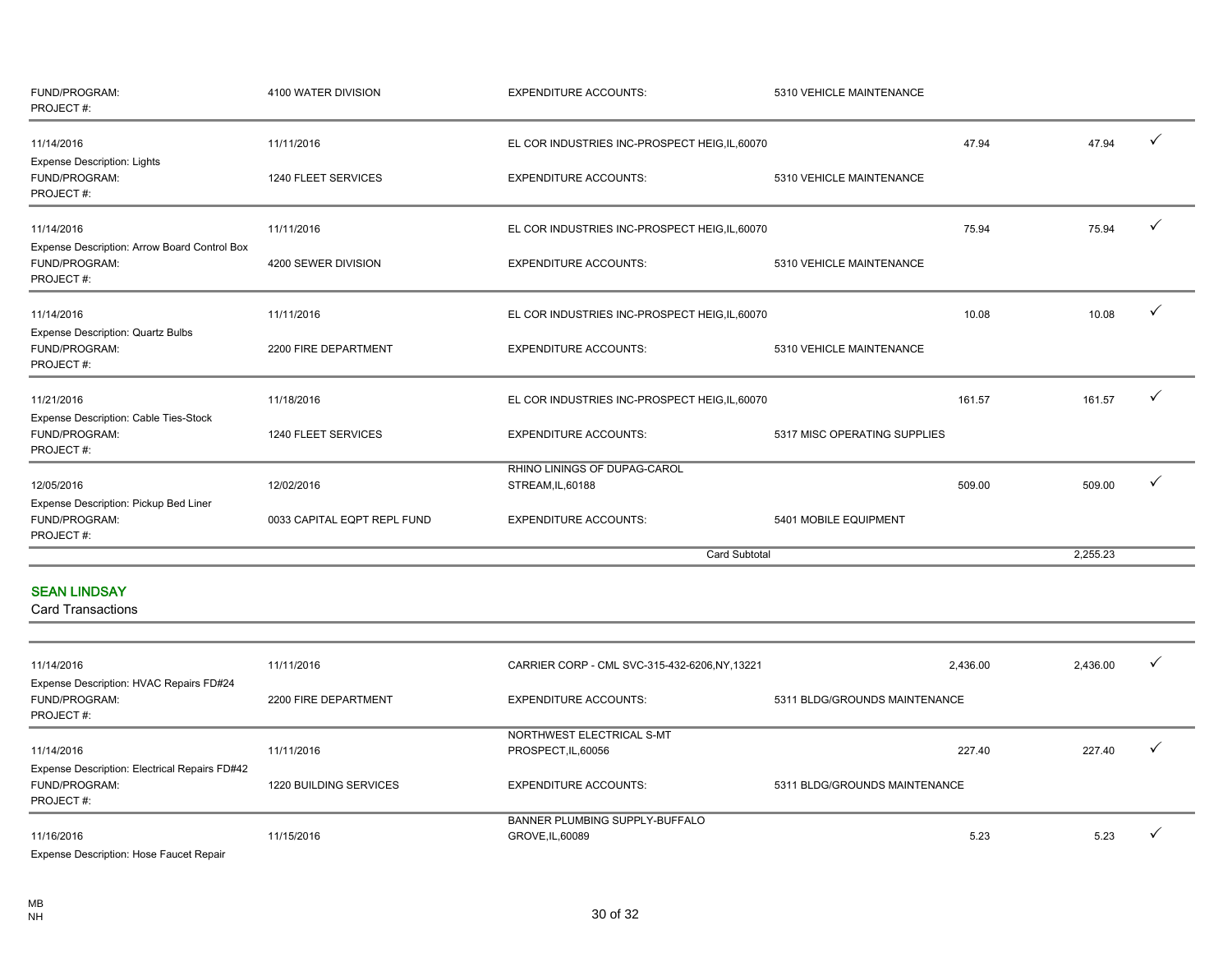| | | | | | | |
|---|---|---|---|---|---|---|
| FUND/PROGRAM: PROJECT #: | 4100 WATER DIVISION | EXPENDITURE ACCOUNTS: | 5310 VEHICLE MAINTENANCE | | | |
| 11/14/2016 | 11/11/2016 | EL COR INDUSTRIES INC-PROSPECT HEIG,IL,60070 | | 47.94 | 47.94 | ✓ |
| Expense Description: Lights | | | | | | |
| FUND/PROGRAM: PROJECT #: | 1240 FLEET SERVICES | EXPENDITURE ACCOUNTS: | 5310 VEHICLE MAINTENANCE | | | |
| 11/14/2016 | 11/11/2016 | EL COR INDUSTRIES INC-PROSPECT HEIG,IL,60070 | | 75.94 | 75.94 | ✓ |
| Expense Description: Arrow Board Control Box | | | | | | |
| FUND/PROGRAM: PROJECT #: | 4200 SEWER DIVISION | EXPENDITURE ACCOUNTS: | 5310 VEHICLE MAINTENANCE | | | |
| 11/14/2016 | 11/11/2016 | EL COR INDUSTRIES INC-PROSPECT HEIG,IL,60070 | | 10.08 | 10.08 | ✓ |
| Expense Description: Quartz Bulbs | | | | | | |
| FUND/PROGRAM: PROJECT #: | 2200 FIRE DEPARTMENT | EXPENDITURE ACCOUNTS: | 5310 VEHICLE MAINTENANCE | | | |
| 11/21/2016 | 11/18/2016 | EL COR INDUSTRIES INC-PROSPECT HEIG,IL,60070 | | 161.57 | 161.57 | ✓ |
| Expense Description: Cable Ties-Stock | | | | | | |
| FUND/PROGRAM: PROJECT #: | 1240 FLEET SERVICES | EXPENDITURE ACCOUNTS: | 5317 MISC OPERATING SUPPLIES | | | |
| 12/05/2016 | 12/02/2016 | RHINO LININGS OF DUPAG-CAROL STREAM,IL,60188 | | 509.00 | 509.00 | ✓ |
| Expense Description: Pickup Bed Liner | | | | | | |
| FUND/PROGRAM: PROJECT #: | 0033 CAPITAL EQPT REPL FUND | EXPENDITURE ACCOUNTS: | 5401 MOBILE EQUIPMENT | | | |
| | | | Card Subtotal | | 2,255.23 | |

## SEAN LINDSAY

Card Transactions

| | | | | | | |
|---|---|---|---|---|---|---|
| 11/14/2016 | 11/11/2016 | CARRIER CORP - CML SVC-315-432-6206,NY,13221 | | 2,436.00 | 2,436.00 | ✓ |
| Expense Description: HVAC Repairs FD#24 | | | | | | |
| FUND/PROGRAM: PROJECT #: | 2200 FIRE DEPARTMENT | EXPENDITURE ACCOUNTS: | 5311 BLDG/GROUNDS MAINTENANCE | | | |
| 11/14/2016 | 11/11/2016 | NORTHWEST ELECTRICAL S-MT PROSPECT,IL,60056 | | 227.40 | 227.40 | ✓ |
| Expense Description: Electrical Repairs FD#42 | | | | | | |
| FUND/PROGRAM: PROJECT #: | 1220 BUILDING SERVICES | EXPENDITURE ACCOUNTS: | 5311 BLDG/GROUNDS MAINTENANCE | | | |
| 11/16/2016 | 11/15/2016 | BANNER PLUMBING SUPPLY-BUFFALO GROVE,IL,60089 | | 5.23 | 5.23 | ✓ |
| Expense Description: Hose Faucet Repair | | | | | | |

MB
NH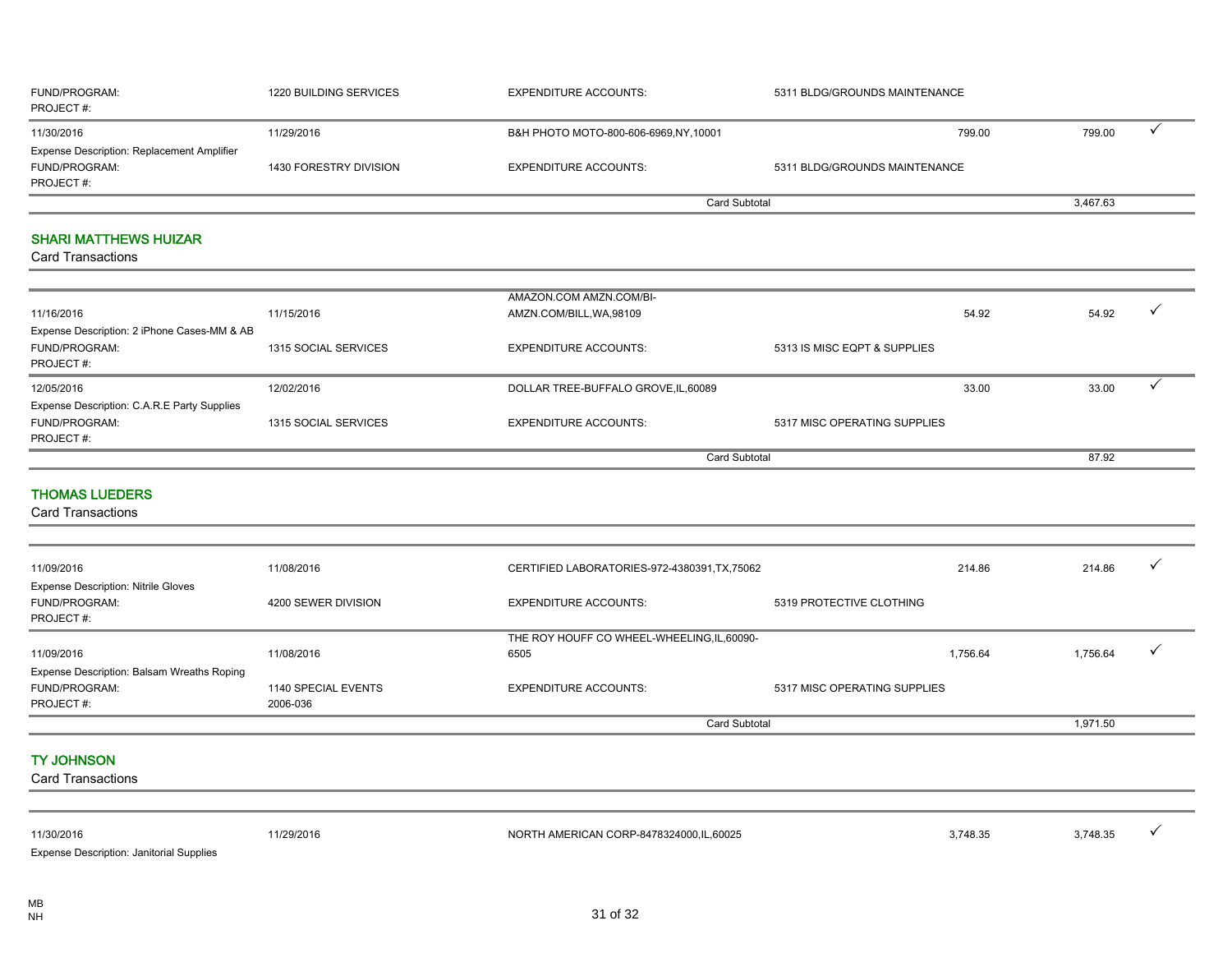| | | | | | | |
|---|---|---|---|---|---|---|
| FUND/PROGRAM: | 1220 BUILDING SERVICES | EXPENDITURE ACCOUNTS: | 5311 BLDG/GROUNDS MAINTENANCE | | | |
| PROJECT #: | | | | | | |
| 11/30/2016 | 11/29/2016 | B&H PHOTO MOTO-800-606-6969,NY,10001 | | 799.00 | 799.00 | ✓ |
| Expense Description: Replacement Amplifier | | | | | | |
| FUND/PROGRAM: | 1430 FORESTRY DIVISION | EXPENDITURE ACCOUNTS: | 5311 BLDG/GROUNDS MAINTENANCE | | | |
| PROJECT #: | | | | | | |
| | | | Card Subtotal | | 3,467.63 | |

## SHARI MATTHEWS HUIZAR

Card Transactions

| | | | | | | |
|---|---|---|---|---|---|---|
| 11/16/2016 | 11/15/2016 | AMAZON.COM AMZN.COM/BI-AMZN.COM/BILL,WA,98109 | | 54.92 | 54.92 | ✓ |
| Expense Description: 2 iPhone Cases-MM & AB | | | | | | |
| FUND/PROGRAM: | 1315 SOCIAL SERVICES | EXPENDITURE ACCOUNTS: | 5313 IS MISC EQPT & SUPPLIES | | | |
| PROJECT #: | | | | | | |
| 12/05/2016 | 12/02/2016 | DOLLAR TREE-BUFFALO GROVE,IL,60089 | | 33.00 | 33.00 | ✓ |
| Expense Description: C.A.R.E Party Supplies | | | | | | |
| FUND/PROGRAM: | 1315 SOCIAL SERVICES | EXPENDITURE ACCOUNTS: | 5317 MISC OPERATING SUPPLIES | | | |
| PROJECT #: | | | | | | |
| | | | Card Subtotal | | 87.92 | |

## THOMAS LUEDERS

Card Transactions

| | | | | | | |
|---|---|---|---|---|---|---|
| 11/09/2016 | 11/08/2016 | CERTIFIED LABORATORIES-972-4380391,TX,75062 | | 214.86 | 214.86 | ✓ |
| Expense Description: Nitrile Gloves | | | | | | |
| FUND/PROGRAM: | 4200 SEWER DIVISION | EXPENDITURE ACCOUNTS: | 5319 PROTECTIVE CLOTHING | | | |
| PROJECT #: | | | | | | |
| 11/09/2016 | 11/08/2016 | THE ROY HOUFF CO WHEEL-WHEELING,IL,60090-6505 | | 1,756.64 | 1,756.64 | ✓ |
| Expense Description: Balsam Wreaths Roping | | | | | | |
| FUND/PROGRAM: | 1140 SPECIAL EVENTS | EXPENDITURE ACCOUNTS: | 5317 MISC OPERATING SUPPLIES | | | |
| PROJECT #: | 2006-036 | | | | | |
| | | | Card Subtotal | | 1,971.50 | |

## TY JOHNSON

Card Transactions

| | | | | | | |
|---|---|---|---|---|---|---|
| 11/30/2016 | 11/29/2016 | NORTH AMERICAN CORP-8478324000,IL,60025 | | 3,748.35 | 3,748.35 | ✓ |
| Expense Description: Janitorial Supplies | | | | | | |

MB
NH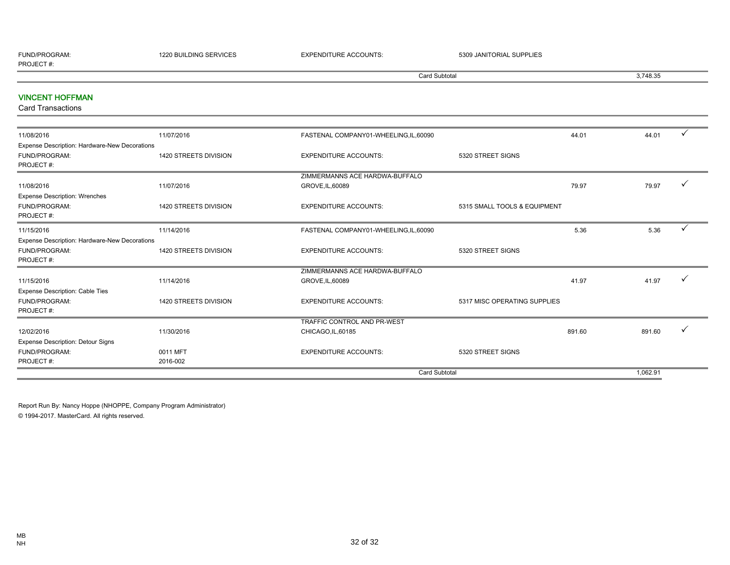| | | | | | | |
|---|---|---|---|---|---|---|
| FUND/PROGRAM: | 1220 BUILDING SERVICES | EXPENDITURE ACCOUNTS: | 5309 JANITORIAL SUPPLIES | | | |
| PROJECT #: | | | | | | |
| | | Card Subtotal | | | 3,748.35 | |

## VINCENT HOFFMAN

Card Transactions

| | | | | | | |
|---|---|---|---|---|---|---|
| 11/08/2016 | 11/07/2016 | FASTENAL COMPANY01-WHEELING,IL,60090 | | 44.01 | 44.01 | ✓ |
| Expense Description: Hardware-New Decorations | | | | | | |
| FUND/PROGRAM: | 1420 STREETS DIVISION | EXPENDITURE ACCOUNTS: | 5320 STREET SIGNS | | | |
| PROJECT #: | | | | | | |
| 11/08/2016 | 11/07/2016 | ZIMMERMANNS ACE HARDWA-BUFFALO GROVE,IL,60089 | | 79.97 | 79.97 | ✓ |
| Expense Description: Wrenches | | | | | | |
| FUND/PROGRAM: | 1420 STREETS DIVISION | EXPENDITURE ACCOUNTS: | 5315 SMALL TOOLS & EQUIPMENT | | | |
| PROJECT #: | | | | | | |
| 11/15/2016 | 11/14/2016 | FASTENAL COMPANY01-WHEELING,IL,60090 | | 5.36 | 5.36 | ✓ |
| Expense Description: Hardware-New Decorations | | | | | | |
| FUND/PROGRAM: | 1420 STREETS DIVISION | EXPENDITURE ACCOUNTS: | 5320 STREET SIGNS | | | |
| PROJECT #: | | | | | | |
| 11/15/2016 | 11/14/2016 | ZIMMERMANNS ACE HARDWA-BUFFALO GROVE,IL,60089 | | 41.97 | 41.97 | ✓ |
| Expense Description: Cable Ties | | | | | | |
| FUND/PROGRAM: | 1420 STREETS DIVISION | EXPENDITURE ACCOUNTS: | 5317 MISC OPERATING SUPPLIES | | | |
| PROJECT #: | | | | | | |
| 12/02/2016 | 11/30/2016 | TRAFFIC CONTROL AND PR-WEST CHICAGO,IL,60185 | | 891.60 | 891.60 | ✓ |
| Expense Description: Detour Signs | | | | | | |
| FUND/PROGRAM: | 0011 MFT | EXPENDITURE ACCOUNTS: | 5320 STREET SIGNS | | | |
| PROJECT #: | 2016-002 | | | | | |
| | | Card Subtotal | | | 1,062.91 | |

Report Run By: Nancy Hoppe (NHOPPE, Company Program Administrator)

© 1994-2017. MasterCard. All rights reserved.

MB
NH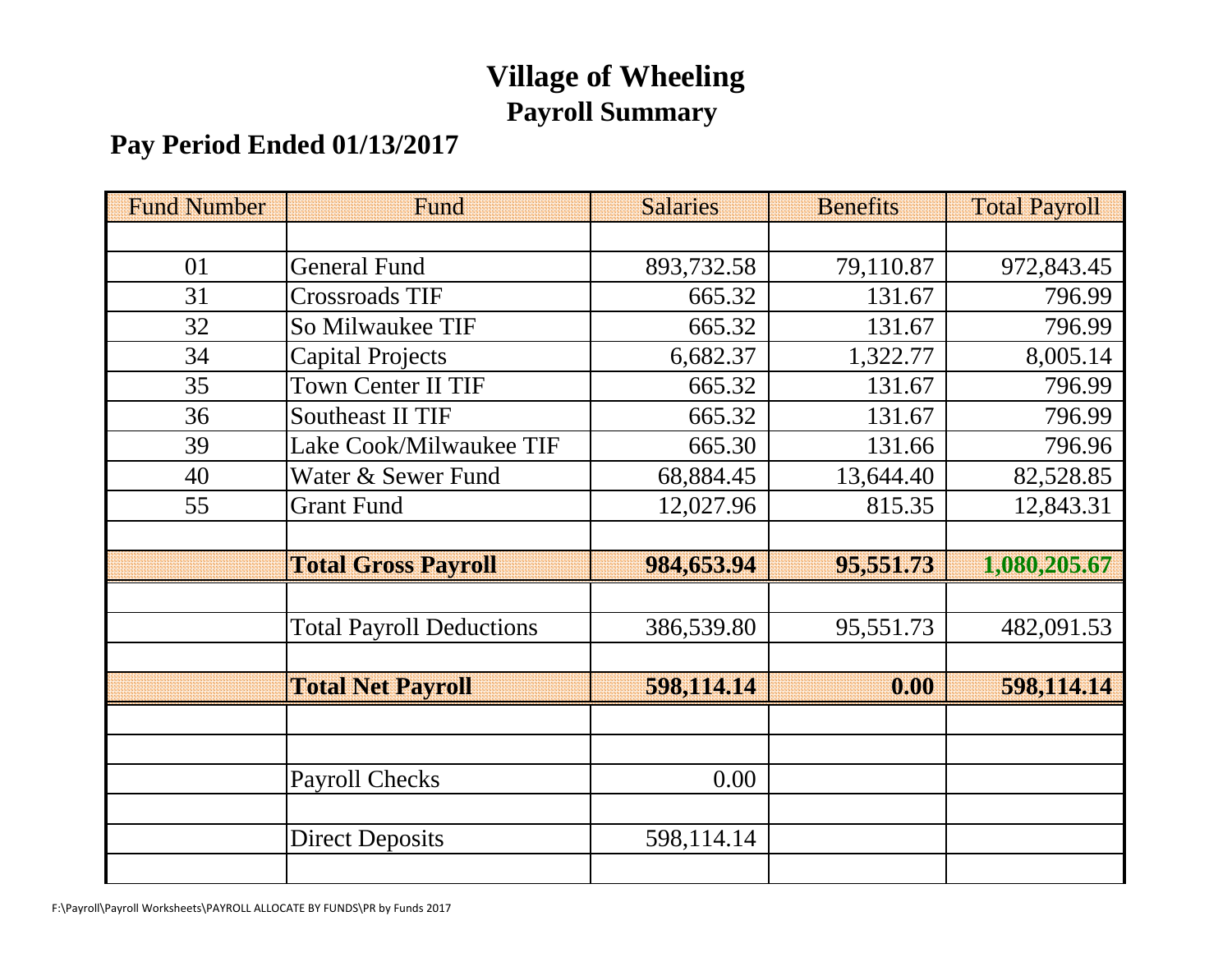# Village of Wheeling

## Payroll Summary

### Pay Period Ended 01/13/2017

| Fund Number | Fund | Salaries | Benefits | Total Payroll |
|---|---|---|---|---|
| | | | | |
| 01 | General Fund | 893,732.58 | 79,110.87 | 972,843.45 |
| 31 | Crossroads TIF | 665.32 | 131.67 | 796.99 |
| 32 | So Milwaukee TIF | 665.32 | 131.67 | 796.99 |
| 34 | Capital Projects | 6,682.37 | 1,322.77 | 8,005.14 |
| 35 | Town Center II TIF | 665.32 | 131.67 | 796.99 |
| 36 | Southeast II TIF | 665.32 | 131.67 | 796.99 |
| 39 | Lake Cook/Milwaukee TIF | 665.30 | 131.66 | 796.96 |
| 40 | Water & Sewer Fund | 68,884.45 | 13,644.40 | 82,528.85 |
| 55 | Grant Fund | 12,027.96 | 815.35 | 12,843.31 |
| | | | | |
| | **Total Gross Payroll** | **984,653.94** | **95,551.73** | **1,080,205.67** |
| | | | | |
| | Total Payroll Deductions | 386,539.80 | 95,551.73 | 482,091.53 |
| | | | | |
| | **Total Net Payroll** | **598,114.14** | **0.00** | **598,114.14** |
| | | | | |
| | | | | |
| | Payroll Checks | 0.00 | | |
| | | | | |
| | Direct Deposits | 598,114.14 | | |
| | | | | |

F:\Payroll\Payroll Worksheets\PAYROLL ALLOCATE BY FUNDS\PR by Funds 2017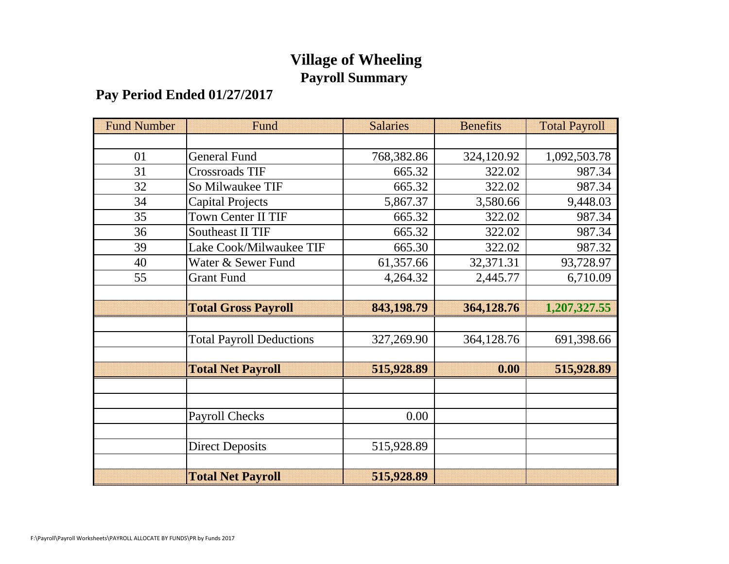# Village of Wheeling

## Payroll Summary

### Pay Period Ended 01/27/2017

| Fund Number | Fund | Salaries | Benefits | Total Payroll |
|---|---|---|---|---|
| | | | | |
| 01 | General Fund | 768,382.86 | 324,120.92 | 1,092,503.78 |
| 31 | Crossroads TIF | 665.32 | 322.02 | 987.34 |
| 32 | So Milwaukee TIF | 665.32 | 322.02 | 987.34 |
| 34 | Capital Projects | 5,867.37 | 3,580.66 | 9,448.03 |
| 35 | Town Center II TIF | 665.32 | 322.02 | 987.34 |
| 36 | Southeast II TIF | 665.32 | 322.02 | 987.34 |
| 39 | Lake Cook/Milwaukee TIF | 665.30 | 322.02 | 987.32 |
| 40 | Water & Sewer Fund | 61,357.66 | 32,371.31 | 93,728.97 |
| 55 | Grant Fund | 4,264.32 | 2,445.77 | 6,710.09 |
| | | | | |
| | **Total Gross Payroll** | **843,198.79** | **364,128.76** | **1,207,327.55** |
| | | | | |
| | Total Payroll Deductions | 327,269.90 | 364,128.76 | 691,398.66 |
| | | | | |
| | **Total Net Payroll** | **515,928.89** | **0.00** | **515,928.89** |
| | | | | |
| | | | | |
| | Payroll Checks | 0.00 | | |
| | | | | |
| | Direct Deposits | 515,928.89 | | |
| | | | | |
| | **Total Net Payroll** | **515,928.89** | | |

F:\Payroll\Payroll Worksheets\PAYROLL ALLOCATE BY FUNDS\PR by Funds 2017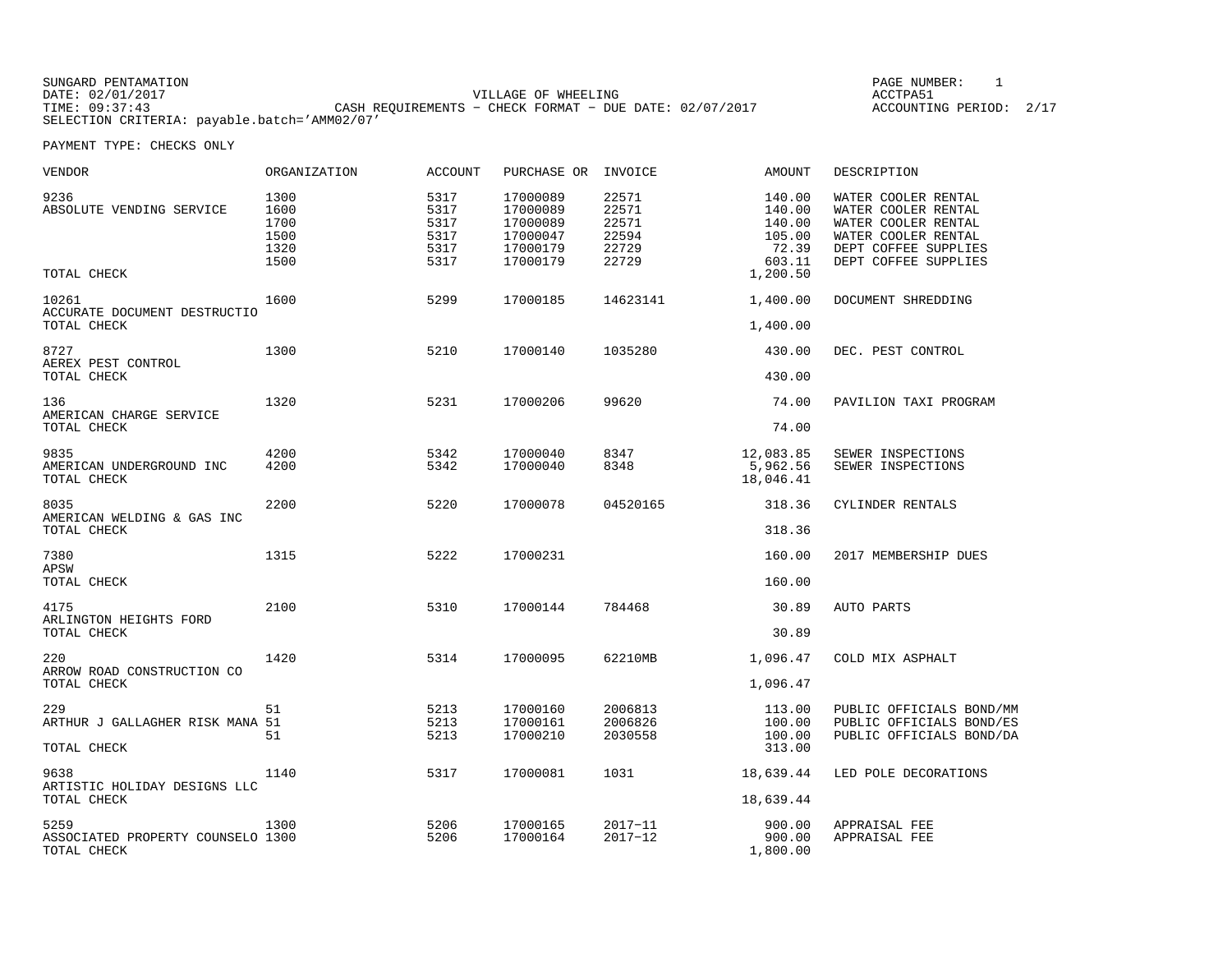SUNGARD PENTAMATION
DATE: 02/01/2017
TIME: 09:37:43
SELECTION CRITERIA: payable.batch='AMM02/07'

VILLAGE OF WHEELING
CASH REQUIREMENTS - CHECK FORMAT - DUE DATE: 02/07/2017

PAGE NUMBER: 1
ACCTPA51
ACCOUNTING PERIOD: 2/17

PAYMENT TYPE: CHECKS ONLY

| VENDOR | ORGANIZATION | ACCOUNT | PURCHASE OR | INVOICE | AMOUNT | DESCRIPTION |
|---|---|---|---|---|---|---|
| 9236 | 1300 | 5317 | 17000089 | 22571 | 140.00 | WATER COOLER RENTAL |
| ABSOLUTE VENDING SERVICE | 1600 | 5317 | 17000089 | 22571 | 140.00 | WATER COOLER RENTAL |
| | 1700 | 5317 | 17000089 | 22571 | 140.00 | WATER COOLER RENTAL |
| | 1500 | 5317 | 17000047 | 22594 | 105.00 | WATER COOLER RENTAL |
| | 1320 | 5317 | 17000179 | 22729 | 72.39 | DEPT COFFEE SUPPLIES |
| | 1500 | 5317 | 17000179 | 22729 | 603.11 | DEPT COFFEE SUPPLIES |
| TOTAL CHECK | | | | | 1,200.50 | |
| 10261 | 1600 | 5299 | 17000185 | 14623141 | 1,400.00 | DOCUMENT SHREDDING |
| ACCURATE DOCUMENT DESTRUCTIO | | | | | | |
| TOTAL CHECK | | | | | 1,400.00 | |
| 8727 | 1300 | 5210 | 17000140 | 1035280 | 430.00 | DEC. PEST CONTROL |
| AEREX PEST CONTROL | | | | | | |
| TOTAL CHECK | | | | | 430.00 | |
| 136 | 1320 | 5231 | 17000206 | 99620 | 74.00 | PAVILION TAXI PROGRAM |
| AMERICAN CHARGE SERVICE | | | | | | |
| TOTAL CHECK | | | | | 74.00 | |
| 9835 | 4200 | 5342 | 17000040 | 8347 | 12,083.85 | SEWER INSPECTIONS |
| AMERICAN UNDERGROUND INC | 4200 | 5342 | 17000040 | 8348 | 5,962.56 | SEWER INSPECTIONS |
| TOTAL CHECK | | | | | 18,046.41 | |
| 8035 | 2200 | 5220 | 17000078 | 04520165 | 318.36 | CYLINDER RENTALS |
| AMERICAN WELDING & GAS INC | | | | | | |
| TOTAL CHECK | | | | | 318.36 | |
| 7380 | 1315 | 5222 | 17000231 | | 160.00 | 2017 MEMBERSHIP DUES |
| APSW | | | | | | |
| TOTAL CHECK | | | | | 160.00 | |
| 4175 | 2100 | 5310 | 17000144 | 784468 | 30.89 | AUTO PARTS |
| ARLINGTON HEIGHTS FORD | | | | | | |
| TOTAL CHECK | | | | | 30.89 | |
| 220 | 1420 | 5314 | 17000095 | 62210MB | 1,096.47 | COLD MIX ASPHALT |
| ARROW ROAD CONSTRUCTION CO | | | | | | |
| TOTAL CHECK | | | | | 1,096.47 | |
| 229 | 51 | 5213 | 17000160 | 2006813 | 113.00 | PUBLIC OFFICIALS BOND/MM |
| ARTHUR J GALLAGHER RISK MANA | 51 | 5213 | 17000161 | 2006826 | 100.00 | PUBLIC OFFICIALS BOND/ES |
| | 51 | 5213 | 17000210 | 2030558 | 100.00 | PUBLIC OFFICIALS BOND/DA |
| TOTAL CHECK | | | | | 313.00 | |
| 9638 | 1140 | 5317 | 17000081 | 1031 | 18,639.44 | LED POLE DECORATIONS |
| ARTISTIC HOLIDAY DESIGNS LLC | | | | | | |
| TOTAL CHECK | | | | | 18,639.44 | |
| 5259 | 1300 | 5206 | 17000165 | 2017-11 | 900.00 | APPRAISAL FEE |
| ASSOCIATED PROPERTY COUNSELO | 1300 | 5206 | 17000164 | 2017-12 | 900.00 | APPRAISAL FEE |
| TOTAL CHECK | | | | | 1,800.00 | |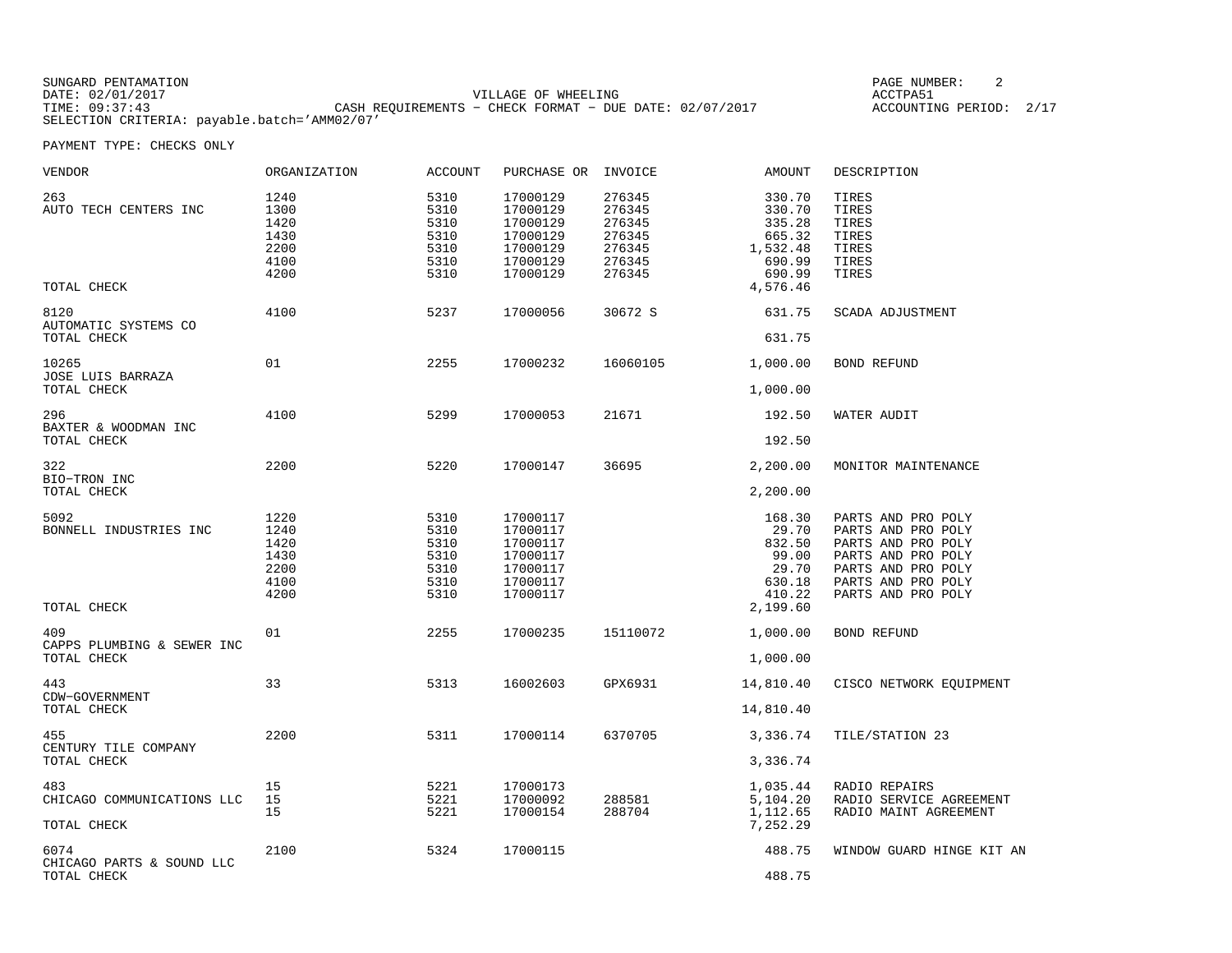SUNGARD PENTAMATION
DATE: 02/01/2017
TIME: 09:37:43
SELECTION CRITERIA: payable.batch='AMM02/07'

VILLAGE OF WHEELING
CASH REQUIREMENTS - CHECK FORMAT - DUE DATE: 02/07/2017

ACCTPA51
ACCOUNTING PERIOD: 2/17

PAYMENT TYPE: CHECKS ONLY

| VENDOR | ORGANIZATION | ACCOUNT | PURCHASE OR | INVOICE | AMOUNT | DESCRIPTION |
|---|---|---|---|---|---|---|
| 263 | 1240 | 5310 | 17000129 | 276345 | 330.70 | TIRES |
| AUTO TECH CENTERS INC | 1300 | 5310 | 17000129 | 276345 | 330.70 | TIRES |
| | 1420 | 5310 | 17000129 | 276345 | 335.28 | TIRES |
| | 1430 | 5310 | 17000129 | 276345 | 665.32 | TIRES |
| | 2200 | 5310 | 17000129 | 276345 | 1,532.48 | TIRES |
| | 4100 | 5310 | 17000129 | 276345 | 690.99 | TIRES |
| | 4200 | 5310 | 17000129 | 276345 | 690.99 | TIRES |
| TOTAL CHECK | | | | | 4,576.46 | |
| 8120 | 4100 | 5237 | 17000056 | 30672 S | 631.75 | SCADA ADJUSTMENT |
| AUTOMATIC SYSTEMS CO | | | | | | |
| TOTAL CHECK | | | | | 631.75 | |
| 10265 | 01 | 2255 | 17000232 | 16060105 | 1,000.00 | BOND REFUND |
| JOSE LUIS BARRAZA | | | | | | |
| TOTAL CHECK | | | | | 1,000.00 | |
| 296 | 4100 | 5299 | 17000053 | 21671 | 192.50 | WATER AUDIT |
| BAXTER & WOODMAN INC | | | | | | |
| TOTAL CHECK | | | | | 192.50 | |
| 322 | 2200 | 5220 | 17000147 | 36695 | 2,200.00 | MONITOR MAINTENANCE |
| BIO-TRON INC | | | | | | |
| TOTAL CHECK | | | | | 2,200.00 | |
| 5092 | 1220 | 5310 | 17000117 | | 168.30 | PARTS AND PRO POLY |
| BONNELL INDUSTRIES INC | 1240 | 5310 | 17000117 | | 29.70 | PARTS AND PRO POLY |
| | 1420 | 5310 | 17000117 | | 832.50 | PARTS AND PRO POLY |
| | 1430 | 5310 | 17000117 | | 99.00 | PARTS AND PRO POLY |
| | 2200 | 5310 | 17000117 | | 29.70 | PARTS AND PRO POLY |
| | 4100 | 5310 | 17000117 | | 630.18 | PARTS AND PRO POLY |
| | 4200 | 5310 | 17000117 | | 410.22 | PARTS AND PRO POLY |
| TOTAL CHECK | | | | | 2,199.60 | |
| 409 | 01 | 2255 | 17000235 | 15110072 | 1,000.00 | BOND REFUND |
| CAPPS PLUMBING & SEWER INC | | | | | | |
| TOTAL CHECK | | | | | 1,000.00 | |
| 443 | 33 | 5313 | 16002603 | GPX6931 | 14,810.40 | CISCO NETWORK EQUIPMENT |
| CDW-GOVERNMENT | | | | | | |
| TOTAL CHECK | | | | | 14,810.40 | |
| 455 | 2200 | 5311 | 17000114 | 6370705 | 3,336.74 | TILE/STATION 23 |
| CENTURY TILE COMPANY | | | | | | |
| TOTAL CHECK | | | | | 3,336.74 | |
| 483 | 15 | 5221 | 17000173 | | 1,035.44 | RADIO REPAIRS |
| CHICAGO COMMUNICATIONS LLC | 15 | 5221 | 17000092 | 288581 | 5,104.20 | RADIO SERVICE AGREEMENT |
| | 15 | 5221 | 17000154 | 288704 | 1,112.65 | RADIO MAINT AGREEMENT |
| TOTAL CHECK | | | | | 7,252.29 | |
| 6074 | 2100 | 5324 | 17000115 | | 488.75 | WINDOW GUARD HINGE KIT AN |
| CHICAGO PARTS & SOUND LLC | | | | | | |
| TOTAL CHECK | | | | | 488.75 | |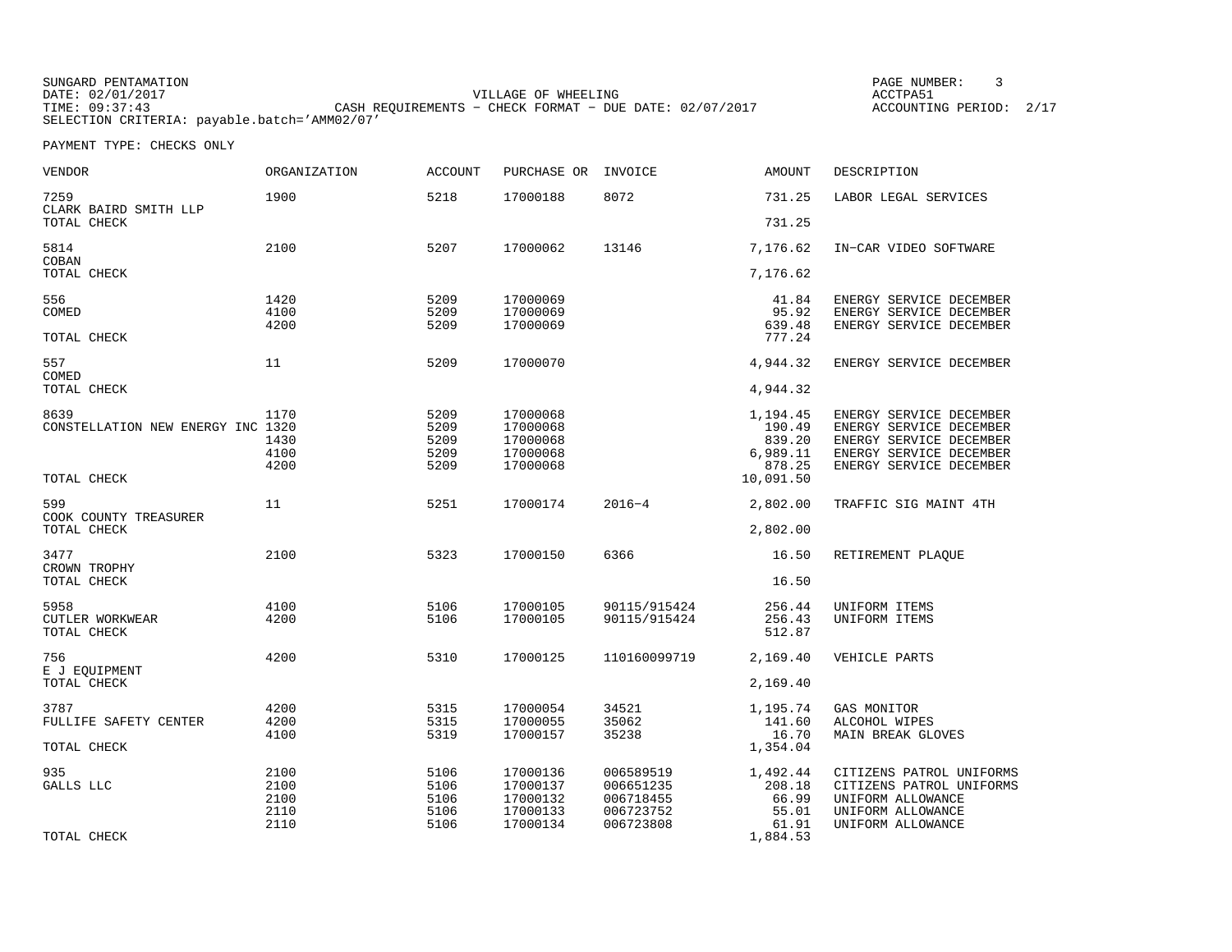SUNGARD PENTAMATION
DATE: 02/01/2017
TIME: 09:37:43
SELECTION CRITERIA: payable.batch='AMM02/07'

VILLAGE OF WHEELING
CASH REQUIREMENTS - CHECK FORMAT - DUE DATE: 02/07/2017

PAGE NUMBER: 3
ACCTPA51
ACCOUNTING PERIOD: 2/17

PAYMENT TYPE: CHECKS ONLY

| VENDOR | ORGANIZATION | ACCOUNT | PURCHASE OR | INVOICE | AMOUNT | DESCRIPTION |
|---|---|---|---|---|---|---|
| 7259 | 1900 | 5218 | 17000188 | 8072 | 731.25 | LABOR LEGAL SERVICES |
| CLARK BAIRD SMITH LLP | | | | | | |
| TOTAL CHECK | | | | | 731.25 | |
| 5814 | 2100 | 5207 | 17000062 | 13146 | 7,176.62 | IN-CAR VIDEO SOFTWARE |
| COBAN | | | | | | |
| TOTAL CHECK | | | | | 7,176.62 | |
| 556 | 1420 | 5209 | 17000069 | | 41.84 | ENERGY SERVICE DECEMBER |
| COMED | 4100 | 5209 | 17000069 | | 95.92 | ENERGY SERVICE DECEMBER |
| | 4200 | 5209 | 17000069 | | 639.48 | ENERGY SERVICE DECEMBER |
| TOTAL CHECK | | | | | 777.24 | |
| 557 | 11 | 5209 | 17000070 | | 4,944.32 | ENERGY SERVICE DECEMBER |
| COMED | | | | | | |
| TOTAL CHECK | | | | | 4,944.32 | |
| 8639 | 1170 | 5209 | 17000068 | | 1,194.45 | ENERGY SERVICE DECEMBER |
| CONSTELLATION NEW ENERGY INC | 1320 | 5209 | 17000068 | | 190.49 | ENERGY SERVICE DECEMBER |
| | 1430 | 5209 | 17000068 | | 839.20 | ENERGY SERVICE DECEMBER |
| | 4100 | 5209 | 17000068 | | 6,989.11 | ENERGY SERVICE DECEMBER |
| | 4200 | 5209 | 17000068 | | 878.25 | ENERGY SERVICE DECEMBER |
| TOTAL CHECK | | | | | 10,091.50 | |
| 599 | 11 | 5251 | 17000174 | 2016-4 | 2,802.00 | TRAFFIC SIG MAINT 4TH |
| COOK COUNTY TREASURER | | | | | | |
| TOTAL CHECK | | | | | 2,802.00 | |
| 3477 | 2100 | 5323 | 17000150 | 6366 | 16.50 | RETIREMENT PLAQUE |
| CROWN TROPHY | | | | | | |
| TOTAL CHECK | | | | | 16.50 | |
| 5958 | 4100 | 5106 | 17000105 | 90115/915424 | 256.44 | UNIFORM ITEMS |
| CUTLER WORKWEAR | 4200 | 5106 | 17000105 | 90115/915424 | 256.43 | UNIFORM ITEMS |
| TOTAL CHECK | | | | | 512.87 | |
| 756 | 4200 | 5310 | 17000125 | 110160099719 | 2,169.40 | VEHICLE PARTS |
| E J EQUIPMENT | | | | | | |
| TOTAL CHECK | | | | | 2,169.40 | |
| 3787 | 4200 | 5315 | 17000054 | 34521 | 1,195.74 | GAS MONITOR |
| FULLIFE SAFETY CENTER | 4200 | 5315 | 17000055 | 35062 | 141.60 | ALCOHOL WIPES |
| | 4100 | 5319 | 17000157 | 35238 | 16.70 | MAIN BREAK GLOVES |
| TOTAL CHECK | | | | | 1,354.04 | |
| 935 | 2100 | 5106 | 17000136 | 006589519 | 1,492.44 | CITIZENS PATROL UNIFORMS |
| GALLS LLC | 2100 | 5106 | 17000137 | 006651235 | 208.18 | CITIZENS PATROL UNIFORMS |
| | 2100 | 5106 | 17000132 | 006718455 | 66.99 | UNIFORM ALLOWANCE |
| | 2110 | 5106 | 17000133 | 006723752 | 55.01 | UNIFORM ALLOWANCE |
| | 2110 | 5106 | 17000134 | 006723808 | 61.91 | UNIFORM ALLOWANCE |
| TOTAL CHECK | | | | | 1,884.53 | |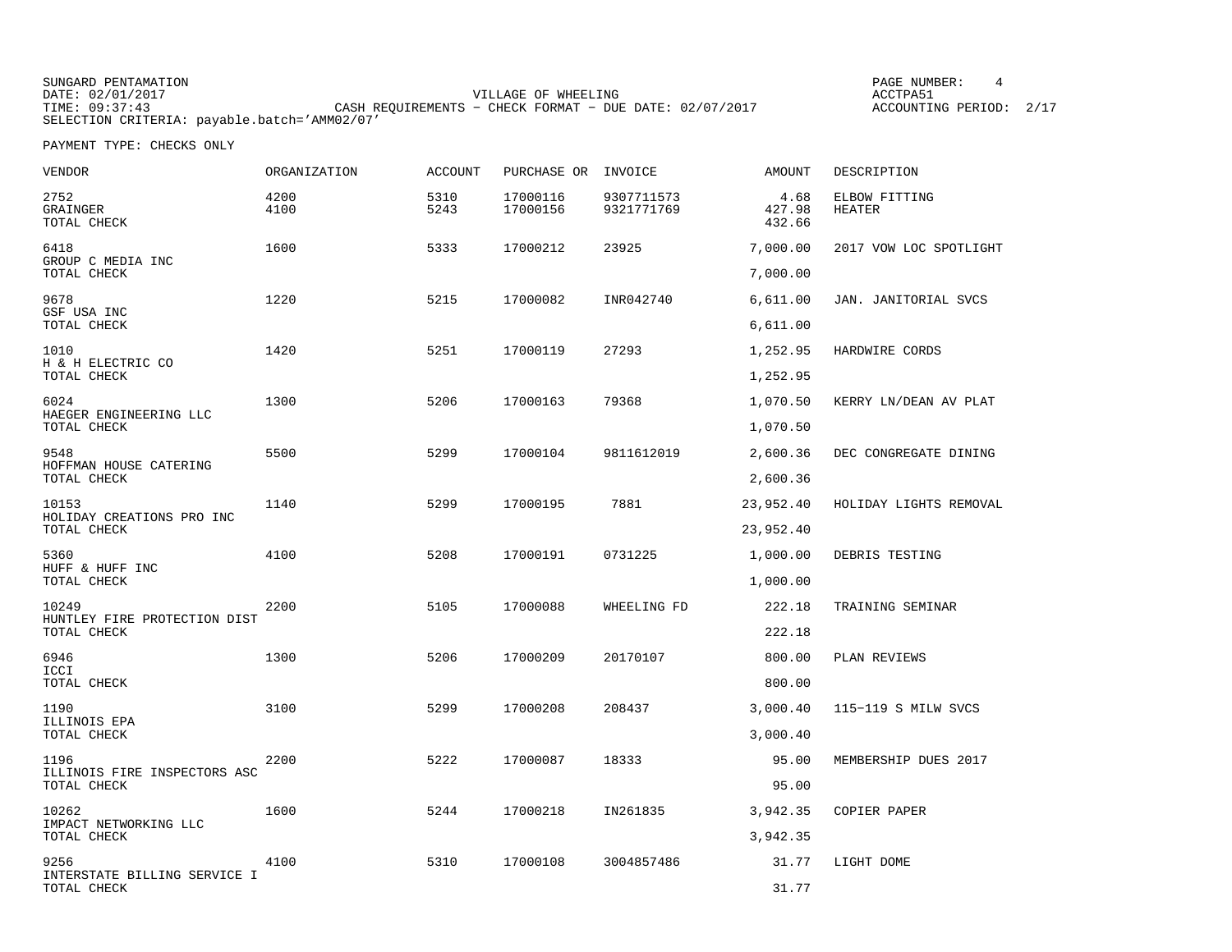SUNGARD PENTAMATION
DATE: 02/01/2017
TIME: 09:37:43
SELECTION CRITERIA: payable.batch='AMM02/07'

VILLAGE OF WHEELING
CASH REQUIREMENTS - CHECK FORMAT - DUE DATE: 02/07/2017

PAGE NUMBER: 4
ACCTPA51
ACCOUNTING PERIOD: 2/17

PAYMENT TYPE: CHECKS ONLY

| VENDOR | ORGANIZATION | ACCOUNT | PURCHASE OR | INVOICE | AMOUNT | DESCRIPTION |
|---|---|---|---|---|---|---|
| 2752 | 4200 | 5310 | 17000116 | 9307711573 | 4.68 | ELBOW FITTING |
| GRAINGER | 4100 | 5243 | 17000156 | 9321771769 | 427.98 | HEATER |
| TOTAL CHECK | | | | | 432.66 | |
| 6418 | 1600 | 5333 | 17000212 | 23925 | 7,000.00 | 2017 VOW LOC SPOTLIGHT |
| GROUP C MEDIA INC | | | | | | |
| TOTAL CHECK | | | | | 7,000.00 | |
| 9678 | 1220 | 5215 | 17000082 | INR042740 | 6,611.00 | JAN. JANITORIAL SVCS |
| GSF USA INC | | | | | | |
| TOTAL CHECK | | | | | 6,611.00 | |
| 1010 | 1420 | 5251 | 17000119 | 27293 | 1,252.95 | HARDWIRE CORDS |
| H & H ELECTRIC CO | | | | | | |
| TOTAL CHECK | | | | | 1,252.95 | |
| 6024 | 1300 | 5206 | 17000163 | 79368 | 1,070.50 | KERRY LN/DEAN AV PLAT |
| HAEGER ENGINEERING LLC | | | | | | |
| TOTAL CHECK | | | | | 1,070.50 | |
| 9548 | 5500 | 5299 | 17000104 | 9811612019 | 2,600.36 | DEC CONGREGATE DINING |
| HOFFMAN HOUSE CATERING | | | | | | |
| TOTAL CHECK | | | | | 2,600.36 | |
| 10153 | 1140 | 5299 | 17000195 | 7881 | 23,952.40 | HOLIDAY LIGHTS REMOVAL |
| HOLIDAY CREATIONS PRO INC | | | | | | |
| TOTAL CHECK | | | | | 23,952.40 | |
| 5360 | 4100 | 5208 | 17000191 | 0731225 | 1,000.00 | DEBRIS TESTING |
| HUFF & HUFF INC | | | | | | |
| TOTAL CHECK | | | | | 1,000.00 | |
| 10249 | 2200 | 5105 | 17000088 | WHEELING FD | 222.18 | TRAINING SEMINAR |
| HUNTLEY FIRE PROTECTION DIST | | | | | | |
| TOTAL CHECK | | | | | 222.18 | |
| 6946 | 1300 | 5206 | 17000209 | 20170107 | 800.00 | PLAN REVIEWS |
| ICCI | | | | | | |
| TOTAL CHECK | | | | | 800.00 | |
| 1190 | 3100 | 5299 | 17000208 | 208437 | 3,000.40 | 115-119 S MILW SVCS |
| ILLINOIS EPA | | | | | | |
| TOTAL CHECK | | | | | 3,000.40 | |
| 1196 | 2200 | 5222 | 17000087 | 18333 | 95.00 | MEMBERSHIP DUES 2017 |
| ILLINOIS FIRE INSPECTORS ASC | | | | | | |
| TOTAL CHECK | | | | | 95.00 | |
| 10262 | 1600 | 5244 | 17000218 | IN261835 | 3,942.35 | COPIER PAPER |
| IMPACT NETWORKING LLC | | | | | | |
| TOTAL CHECK | | | | | 3,942.35 | |
| 9256 | 4100 | 5310 | 17000108 | 3004857486 | 31.77 | LIGHT DOME |
| INTERSTATE BILLING SERVICE I | | | | | | |
| TOTAL CHECK | | | | | 31.77 | |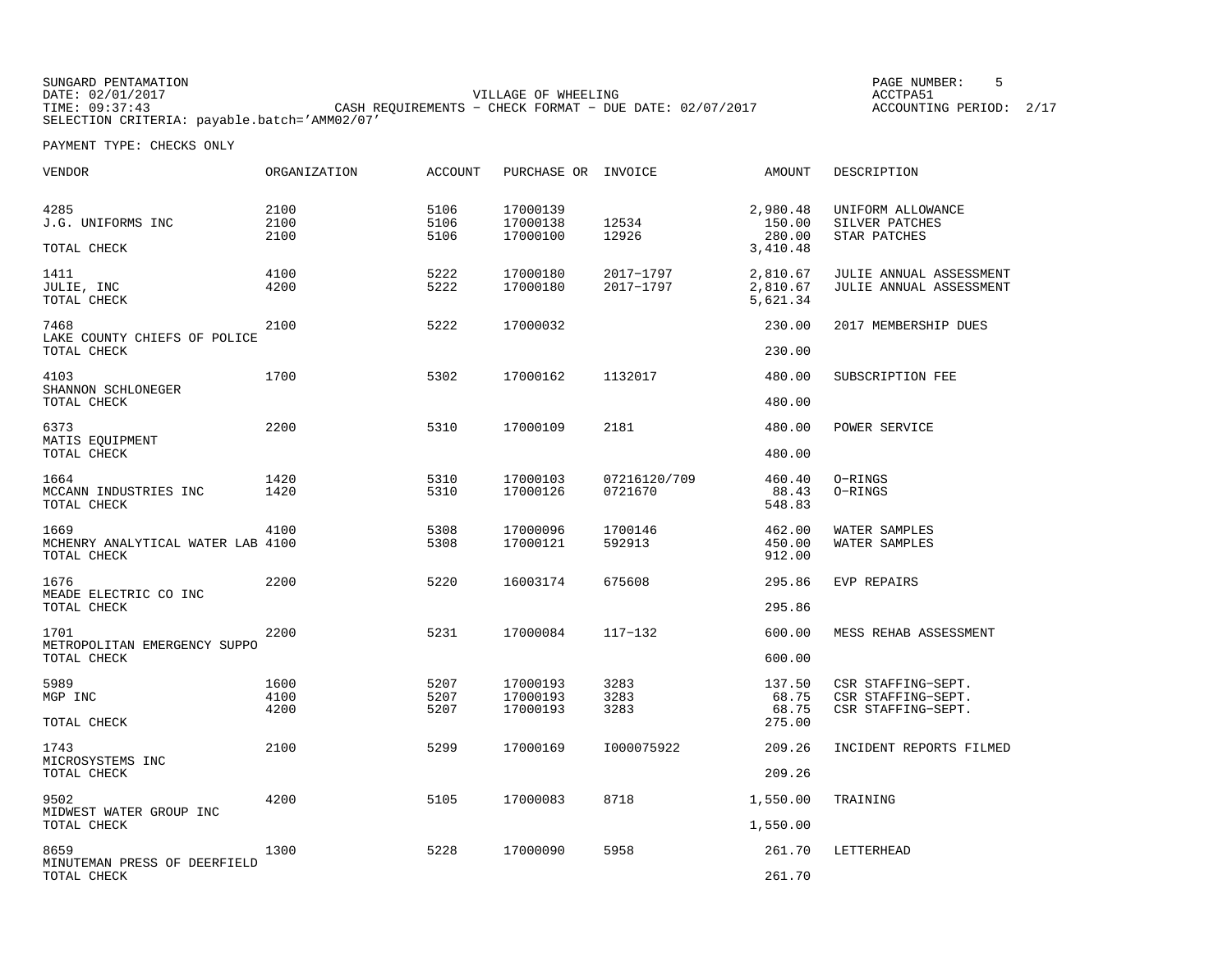SUNGARD PENTAMATION
DATE: 02/01/2017
TIME: 09:37:43
SELECTION CRITERIA: payable.batch='AMM02/07'

VILLAGE OF WHEELING
CASH REQUIREMENTS - CHECK FORMAT - DUE DATE: 02/07/2017

ACCTPA51
ACCOUNTING PERIOD: 2/17

PAYMENT TYPE: CHECKS ONLY

| VENDOR | ORGANIZATION | ACCOUNT | PURCHASE OR | INVOICE | AMOUNT | DESCRIPTION |
|---|---|---|---|---|---|---|
| 4285 | 2100 | 5106 | 17000139 | | 2,980.48 | UNIFORM ALLOWANCE |
| J.G. UNIFORMS INC | 2100 | 5106 | 17000138 | 12534 | 150.00 | SILVER PATCHES |
| | 2100 | 5106 | 17000100 | 12926 | 280.00 | STAR PATCHES |
| TOTAL CHECK | | | | | 3,410.48 | |
| 1411 | 4100 | 5222 | 17000180 | 2017-1797 | 2,810.67 | JULIE ANNUAL ASSESSMENT |
| JULIE, INC | 4200 | 5222 | 17000180 | 2017-1797 | 2,810.67 | JULIE ANNUAL ASSESSMENT |
| TOTAL CHECK | | | | | 5,621.34 | |
| 7468 | 2100 | 5222 | 17000032 | | 230.00 | 2017 MEMBERSHIP DUES |
| LAKE COUNTY CHIEFS OF POLICE | | | | | | |
| TOTAL CHECK | | | | | 230.00 | |
| 4103 | 1700 | 5302 | 17000162 | 1132017 | 480.00 | SUBSCRIPTION FEE |
| SHANNON SCHLONEGER | | | | | | |
| TOTAL CHECK | | | | | 480.00 | |
| 6373 | 2200 | 5310 | 17000109 | 2181 | 480.00 | POWER SERVICE |
| MATIS EQUIPMENT | | | | | | |
| TOTAL CHECK | | | | | 480.00 | |
| 1664 | 1420 | 5310 | 17000103 | 07216120/709 | 460.40 | O-RINGS |
| MCCANN INDUSTRIES INC | 1420 | 5310 | 17000126 | 0721670 | 88.43 | O-RINGS |
| TOTAL CHECK | | | | | 548.83 | |
| 1669 | 4100 | 5308 | 17000096 | 1700146 | 462.00 | WATER SAMPLES |
| MCHENRY ANALYTICAL WATER LAB | 4100 | 5308 | 17000121 | 592913 | 450.00 | WATER SAMPLES |
| TOTAL CHECK | | | | | 912.00 | |
| 1676 | 2200 | 5220 | 16003174 | 675608 | 295.86 | EVP REPAIRS |
| MEADE ELECTRIC CO INC | | | | | | |
| TOTAL CHECK | | | | | 295.86 | |
| 1701 | 2200 | 5231 | 17000084 | 117-132 | 600.00 | MESS REHAB ASSESSMENT |
| METROPOLITAN EMERGENCY SUPPO | | | | | | |
| TOTAL CHECK | | | | | 600.00 | |
| 5989 | 1600 | 5207 | 17000193 | 3283 | 137.50 | CSR STAFFING-SEPT. |
| MGP INC | 4100 | 5207 | 17000193 | 3283 | 68.75 | CSR STAFFING-SEPT. |
| | 4200 | 5207 | 17000193 | 3283 | 68.75 | CSR STAFFING-SEPT. |
| TOTAL CHECK | | | | | 275.00 | |
| 1743 | 2100 | 5299 | 17000169 | I000075922 | 209.26 | INCIDENT REPORTS FILMED |
| MICROSYSTEMS INC | | | | | | |
| TOTAL CHECK | | | | | 209.26 | |
| 9502 | 4200 | 5105 | 17000083 | 8718 | 1,550.00 | TRAINING |
| MIDWEST WATER GROUP INC | | | | | | |
| TOTAL CHECK | | | | | 1,550.00 | |
| 8659 | 1300 | 5228 | 17000090 | 5958 | 261.70 | LETTERHEAD |
| MINUTEMAN PRESS OF DEERFIELD | | | | | | |
| TOTAL CHECK | | | | | 261.70 | |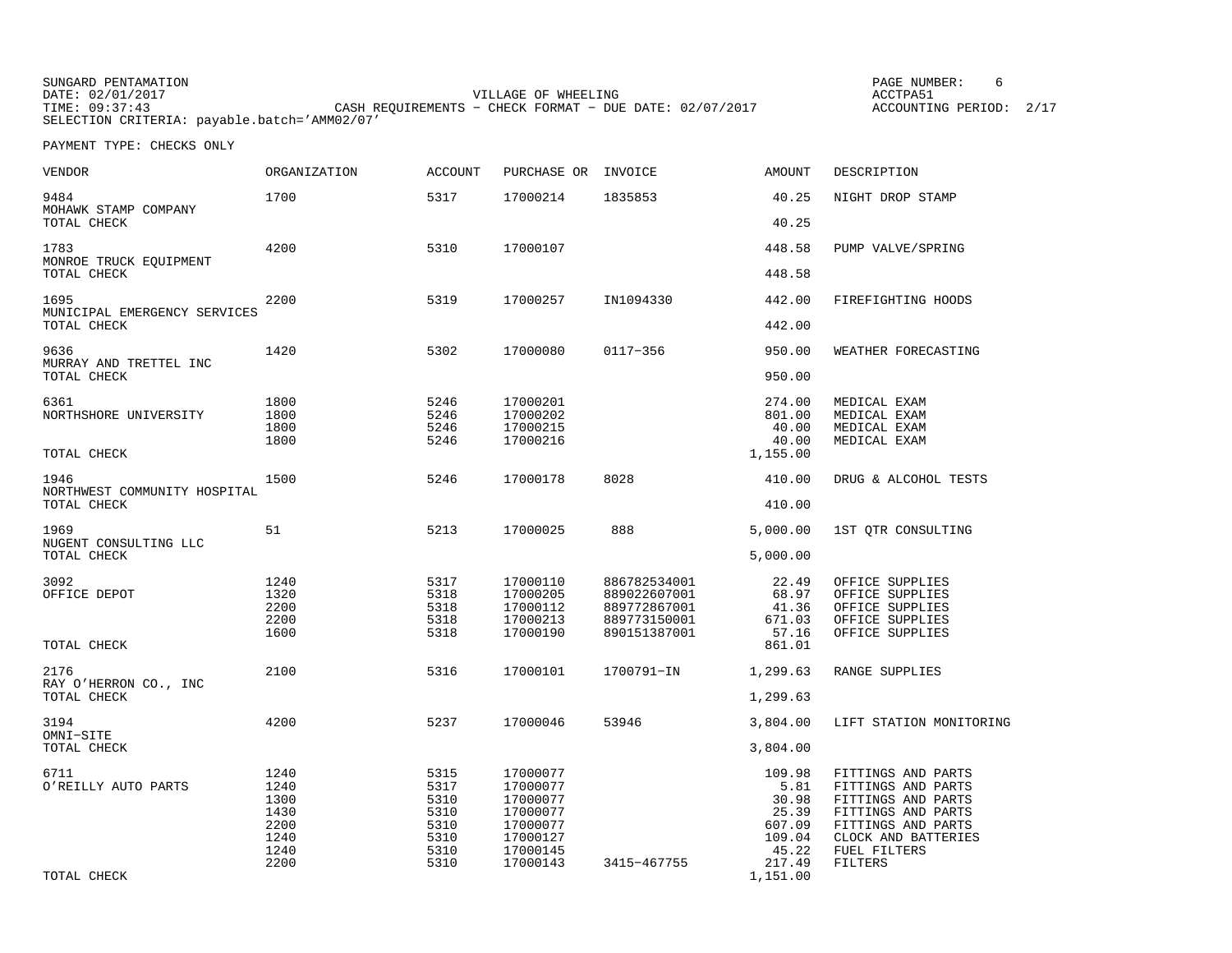SUNGARD PENTAMATION
DATE: 02/01/2017
TIME: 09:37:43
SELECTION CRITERIA: payable.batch='AMM02/07'

VILLAGE OF WHEELING
CASH REQUIREMENTS - CHECK FORMAT - DUE DATE: 02/07/2017

ACCTPA51
ACCOUNTING PERIOD: 2/17

PAYMENT TYPE: CHECKS ONLY

| VENDOR | ORGANIZATION | ACCOUNT | PURCHASE OR | INVOICE | AMOUNT | DESCRIPTION |
|---|---|---|---|---|---|---|
| 9484 MOHAWK STAMP COMPANY | 1700 | 5317 | 17000214 | 1835853 | 40.25 | NIGHT DROP STAMP |
| TOTAL CHECK | | | | | 40.25 | |
| 1783 MONROE TRUCK EQUIPMENT | 4200 | 5310 | 17000107 | | 448.58 | PUMP VALVE/SPRING |
| TOTAL CHECK | | | | | 448.58 | |
| 1695 MUNICIPAL EMERGENCY SERVICES | 2200 | 5319 | 17000257 | IN1094330 | 442.00 | FIREFIGHTING HOODS |
| TOTAL CHECK | | | | | 442.00 | |
| 9636 MURRAY AND TRETTEL INC | 1420 | 5302 | 17000080 | 0117-356 | 950.00 | WEATHER FORECASTING |
| TOTAL CHECK | | | | | 950.00 | |
| 6361 NORTHSHORE UNIVERSITY | 1800 | 5246 | 17000201 | | 274.00 | MEDICAL EXAM |
| | 1800 | 5246 | 17000202 | | 801.00 | MEDICAL EXAM |
| | 1800 | 5246 | 17000215 | | 40.00 | MEDICAL EXAM |
| | 1800 | 5246 | 17000216 | | 40.00 | MEDICAL EXAM |
| TOTAL CHECK | | | | | 1,155.00 | |
| 1946 NORTHWEST COMMUNITY HOSPITAL | 1500 | 5246 | 17000178 | 8028 | 410.00 | DRUG & ALCOHOL TESTS |
| TOTAL CHECK | | | | | 410.00 | |
| 1969 NUGENT CONSULTING LLC | 51 | 5213 | 17000025 | 888 | 5,000.00 | 1ST QTR CONSULTING |
| TOTAL CHECK | | | | | 5,000.00 | |
| 3092 OFFICE DEPOT | 1240 | 5317 | 17000110 | 886782534001 | 22.49 | OFFICE SUPPLIES |
| | 1320 | 5318 | 17000205 | 889022607001 | 68.97 | OFFICE SUPPLIES |
| | 2200 | 5318 | 17000112 | 889772867001 | 41.36 | OFFICE SUPPLIES |
| | 2200 | 5318 | 17000213 | 889773150001 | 671.03 | OFFICE SUPPLIES |
| | 1600 | 5318 | 17000190 | 890151387001 | 57.16 | OFFICE SUPPLIES |
| TOTAL CHECK | | | | | 861.01 | |
| 2176 RAY O'HERRON CO., INC | 2100 | 5316 | 17000101 | 1700791-IN | 1,299.63 | RANGE SUPPLIES |
| TOTAL CHECK | | | | | 1,299.63 | |
| 3194 OMNI-SITE | 4200 | 5237 | 17000046 | 53946 | 3,804.00 | LIFT STATION MONITORING |
| TOTAL CHECK | | | | | 3,804.00 | |
| 6711 O'REILLY AUTO PARTS | 1240 | 5315 | 17000077 | | 109.98 | FITTINGS AND PARTS |
| | 1240 | 5317 | 17000077 | | 5.81 | FITTINGS AND PARTS |
| | 1300 | 5310 | 17000077 | | 30.98 | FITTINGS AND PARTS |
| | 1430 | 5310 | 17000077 | | 25.39 | FITTINGS AND PARTS |
| | 2200 | 5310 | 17000077 | | 607.09 | FITTINGS AND PARTS |
| | 1240 | 5310 | 17000127 | | 109.04 | CLOCK AND BATTERIES |
| | 1240 | 5310 | 17000145 | | 45.22 | FUEL FILTERS |
| | 2200 | 5310 | 17000143 | 3415-467755 | 217.49 | FILTERS |
| TOTAL CHECK | | | | | 1,151.00 | |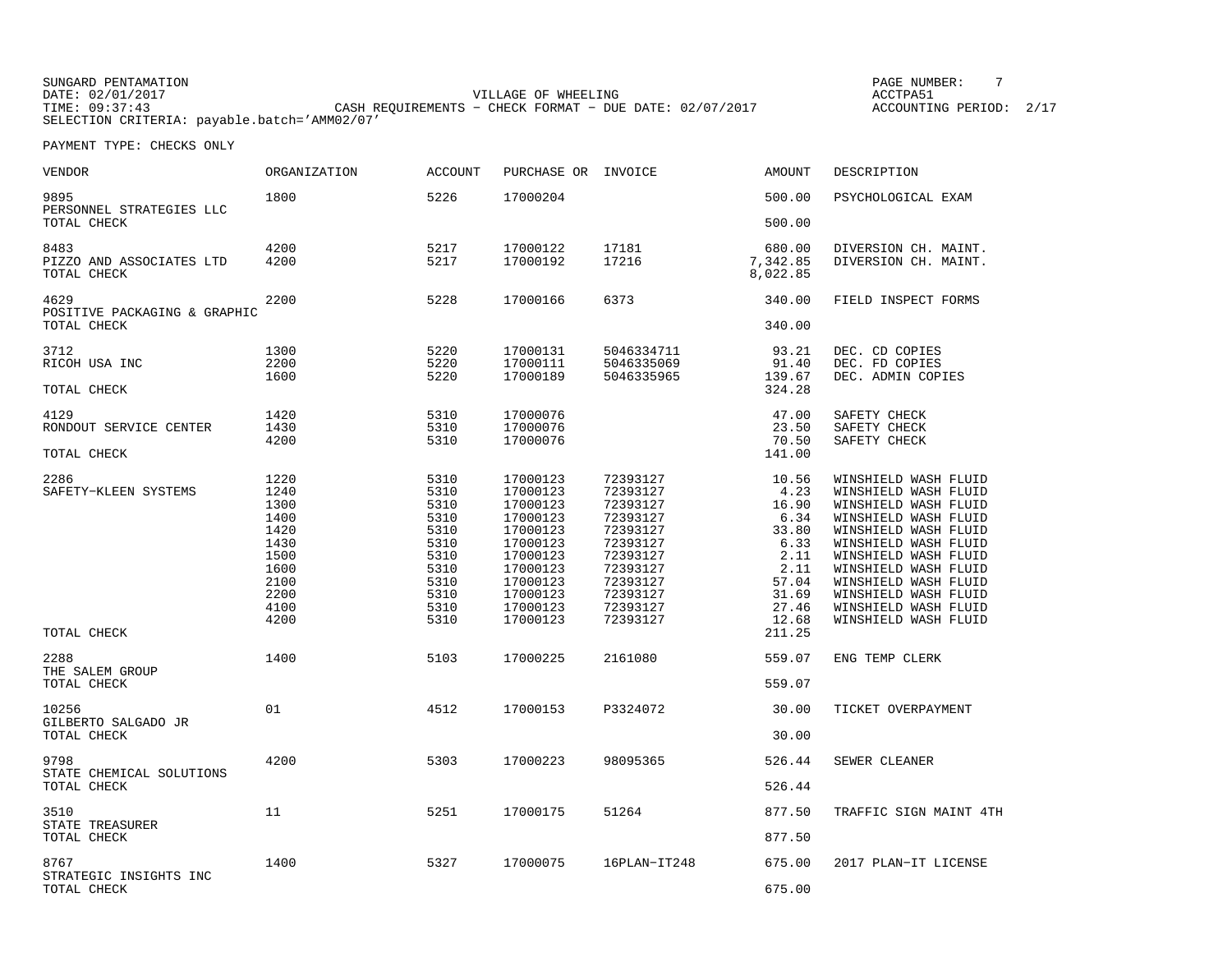SUNGARD PENTAMATION
DATE: 02/01/2017
TIME: 09:37:43
SELECTION CRITERIA: payable.batch='AMM02/07'

VILLAGE OF WHEELING
CASH REQUIREMENTS - CHECK FORMAT - DUE DATE: 02/07/2017

ACCTPA51
ACCOUNTING PERIOD: 2/17

PAYMENT TYPE: CHECKS ONLY

| VENDOR | ORGANIZATION | ACCOUNT | PURCHASE OR | INVOICE | AMOUNT | DESCRIPTION |
|---|---|---|---|---|---|---|
| 9895 | 1800 | 5226 | 17000204 | | 500.00 | PSYCHOLOGICAL EXAM |
| PERSONNEL STRATEGIES LLC | | | | | | |
| TOTAL CHECK | | | | | 500.00 | |
| 8483 | 4200 | 5217 | 17000122 | 17181 | 680.00 | DIVERSION CH. MAINT. |
| PIZZO AND ASSOCIATES LTD | 4200 | 5217 | 17000192 | 17216 | 7,342.85 | DIVERSION CH. MAINT. |
| TOTAL CHECK | | | | | 8,022.85 | |
| 4629 | 2200 | 5228 | 17000166 | 6373 | 340.00 | FIELD INSPECT FORMS |
| POSITIVE PACKAGING & GRAPHIC | | | | | | |
| TOTAL CHECK | | | | | 340.00 | |
| 3712 | 1300 | 5220 | 17000131 | 5046334711 | 93.21 | DEC. CD COPIES |
| RICOH USA INC | 2200 | 5220 | 17000111 | 5046335069 | 91.40 | DEC. FD COPIES |
| | 1600 | 5220 | 17000189 | 5046335965 | 139.67 | DEC. ADMIN COPIES |
| TOTAL CHECK | | | | | 324.28 | |
| 4129 | 1420 | 5310 | 17000076 | | 47.00 | SAFETY CHECK |
| RONDOUT SERVICE CENTER | 1430 | 5310 | 17000076 | | 23.50 | SAFETY CHECK |
| | 4200 | 5310 | 17000076 | | 70.50 | SAFETY CHECK |
| TOTAL CHECK | | | | | 141.00 | |
| 2286 | 1220 | 5310 | 17000123 | 72393127 | 10.56 | WINSHIELD WASH FLUID |
| SAFETY-KLEEN SYSTEMS | 1240 | 5310 | 17000123 | 72393127 | 4.23 | WINSHIELD WASH FLUID |
| | 1300 | 5310 | 17000123 | 72393127 | 16.90 | WINSHIELD WASH FLUID |
| | 1400 | 5310 | 17000123 | 72393127 | 6.34 | WINSHIELD WASH FLUID |
| | 1420 | 5310 | 17000123 | 72393127 | 33.80 | WINSHIELD WASH FLUID |
| | 1430 | 5310 | 17000123 | 72393127 | 6.33 | WINSHIELD WASH FLUID |
| | 1500 | 5310 | 17000123 | 72393127 | 2.11 | WINSHIELD WASH FLUID |
| | 1600 | 5310 | 17000123 | 72393127 | 2.11 | WINSHIELD WASH FLUID |
| | 2100 | 5310 | 17000123 | 72393127 | 57.04 | WINSHIELD WASH FLUID |
| | 2200 | 5310 | 17000123 | 72393127 | 31.69 | WINSHIELD WASH FLUID |
| | 4100 | 5310 | 17000123 | 72393127 | 27.46 | WINSHIELD WASH FLUID |
| | 4200 | 5310 | 17000123 | 72393127 | 12.68 | WINSHIELD WASH FLUID |
| TOTAL CHECK | | | | | 211.25 | |
| 2288 | 1400 | 5103 | 17000225 | 2161080 | 559.07 | ENG TEMP CLERK |
| THE SALEM GROUP | | | | | | |
| TOTAL CHECK | | | | | 559.07 | |
| 10256 | 01 | 4512 | 17000153 | P3324072 | 30.00 | TICKET OVERPAYMENT |
| GILBERTO SALGADO JR | | | | | | |
| TOTAL CHECK | | | | | 30.00 | |
| 9798 | 4200 | 5303 | 17000223 | 98095365 | 526.44 | SEWER CLEANER |
| STATE CHEMICAL SOLUTIONS | | | | | | |
| TOTAL CHECK | | | | | 526.44 | |
| 3510 | 11 | 5251 | 17000175 | 51264 | 877.50 | TRAFFIC SIGN MAINT 4TH |
| STATE TREASURER | | | | | | |
| TOTAL CHECK | | | | | 877.50 | |
| 8767 | 1400 | 5327 | 17000075 | 16PLAN-IT248 | 675.00 | 2017 PLAN-IT LICENSE |
| STRATEGIC INSIGHTS INC | | | | | | |
| TOTAL CHECK | | | | | 675.00 | |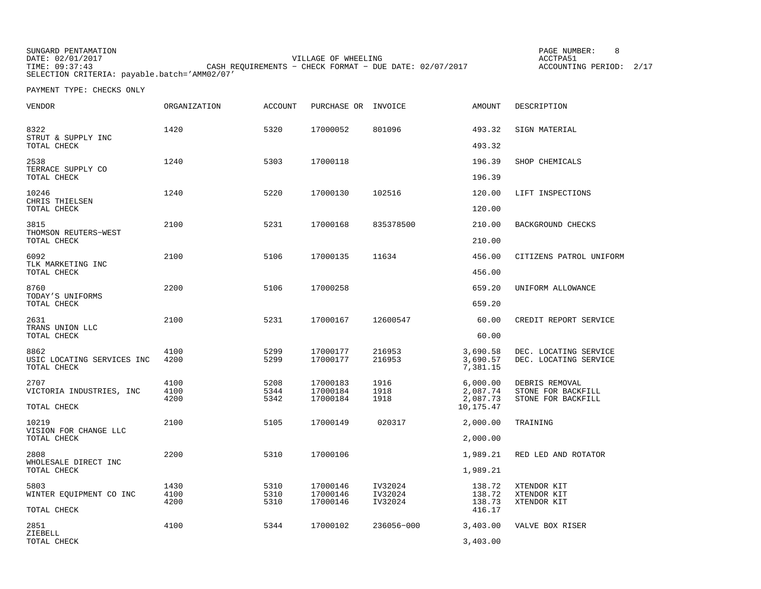SUNGARD PENTAMATION
DATE: 02/01/2017
TIME: 09:37:43
SELECTION CRITERIA: payable.batch='AMM02/07'

VILLAGE OF WHEELING
CASH REQUIREMENTS - CHECK FORMAT - DUE DATE: 02/07/2017

PAGE NUMBER: 8
ACCTPA51
ACCOUNTING PERIOD: 2/17

PAYMENT TYPE: CHECKS ONLY

| VENDOR | ORGANIZATION | ACCOUNT | PURCHASE OR | INVOICE | AMOUNT | DESCRIPTION |
|---|---|---|---|---|---|---|
| 8322 | 1420 | 5320 | 17000052 | 801096 | 493.32 | SIGN MATERIAL |
| STRUT & SUPPLY INC | | | | | | |
| TOTAL CHECK | | | | | 493.32 | |
| 2538 | 1240 | 5303 | 17000118 | | 196.39 | SHOP CHEMICALS |
| TERRACE SUPPLY CO | | | | | | |
| TOTAL CHECK | | | | | 196.39 | |
| 10246 | 1240 | 5220 | 17000130 | 102516 | 120.00 | LIFT INSPECTIONS |
| CHRIS THIELSEN | | | | | | |
| TOTAL CHECK | | | | | 120.00 | |
| 3815 | 2100 | 5231 | 17000168 | 835378500 | 210.00 | BACKGROUND CHECKS |
| THOMSON REUTERS-WEST | | | | | | |
| TOTAL CHECK | | | | | 210.00 | |
| 6092 | 2100 | 5106 | 17000135 | 11634 | 456.00 | CITIZENS PATROL UNIFORM |
| TLK MARKETING INC | | | | | | |
| TOTAL CHECK | | | | | 456.00 | |
| 8760 | 2200 | 5106 | 17000258 | | 659.20 | UNIFORM ALLOWANCE |
| TODAY'S UNIFORMS | | | | | | |
| TOTAL CHECK | | | | | 659.20 | |
| 2631 | 2100 | 5231 | 17000167 | 12600547 | 60.00 | CREDIT REPORT SERVICE |
| TRANS UNION LLC | | | | | | |
| TOTAL CHECK | | | | | 60.00 | |
| 8862 | 4100 | 5299 | 17000177 | 216953 | 3,690.58 | DEC. LOCATING SERVICE |
| USIC LOCATING SERVICES INC | 4200 | 5299 | 17000177 | 216953 | 3,690.57 | DEC. LOCATING SERVICE |
| TOTAL CHECK | | | | | 7,381.15 | |
| 2707 | 4100 | 5208 | 17000183 | 1916 | 6,000.00 | DEBRIS REMOVAL |
| VICTORIA INDUSTRIES, INC | 4100 | 5344 | 17000184 | 1918 | 2,087.74 | STONE FOR BACKFILL |
| | 4200 | 5342 | 17000184 | 1918 | 2,087.73 | STONE FOR BACKFILL |
| TOTAL CHECK | | | | | 10,175.47 | |
| 10219 | 2100 | 5105 | 17000149 | 020317 | 2,000.00 | TRAINING |
| VISION FOR CHANGE LLC | | | | | | |
| TOTAL CHECK | | | | | 2,000.00 | |
| 2808 | 2200 | 5310 | 17000106 | | 1,989.21 | RED LED AND ROTATOR |
| WHOLESALE DIRECT INC | | | | | | |
| TOTAL CHECK | | | | | 1,989.21 | |
| 5803 | 1430 | 5310 | 17000146 | IV32024 | 138.72 | XTENDOR KIT |
| WINTER EQUIPMENT CO INC | 4100 | 5310 | 17000146 | IV32024 | 138.72 | XTENDOR KIT |
| | 4200 | 5310 | 17000146 | IV32024 | 138.73 | XTENDOR KIT |
| TOTAL CHECK | | | | | 416.17 | |
| 2851 | 4100 | 5344 | 17000102 | 236056-000 | 3,403.00 | VALVE BOX RISER |
| ZIEBELL | | | | | | |
| TOTAL CHECK | | | | | 3,403.00 | |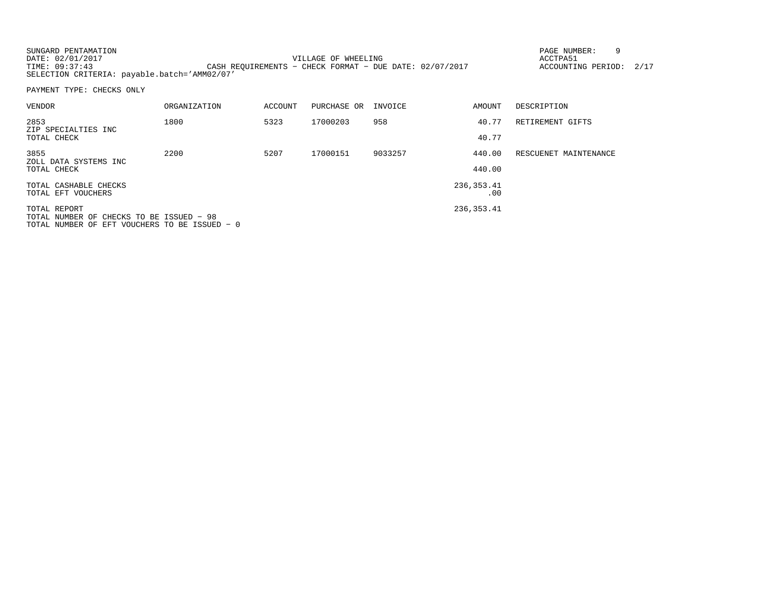SUNGARD PENTAMATION
DATE: 02/01/2017
TIME: 09:37:43
SELECTION CRITERIA: payable.batch='AMM02/07'

VILLAGE OF WHEELING
CASH REQUIREMENTS - CHECK FORMAT - DUE DATE: 02/07/2017

PAGE NUMBER: 9
ACCTPA51
ACCOUNTING PERIOD: 2/17

PAYMENT TYPE: CHECKS ONLY

| VENDOR | ORGANIZATION | ACCOUNT | PURCHASE OR | INVOICE | AMOUNT | DESCRIPTION |
|---|---|---|---|---|---|---|
| 2853<br>ZIP SPECIALTIES INC | 1800 | 5323 | 17000203 | 958 | 40.77 | RETIREMENT GIFTS |
| TOTAL CHECK | | | | | 40.77 | |
| 3855<br>ZOLL DATA SYSTEMS INC | 2200 | 5207 | 17000151 | 9033257 | 440.00 | RESCUENET MAINTENANCE |
| TOTAL CHECK | | | | | 440.00 | |
| TOTAL CASHABLE CHECKS | | | | | 236,353.41 | |
| TOTAL EFT VOUCHERS | | | | | .00 | |
| TOTAL REPORT | | | | | 236,353.41 | |

TOTAL NUMBER OF CHECKS TO BE ISSUED - 98
TOTAL NUMBER OF EFT VOUCHERS TO BE ISSUED - 0